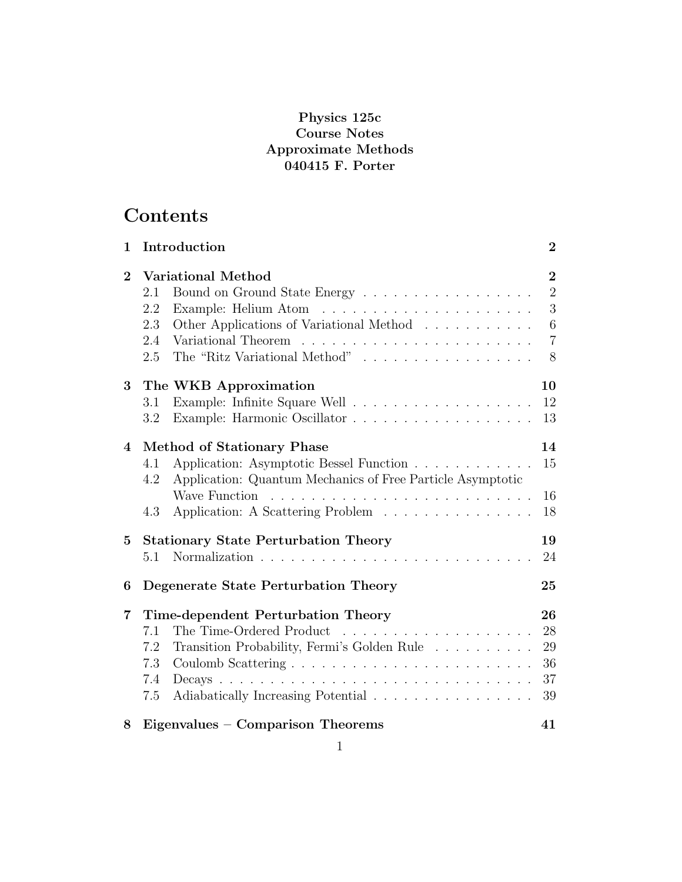**Physics 125c**
**Course Notes**
**Approximate Methods**
**040415 F. Porter**

# Contents

| | | |
|---|---|---|
| **1** | **Introduction** | **2** |
| **2** | **Variational Method** | **2** |
| 2.1 | Bound on Ground State Energy | 2 |
| 2.2 | Example: Helium Atom | 3 |
| 2.3 | Other Applications of Variational Method | 6 |
| 2.4 | Variational Theorem | 7 |
| 2.5 | The "Ritz Variational Method" | 8 |
| **3** | **The WKB Approximation** | **10** |
| 3.1 | Example: Infinite Square Well | 12 |
| 3.2 | Example: Harmonic Oscillator | 13 |
| **4** | **Method of Stationary Phase** | **14** |
| 4.1 | Application: Asymptotic Bessel Function | 15 |
| 4.2 | Application: Quantum Mechanics of Free Particle Asymptotic Wave Function | 16 |
| 4.3 | Application: A Scattering Problem | 18 |
| **5** | **Stationary State Perturbation Theory** | **19** |
| 5.1 | Normalization | 24 |
| **6** | **Degenerate State Perturbation Theory** | **25** |
| **7** | **Time-dependent Perturbation Theory** | **26** |
| 7.1 | The Time-Ordered Product | 28 |
| 7.2 | Transition Probability, Fermi's Golden Rule | 29 |
| 7.3 | Coulomb Scattering | 36 |
| 7.4 | Decays | 37 |
| 7.5 | Adiabatically Increasing Potential | 39 |
| **8** | **Eigenvalues – Comparison Theorems** | **41** |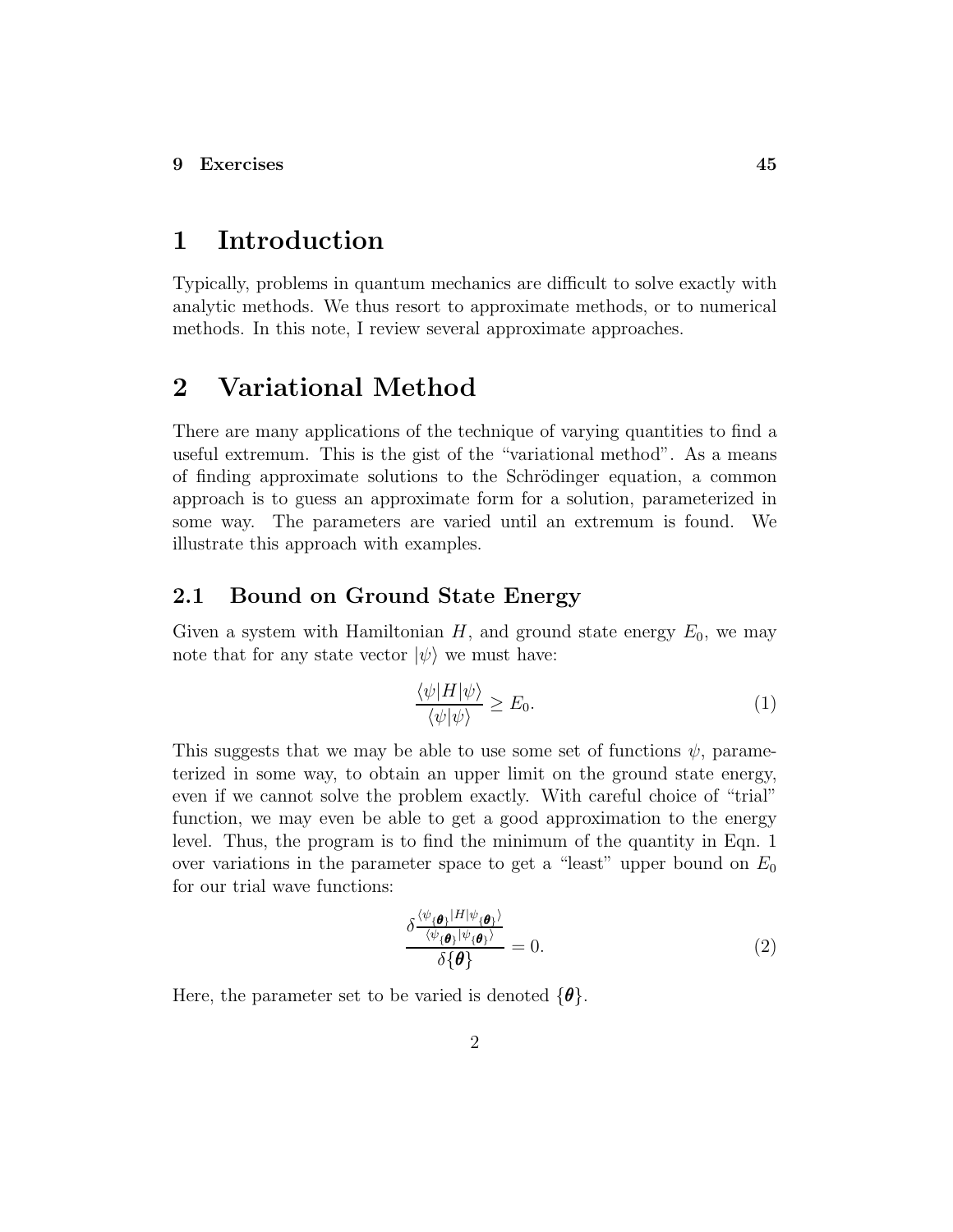9 Exercises 45

# 1 Introduction

Typically, problems in quantum mechanics are difficult to solve exactly with analytic methods. We thus resort to approximate methods, or to numerical methods. In this note, I review several approximate approaches.

# 2 Variational Method

There are many applications of the technique of varying quantities to find a useful extremum. This is the gist of the "variational method". As a means of finding approximate solutions to the Schrödinger equation, a common approach is to guess an approximate form for a solution, parameterized in some way. The parameters are varied until an extremum is found. We illustrate this approach with examples.

## 2.1 Bound on Ground State Energy

Given a system with Hamiltonian $H$, and ground state energy $E_0$, we may note that for any state vector $|\psi\rangle$ we must have:

$$\frac{\langle\psi|H|\psi\rangle}{\langle\psi|\psi\rangle} \geq E_0. \tag{1}$$

This suggests that we may be able to use some set of functions $\psi$, parameterized in some way, to obtain an upper limit on the ground state energy, even if we cannot solve the problem exactly. With careful choice of "trial" function, we may even be able to get a good approximation to the energy level. Thus, the program is to find the minimum of the quantity in Eqn. 1 over variations in the parameter space to get a "least" upper bound on $E_0$ for our trial wave functions:

$$\frac{\delta \frac{\langle\psi_{\{\boldsymbol{\theta}\}}|H|\psi_{\{\boldsymbol{\theta}\}}\rangle}{\langle\psi_{\{\boldsymbol{\theta}\}}|\psi_{\{\boldsymbol{\theta}\}}\rangle}}{\delta\{\boldsymbol{\theta}\}} = 0. \tag{2}$$

Here, the parameter set to be varied is denoted $\{\boldsymbol{\theta}\}$.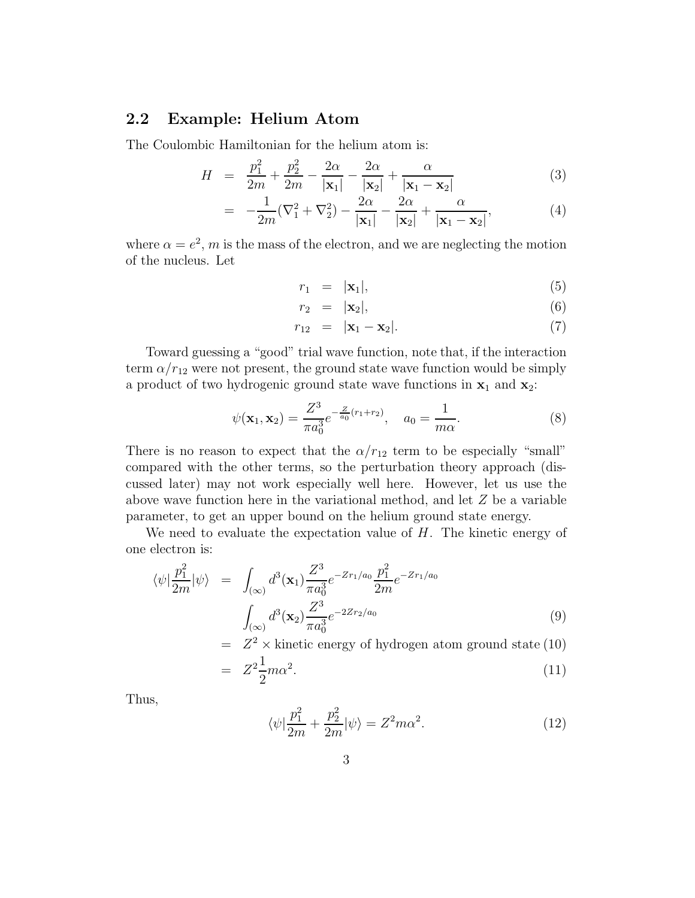## 2.2 Example: Helium Atom

The Coulombic Hamiltonian for the helium atom is:

$$
\begin{aligned}
H &= \frac{p_1^2}{2m} + \frac{p_2^2}{2m} - \frac{2\alpha}{|\mathbf{x}_1|} - \frac{2\alpha}{|\mathbf{x}_2|} + \frac{\alpha}{|\mathbf{x}_1 - \mathbf{x}_2|} && (3) \\
&= -\frac{1}{2m}(\nabla_1^2 + \nabla_2^2) - \frac{2\alpha}{|\mathbf{x}_1|} - \frac{2\alpha}{|\mathbf{x}_2|} + \frac{\alpha}{|\mathbf{x}_1 - \mathbf{x}_2|}, && (4)
\end{aligned}
$$

where $\alpha = e^2$, $m$ is the mass of the electron, and we are neglecting the motion of the nucleus. Let

$$
\begin{aligned}
r_1 &= |\mathbf{x}_1|, && (5) \\
r_2 &= |\mathbf{x}_2|, && (6) \\
r_{12} &= |\mathbf{x}_1 - \mathbf{x}_2|. && (7)
\end{aligned}
$$

Toward guessing a "good" trial wave function, note that, if the interaction term $\alpha/r_{12}$ were not present, the ground state wave function would be simply a product of two hydrogenic ground state wave functions in $\mathbf{x}_1$ and $\mathbf{x}_2$:

$$
\psi(\mathbf{x}_1, \mathbf{x}_2) = \frac{Z^3}{\pi a_0^3} e^{-\frac{Z}{a_0}(r_1 + r_2)}, \quad a_0 = \frac{1}{m\alpha}. \qquad (8)
$$

There is no reason to expect that the $\alpha/r_{12}$ term to be especially "small" compared with the other terms, so the perturbation theory approach (discussed later) may not work especially well here. However, let us use the above wave function here in the variational method, and let $Z$ be a variable parameter, to get an upper bound on the helium ground state energy.

We need to evaluate the expectation value of $H$. The kinetic energy of one electron is:

$$
\begin{aligned}
\langle\psi|\frac{p_1^2}{2m}|\psi\rangle &= \int_{(\infty)} d^3(\mathbf{x}_1) \frac{Z^3}{\pi a_0^3} e^{-Zr_1/a_0} \frac{p_1^2}{2m} e^{-Zr_1/a_0} \\
&\quad \int_{(\infty)} d^3(\mathbf{x}_2) \frac{Z^3}{\pi a_0^3} e^{-2Zr_2/a_0} && (9) \\
&= Z^2 \times \text{kinetic energy of hydrogen atom ground state} && (10) \\
&= Z^2 \frac{1}{2} m\alpha^2. && (11)
\end{aligned}
$$

Thus,

$$
\langle\psi|\frac{p_1^2}{2m} + \frac{p_2^2}{2m}|\psi\rangle = Z^2 m\alpha^2. \qquad (12)
$$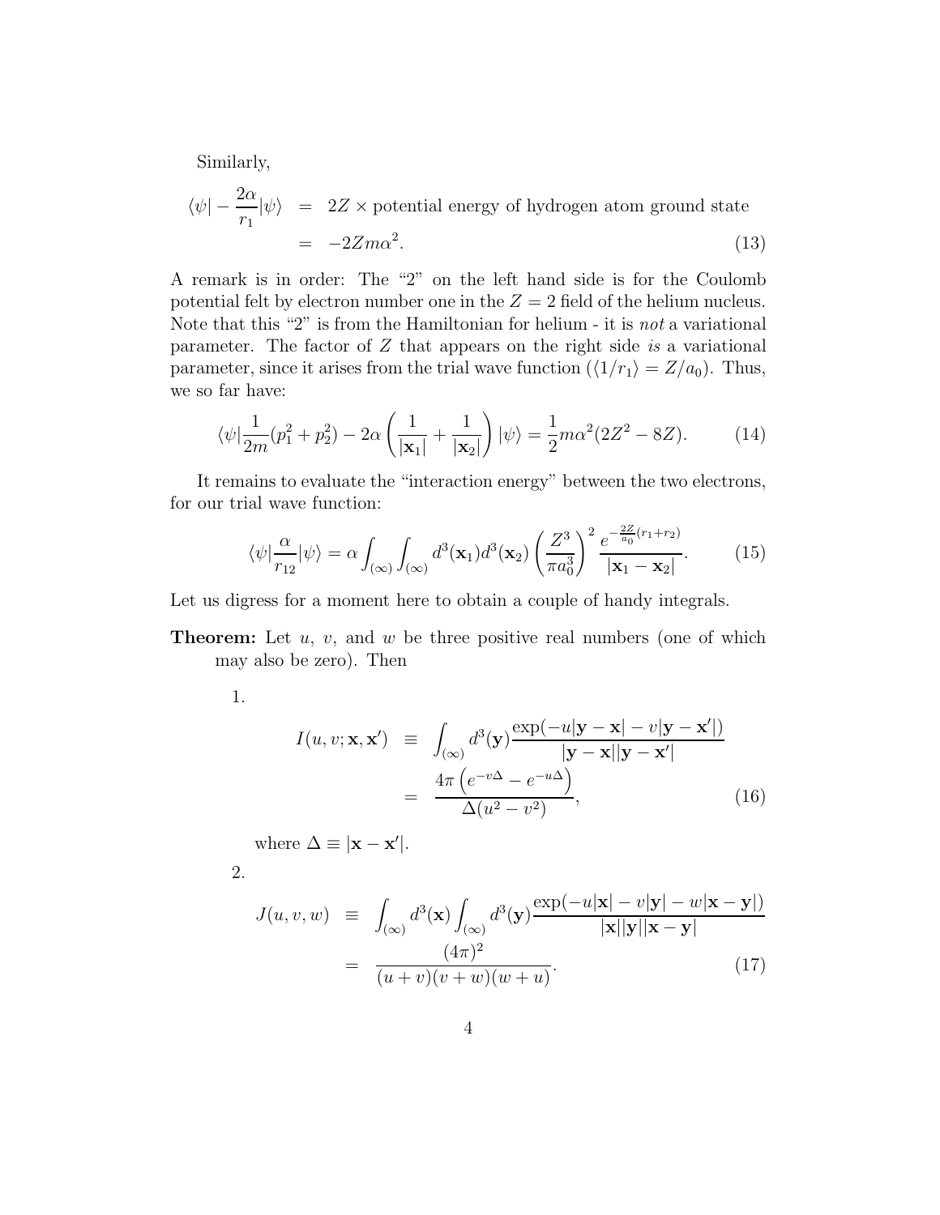Similarly,

$$\begin{aligned}
\langle\psi| - \frac{2\alpha}{r_1}|\psi\rangle &= 2Z \times \text{potential energy of hydrogen atom ground state} \\
&= -2Zm\alpha^2. \qquad (13)
\end{aligned}$$

A remark is in order: The "2" on the left hand side is for the Coulomb potential felt by electron number one in the $Z = 2$ field of the helium nucleus. Note that this "2" is from the Hamiltonian for helium - it is *not* a variational parameter. The factor of $Z$ that appears on the right side *is* a variational parameter, since it arises from the trial wave function ($\langle 1/r_1\rangle = Z/a_0$). Thus, we so far have:

$$\langle\psi|\frac{1}{2m}(p_1^2 + p_2^2) - 2\alpha\left(\frac{1}{|\mathbf{x}_1|} + \frac{1}{|\mathbf{x}_2|}\right)|\psi\rangle = \frac{1}{2}m\alpha^2(2Z^2 - 8Z). \qquad (14)$$

It remains to evaluate the "interaction energy" between the two electrons, for our trial wave function:

$$\langle\psi|\frac{\alpha}{r_{12}}|\psi\rangle = \alpha\int_{(\infty)}\int_{(\infty)} d^3(\mathbf{x}_1)d^3(\mathbf{x}_2)\left(\frac{Z^3}{\pi a_0^3}\right)^2 \frac{e^{-\frac{2Z}{a_0}(r_1+r_2)}}{|\mathbf{x}_1 - \mathbf{x}_2|}. \qquad (15)$$

Let us digress for a moment here to obtain a couple of handy integrals.

**Theorem:** Let $u$, $v$, and $w$ be three positive real numbers (one of which may also be zero). Then

1.

$$\begin{aligned}
I(u, v; \mathbf{x}, \mathbf{x}') &\equiv \int_{(\infty)} d^3(\mathbf{y})\frac{\exp(-u|\mathbf{y} - \mathbf{x}| - v|\mathbf{y} - \mathbf{x}'|)}{|\mathbf{y} - \mathbf{x}||\mathbf{y} - \mathbf{x}'|} \\
&= \frac{4\pi\left(e^{-v\Delta} - e^{-u\Delta}\right)}{\Delta(u^2 - v^2)}, \qquad (16)
\end{aligned}$$

where $\Delta \equiv |\mathbf{x} - \mathbf{x}'|$.

2.

$$\begin{aligned}
J(u, v, w) &\equiv \int_{(\infty)} d^3(\mathbf{x})\int_{(\infty)} d^3(\mathbf{y})\frac{\exp(-u|\mathbf{x}| - v|\mathbf{y}| - w|\mathbf{x} - \mathbf{y}|)}{|\mathbf{x}||\mathbf{y}||\mathbf{x} - \mathbf{y}|} \\
&= \frac{(4\pi)^2}{(u + v)(v + w)(w + u)}. \qquad (17)
\end{aligned}$$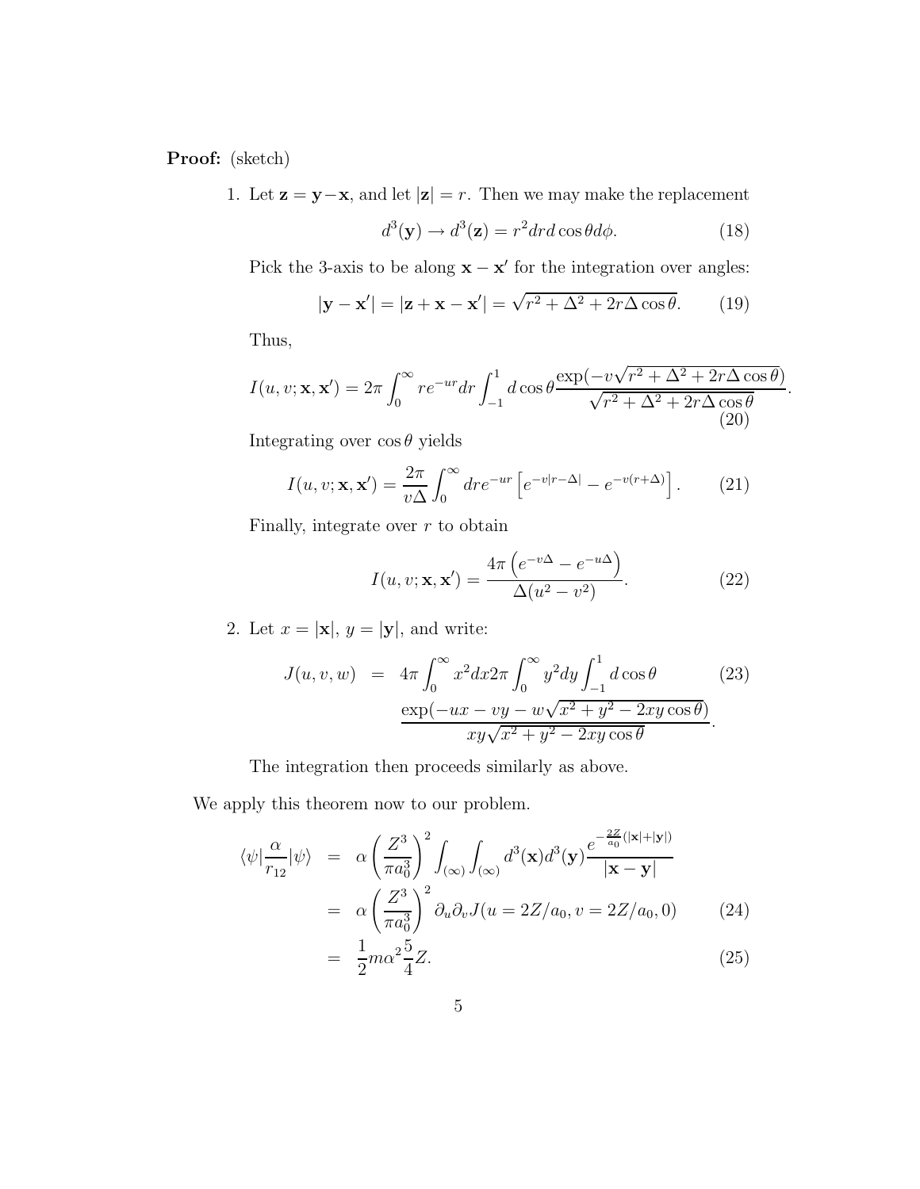**Proof:** (sketch)

1. Let $\mathbf{z} = \mathbf{y} - \mathbf{x}$, and let $|\mathbf{z}| = r$. Then we may make the replacement

$$d^3(\mathbf{y}) \to d^3(\mathbf{z}) = r^2 dr d\cos\theta d\phi. \tag{18}$$

Pick the 3-axis to be along $\mathbf{x} - \mathbf{x}'$ for the integration over angles:

$$|\mathbf{y} - \mathbf{x}'| = |\mathbf{z} + \mathbf{x} - \mathbf{x}'| = \sqrt{r^2 + \Delta^2 + 2r\Delta\cos\theta}. \tag{19}$$

Thus,

$$I(u, v; \mathbf{x}, \mathbf{x}') = 2\pi \int_0^\infty r e^{-ur} dr \int_{-1}^1 d\cos\theta \frac{\exp(-v\sqrt{r^2 + \Delta^2 + 2r\Delta\cos\theta})}{\sqrt{r^2 + \Delta^2 + 2r\Delta\cos\theta}}. \tag{20}$$

Integrating over $\cos\theta$ yields

$$I(u, v; \mathbf{x}, \mathbf{x}') = \frac{2\pi}{v\Delta} \int_0^\infty dr e^{-ur} \left[ e^{-v|r-\Delta|} - e^{-v(r+\Delta)} \right]. \tag{21}$$

Finally, integrate over $r$ to obtain

$$I(u, v; \mathbf{x}, \mathbf{x}') = \frac{4\pi \left( e^{-v\Delta} - e^{-u\Delta} \right)}{\Delta(u^2 - v^2)}. \tag{22}$$

2. Let $x = |\mathbf{x}|$, $y = |\mathbf{y}|$, and write:

$$\begin{aligned} J(u, v, w) &= 4\pi \int_0^\infty x^2 dx 2\pi \int_0^\infty y^2 dy \int_{-1}^1 d\cos\theta \\ &\quad \frac{\exp(-ux - vy - w\sqrt{x^2 + y^2 - 2xy\cos\theta})}{xy\sqrt{x^2 + y^2 - 2xy\cos\theta}}. \end{aligned} \tag{23}$$

The integration then proceeds similarly as above.

We apply this theorem now to our problem.

$$\begin{aligned} \langle\psi|\frac{\alpha}{r_{12}}|\psi\rangle &= \alpha \left( \frac{Z^3}{\pi a_0^3} \right)^2 \int_{(\infty)} \int_{(\infty)} d^3(\mathbf{x}) d^3(\mathbf{y}) \frac{e^{-\frac{2Z}{a_0}(|\mathbf{x}|+|\mathbf{y}|)}}{|\mathbf{x} - \mathbf{y}|} \\ &= \alpha \left( \frac{Z^3}{\pi a_0^3} \right)^2 \partial_u \partial_v J(u = 2Z/a_0, v = 2Z/a_0, 0) \qquad (24) \\ &= \frac{1}{2} m\alpha^2 \frac{5}{4} Z. \qquad (25) \end{aligned}$$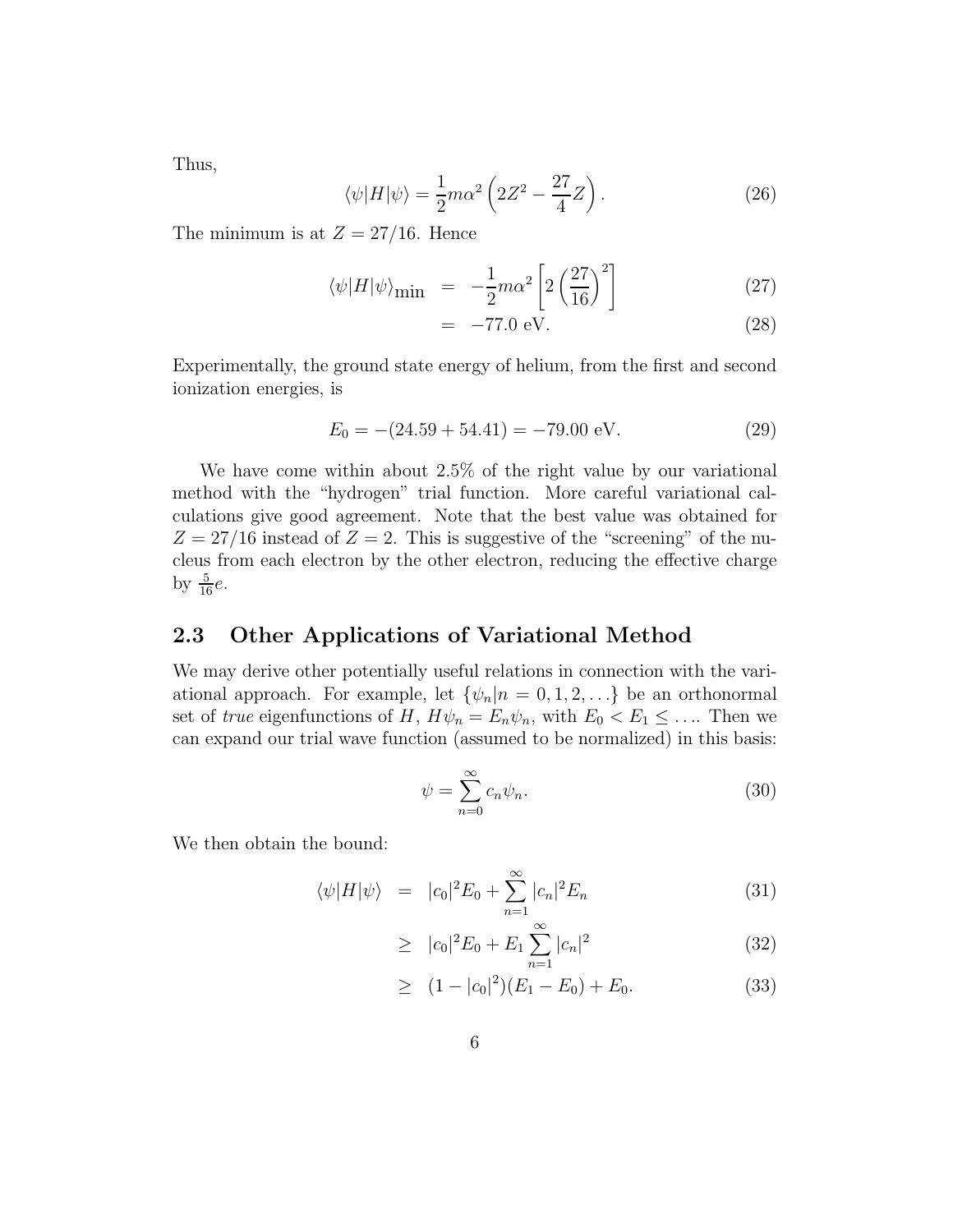Thus,

$$\langle\psi|H|\psi\rangle = \frac{1}{2}m\alpha^2\left(2Z^2 - \frac{27}{4}Z\right). \tag{26}$$

The minimum is at $Z = 27/16$. Hence

$$\begin{aligned}
\langle\psi|H|\psi\rangle_{\text{min}} &= -\frac{1}{2}m\alpha^2\left[2\left(\frac{27}{16}\right)^2\right] &(27)\\
&= -77.0 \text{ eV}. &(28)
\end{aligned}$$

Experimentally, the ground state energy of helium, from the first and second ionization energies, is

$$E_0 = -(24.59 + 54.41) = -79.00 \text{ eV}. \tag{29}$$

We have come within about 2.5% of the right value by our variational method with the "hydrogen" trial function. More careful variational calculations give good agreement. Note that the best value was obtained for $Z = 27/16$ instead of $Z = 2$. This is suggestive of the "screening" of the nucleus from each electron by the other electron, reducing the effective charge by $\frac{5}{16}e$.

## 2.3 Other Applications of Variational Method

We may derive other potentially useful relations in connection with the variational approach. For example, let $\{\psi_n | n = 0, 1, 2, \ldots\}$ be an orthonormal set of *true* eigenfunctions of $H$, $H\psi_n = E_n\psi_n$, with $E_0 < E_1 \leq \ldots$. Then we can expand our trial wave function (assumed to be normalized) in this basis:

$$\psi = \sum_{n=0}^{\infty} c_n \psi_n. \tag{30}$$

We then obtain the bound:

$$\begin{aligned}
\langle\psi|H|\psi\rangle &= |c_0|^2 E_0 + \sum_{n=1}^{\infty} |c_n|^2 E_n &(31)\\
&\geq |c_0|^2 E_0 + E_1 \sum_{n=1}^{\infty} |c_n|^2 &(32)\\
&\geq (1 - |c_0|^2)(E_1 - E_0) + E_0. &(33)
\end{aligned}$$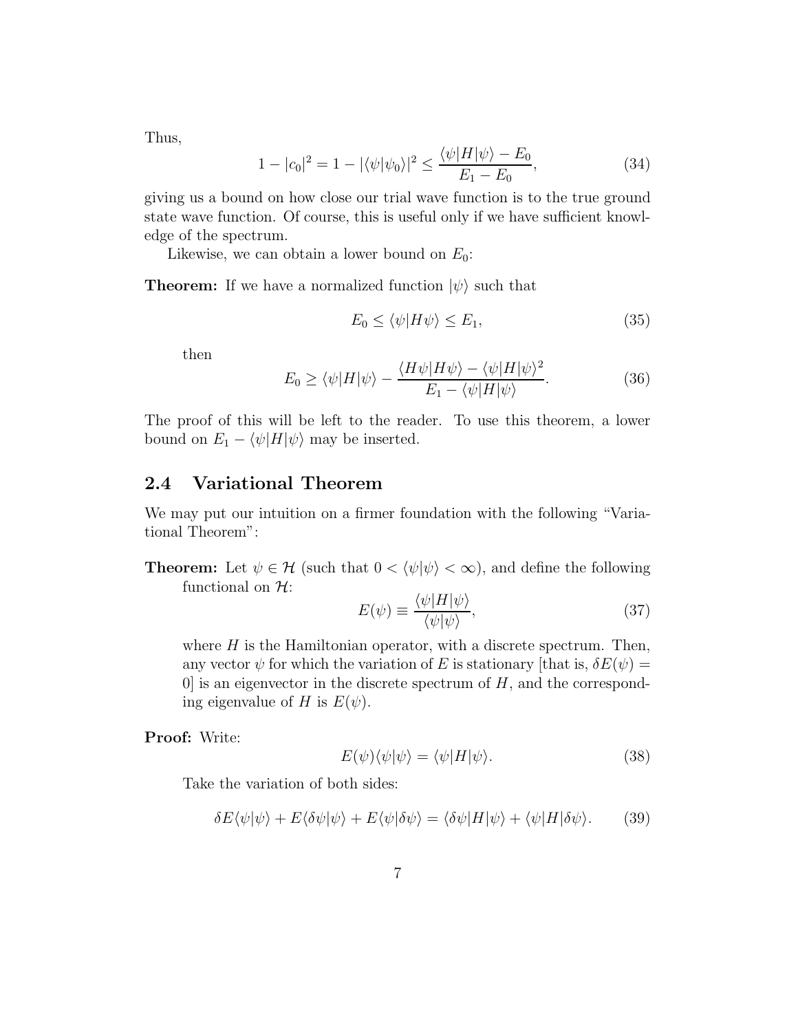Thus,

$$1 - |c_0|^2 = 1 - |\langle\psi|\psi_0\rangle|^2 \leq \frac{\langle\psi|H|\psi\rangle - E_0}{E_1 - E_0}, \tag{34}$$

giving us a bound on how close our trial wave function is to the true ground state wave function. Of course, this is useful only if we have sufficient knowledge of the spectrum.

Likewise, we can obtain a lower bound on $E_0$:

**Theorem:** If we have a normalized function $|\psi\rangle$ such that

$$E_0 \leq \langle\psi|H\psi\rangle \leq E_1, \tag{35}$$

then

$$E_0 \geq \langle\psi|H|\psi\rangle - \frac{\langle H\psi|H\psi\rangle - \langle\psi|H|\psi\rangle^2}{E_1 - \langle\psi|H|\psi\rangle}. \tag{36}$$

The proof of this will be left to the reader. To use this theorem, a lower bound on $E_1 - \langle\psi|H|\psi\rangle$ may be inserted.

## 2.4 Variational Theorem

We may put our intuition on a firmer foundation with the following "Variational Theorem":

**Theorem:** Let $\psi \in \mathcal{H}$ (such that $0 < \langle\psi|\psi\rangle < \infty$), and define the following functional on $\mathcal{H}$:

$$E(\psi) \equiv \frac{\langle\psi|H|\psi\rangle}{\langle\psi|\psi\rangle}, \tag{37}$$

where $H$ is the Hamiltonian operator, with a discrete spectrum. Then, any vector $\psi$ for which the variation of $E$ is stationary [that is, $\delta E(\psi) = 0$] is an eigenvector in the discrete spectrum of $H$, and the corresponding eigenvalue of $H$ is $E(\psi)$.

**Proof:** Write:

$$E(\psi)\langle\psi|\psi\rangle = \langle\psi|H|\psi\rangle. \tag{38}$$

Take the variation of both sides:

$$\delta E\langle\psi|\psi\rangle + E\langle\delta\psi|\psi\rangle + E\langle\psi|\delta\psi\rangle = \langle\delta\psi|H|\psi\rangle + \langle\psi|H|\delta\psi\rangle. \tag{39}$$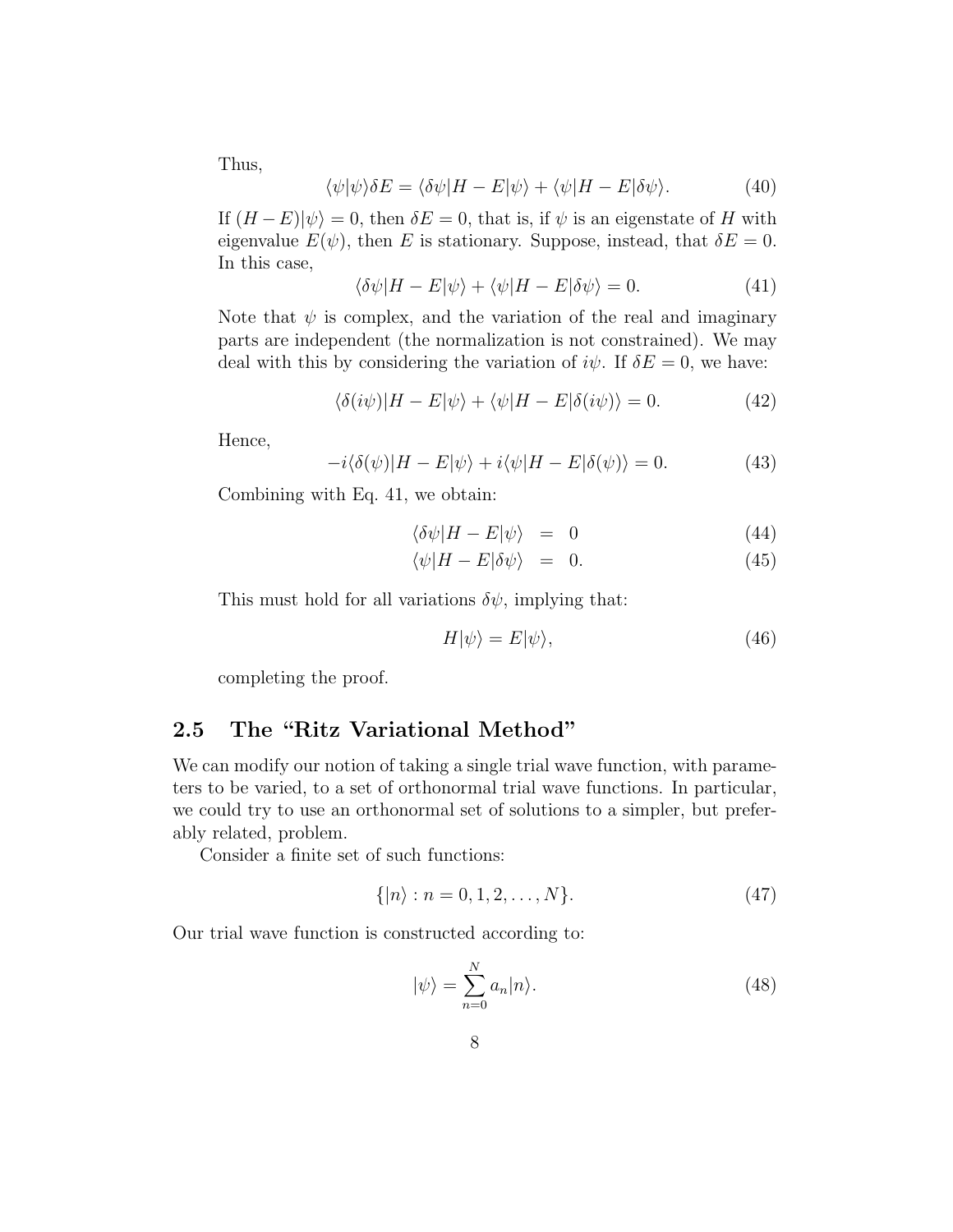Thus,

$$\langle\psi|\psi\rangle\delta E = \langle\delta\psi|H - E|\psi\rangle + \langle\psi|H - E|\delta\psi\rangle. \tag{40}$$

If $(H - E)|\psi\rangle = 0$, then $\delta E = 0$, that is, if $\psi$ is an eigenstate of $H$ with eigenvalue $E(\psi)$, then $E$ is stationary. Suppose, instead, that $\delta E = 0$. In this case,

$$\langle\delta\psi|H - E|\psi\rangle + \langle\psi|H - E|\delta\psi\rangle = 0. \tag{41}$$

Note that $\psi$ is complex, and the variation of the real and imaginary parts are independent (the normalization is not constrained). We may deal with this by considering the variation of $i\psi$. If $\delta E = 0$, we have:

$$\langle\delta(i\psi)|H - E|\psi\rangle + \langle\psi|H - E|\delta(i\psi)\rangle = 0. \tag{42}$$

Hence,

$$-i\langle\delta(\psi)|H - E|\psi\rangle + i\langle\psi|H - E|\delta(\psi)\rangle = 0. \tag{43}$$

Combining with Eq. 41, we obtain:

$$\langle\delta\psi|H - E|\psi\rangle = 0 \tag{44}$$

$$\langle\psi|H - E|\delta\psi\rangle = 0. \tag{45}$$

This must hold for all variations $\delta\psi$, implying that:

$$H|\psi\rangle = E|\psi\rangle, \tag{46}$$

completing the proof.

## 2.5 The "Ritz Variational Method"

We can modify our notion of taking a single trial wave function, with parameters to be varied, to a set of orthonormal trial wave functions. In particular, we could try to use an orthonormal set of solutions to a simpler, but preferably related, problem.

Consider a finite set of such functions:

$$\{|n\rangle : n = 0, 1, 2, \ldots, N\}. \tag{47}$$

Our trial wave function is constructed according to:

$$|\psi\rangle = \sum_{n=0}^{N} a_n|n\rangle. \tag{48}$$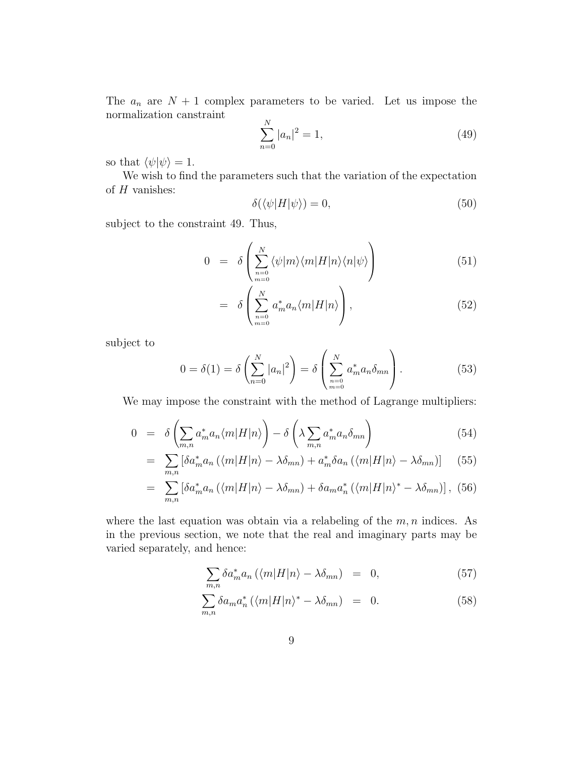The $a_n$ are $N+1$ complex parameters to be varied. Let us impose the normalization canstraint

$$\sum_{n=0}^{N} |a_n|^2 = 1, \tag{49}$$

so that $\langle\psi|\psi\rangle = 1$.

We wish to find the parameters such that the variation of the expectation of $H$ vanishes:

$$\delta(\langle\psi|H|\psi\rangle) = 0, \tag{50}$$

subject to the constraint 49. Thus,

$$\begin{aligned}
0 &= \delta\left(\sum_{\substack{n=0\\m=0}}^{N} \langle\psi|m\rangle\langle m|H|n\rangle\langle n|\psi\rangle\right) && (51)\\
&= \delta\left(\sum_{\substack{n=0\\m=0}}^{N} a_m^* a_n \langle m|H|n\rangle\right), && (52)
\end{aligned}$$

subject to

$$0 = \delta(1) = \delta\left(\sum_{n=0}^{N} |a_n|^2\right) = \delta\left(\sum_{\substack{n=0\\m=0}}^{N} a_m^* a_n \delta_{mn}\right). \tag{53}$$

We may impose the constraint with the method of Lagrange multipliers:

$$\begin{aligned}
0 &= \delta\left(\sum_{m,n} a_m^* a_n \langle m|H|n\rangle\right) - \delta\left(\lambda \sum_{m,n} a_m^* a_n \delta_{mn}\right) && (54)\\
&= \sum_{m,n} \left[\delta a_m^* a_n \left(\langle m|H|n\rangle - \lambda\delta_{mn}\right) + a_m^* \delta a_n \left(\langle m|H|n\rangle - \lambda\delta_{mn}\right)\right] && (55)\\
&= \sum_{m,n} \left[\delta a_m^* a_n \left(\langle m|H|n\rangle - \lambda\delta_{mn}\right) + \delta a_m a_n^* \left(\langle m|H|n\rangle^* - \lambda\delta_{mn}\right)\right], && (56)
\end{aligned}$$

where the last equation was obtain via a relabeling of the $m, n$ indices. As in the previous section, we note that the real and imaginary parts may be varied separately, and hence:

$$\begin{aligned}
\sum_{m,n} \delta a_m^* a_n \left(\langle m|H|n\rangle - \lambda\delta_{mn}\right) &= 0, && (57)\\
\sum_{m,n} \delta a_m a_n^* \left(\langle m|H|n\rangle^* - \lambda\delta_{mn}\right) &= 0. && (58)
\end{aligned}$$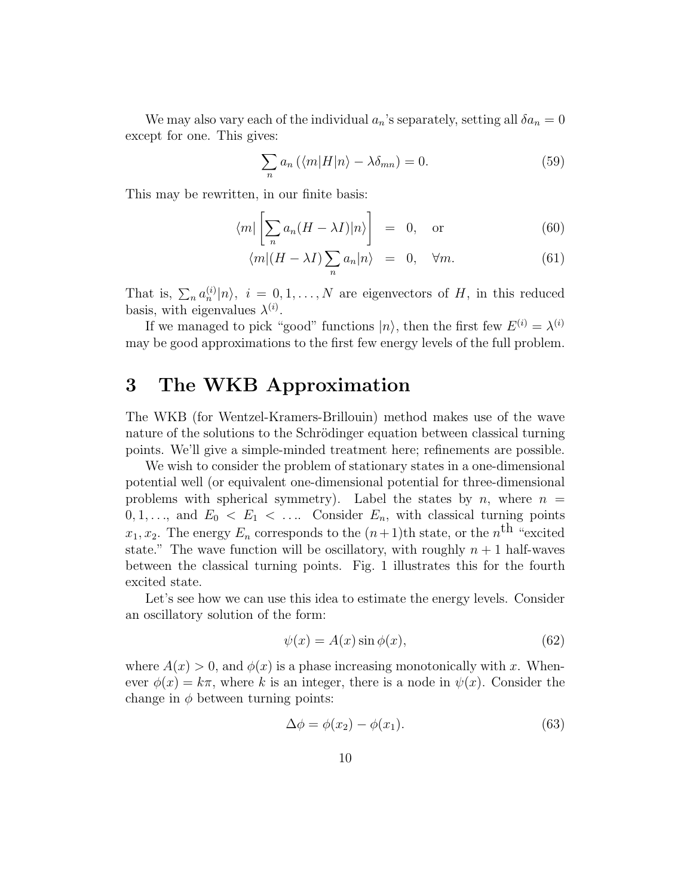We may also vary each of the individual $a_n$'s separately, setting all $\delta a_n = 0$ except for one. This gives:

$$\sum_n a_n \left(\langle m|H|n\rangle - \lambda\delta_{mn}\right) = 0. \tag{59}$$

This may be rewritten, in our finite basis:

$$\langle m| \left[\sum_n a_n(H - \lambda I)|n\rangle\right] \;=\; 0, \quad \text{or} \tag{60}$$

$$\langle m|(H - \lambda I)\sum_n a_n|n\rangle \;=\; 0, \quad \forall m. \tag{61}$$

That is, $\sum_n a_n^{(i)}|n\rangle,\ i = 0, 1, \ldots, N$ are eigenvectors of $H$, in this reduced basis, with eigenvalues $\lambda^{(i)}$.

If we managed to pick "good" functions $|n\rangle$, then the first few $E^{(i)} = \lambda^{(i)}$ may be good approximations to the first few energy levels of the full problem.

# 3 The WKB Approximation

The WKB (for Wentzel-Kramers-Brillouin) method makes use of the wave nature of the solutions to the Schrödinger equation between classical turning points. We'll give a simple-minded treatment here; refinements are possible.

We wish to consider the problem of stationary states in a one-dimensional potential well (or equivalent one-dimensional potential for three-dimensional problems with spherical symmetry). Label the states by $n$, where $n = 0, 1, \ldots$, and $E_0 < E_1 < \ldots$. Consider $E_n$, with classical turning points $x_1, x_2$. The energy $E_n$ corresponds to the $(n+1)$th state, or the $n^{\text{th}}$ "excited state." The wave function will be oscillatory, with roughly $n+1$ half-waves between the classical turning points. Fig. 1 illustrates this for the fourth excited state.

Let's see how we can use this idea to estimate the energy levels. Consider an oscillatory solution of the form:

$$\psi(x) = A(x)\sin\phi(x), \tag{62}$$

where $A(x) > 0$, and $\phi(x)$ is a phase increasing monotonically with $x$. Whenever $\phi(x) = k\pi$, where $k$ is an integer, there is a node in $\psi(x)$. Consider the change in $\phi$ between turning points:

$$\Delta\phi = \phi(x_2) - \phi(x_1). \tag{63}$$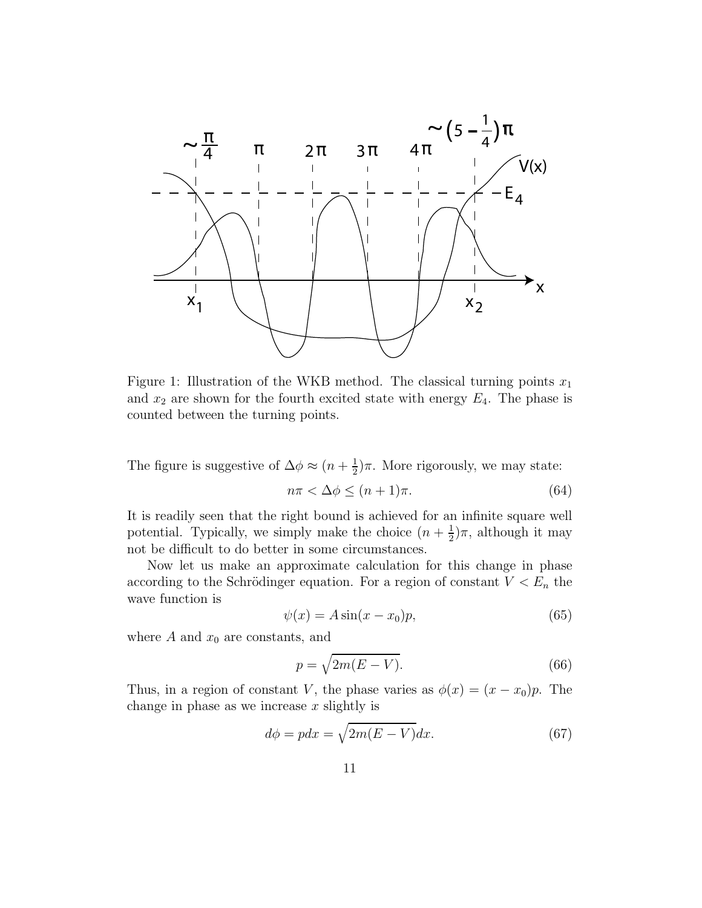Figure 1: Illustration of the WKB method. The classical turning points $x_1$ and $x_2$ are shown for the fourth excited state with energy $E_4$. The phase is counted between the turning points.

The figure is suggestive of $\Delta\phi \approx (n + \frac{1}{2})\pi$. More rigorously, we may state:

$$n\pi < \Delta\phi \leq (n+1)\pi. \tag{64}$$

It is readily seen that the right bound is achieved for an infinite square well potential. Typically, we simply make the choice $(n + \frac{1}{2})\pi$, although it may not be difficult to do better in some circumstances.

Now let us make an approximate calculation for this change in phase according to the Schrödinger equation. For a region of constant $V < E_n$ the wave function is

$$\psi(x) = A \sin(x - x_0)p, \tag{65}$$

where $A$ and $x_0$ are constants, and

$$p = \sqrt{2m(E - V)}. \tag{66}$$

Thus, in a region of constant $V$, the phase varies as $\phi(x) = (x - x_0)p$. The change in phase as we increase $x$ slightly is

$$d\phi = p\,dx = \sqrt{2m(E - V)}dx. \tag{67}$$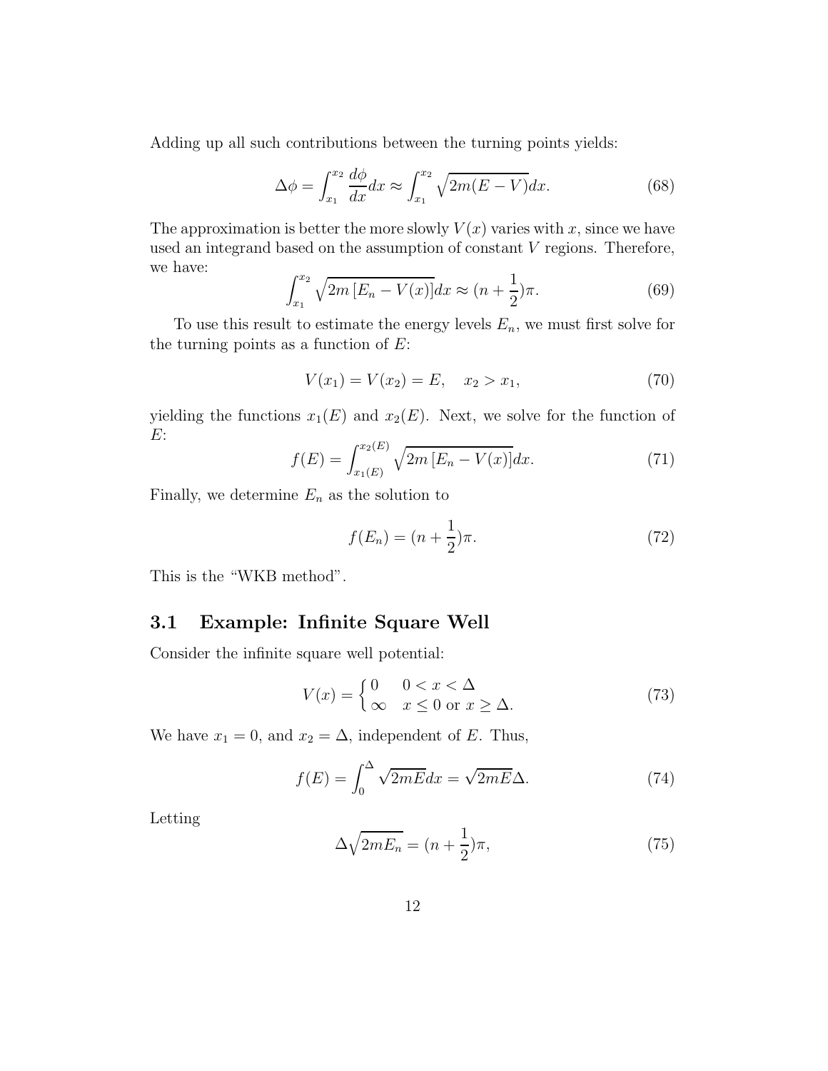Adding up all such contributions between the turning points yields:

$$\Delta\phi = \int_{x_1}^{x_2} \frac{d\phi}{dx} dx \approx \int_{x_1}^{x_2} \sqrt{2m(E-V)} dx. \tag{68}$$

The approximation is better the more slowly $V(x)$ varies with $x$, since we have used an integrand based on the assumption of constant $V$ regions. Therefore, we have:

$$\int_{x_1}^{x_2} \sqrt{2m\left[E_n - V(x)\right]} dx \approx (n + \frac{1}{2})\pi. \tag{69}$$

To use this result to estimate the energy levels $E_n$, we must first solve for the turning points as a function of $E$:

$$V(x_1) = V(x_2) = E, \quad x_2 > x_1, \tag{70}$$

yielding the functions $x_1(E)$ and $x_2(E)$. Next, we solve for the function of $E$:

$$f(E) = \int_{x_1(E)}^{x_2(E)} \sqrt{2m\left[E_n - V(x)\right]} dx. \tag{71}$$

Finally, we determine $E_n$ as the solution to

$$f(E_n) = (n + \frac{1}{2})\pi. \tag{72}$$

This is the "WKB method".

## 3.1 Example: Infinite Square Well

Consider the infinite square well potential:

$$V(x) = \begin{cases} 0 & 0 < x < \Delta \\ \infty & x \leq 0 \text{ or } x \geq \Delta. \end{cases} \tag{73}$$

We have $x_1 = 0$, and $x_2 = \Delta$, independent of $E$. Thus,

$$f(E) = \int_0^{\Delta} \sqrt{2mE} dx = \sqrt{2mE}\Delta. \tag{74}$$

Letting

$$\Delta\sqrt{2mE_n} = (n + \frac{1}{2})\pi, \tag{75}$$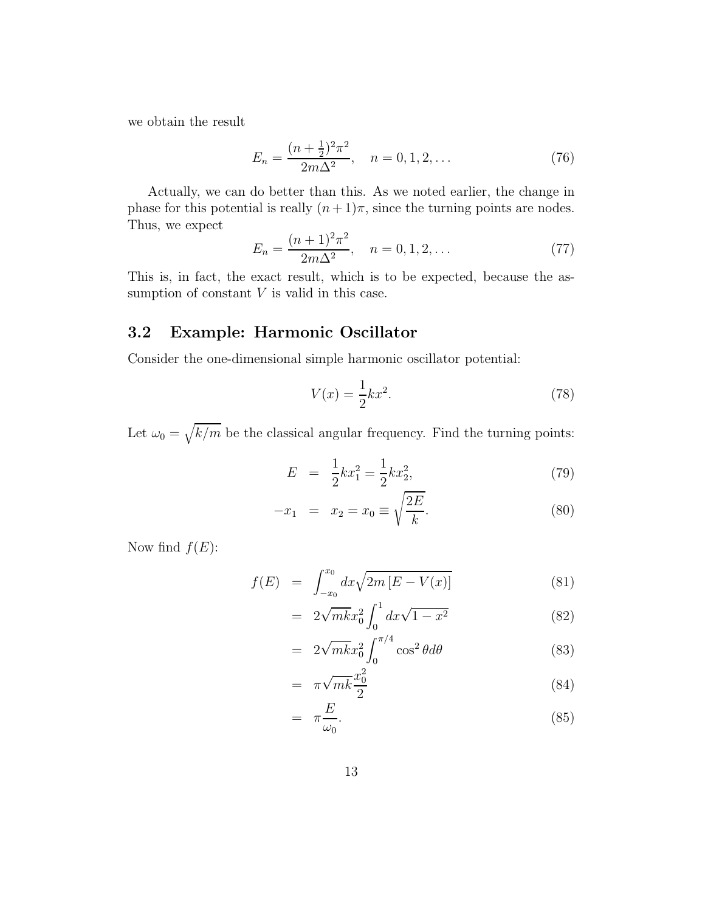we obtain the result

$$E_n = \frac{(n+\frac{1}{2})^2\pi^2}{2m\Delta^2}, \quad n = 0, 1, 2, \ldots \tag{76}$$

Actually, we can do better than this. As we noted earlier, the change in phase for this potential is really $(n+1)\pi$, since the turning points are nodes. Thus, we expect

$$E_n = \frac{(n+1)^2\pi^2}{2m\Delta^2}, \quad n = 0, 1, 2, \ldots \tag{77}$$

This is, in fact, the exact result, which is to be expected, because the assumption of constant $V$ is valid in this case.

### 3.2 Example: Harmonic Oscillator

Consider the one-dimensional simple harmonic oscillator potential:

$$V(x) = \frac{1}{2}kx^2. \tag{78}$$

Let $\omega_0 = \sqrt{k/m}$ be the classical angular frequency. Find the turning points:

$$E = \frac{1}{2}kx_1^2 = \frac{1}{2}kx_2^2, \tag{79}$$

$$-x_1 = x_2 = x_0 \equiv \sqrt{\frac{2E}{k}}. \tag{80}$$

Now find $f(E)$:

$$f(E) = \int_{-x_0}^{x_0} dx\sqrt{2m\left[E - V(x)\right]} \tag{81}$$

$$= 2\sqrt{mk}x_0^2\int_0^1 dx\sqrt{1-x^2} \tag{82}$$

$$= 2\sqrt{mk}x_0^2\int_0^{\pi/4}\cos^2\theta d\theta \tag{83}$$

$$= \pi\sqrt{mk}\frac{x_0^2}{2} \tag{84}$$

$$= \pi\frac{E}{\omega_0}. \tag{85}$$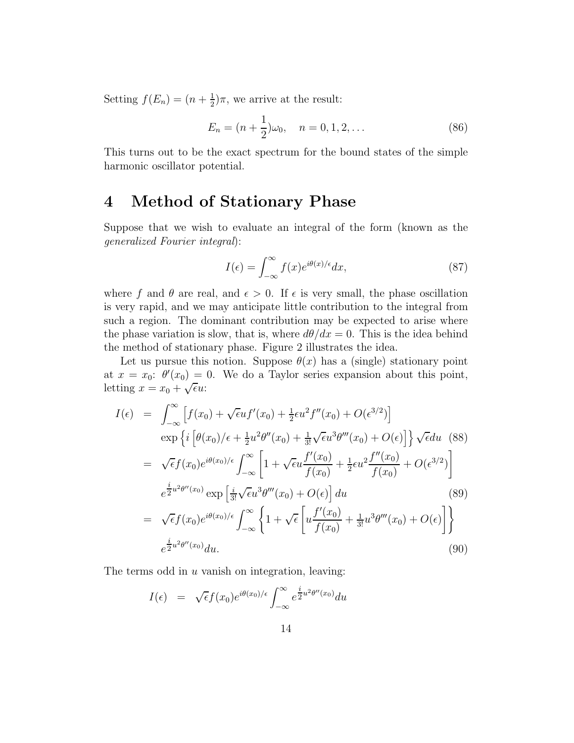Setting $f(E_n) = (n + \frac{1}{2})\pi$, we arrive at the result:

$$E_n = (n + \frac{1}{2})\omega_0, \quad n = 0, 1, 2, \ldots \tag{86}$$

This turns out to be the exact spectrum for the bound states of the simple harmonic oscillator potential.

# 4 Method of Stationary Phase

Suppose that we wish to evaluate an integral of the form (known as the *generalized Fourier integral*):

$$I(\epsilon) = \int_{-\infty}^{\infty} f(x) e^{i\theta(x)/\epsilon} dx, \tag{87}$$

where $f$ and $\theta$ are real, and $\epsilon > 0$. If $\epsilon$ is very small, the phase oscillation is very rapid, and we may anticipate little contribution to the integral from such a region. The dominant contribution may be expected to arise where the phase variation is slow, that is, where $d\theta/dx = 0$. This is the idea behind the method of stationary phase. Figure 2 illustrates the idea.

Let us pursue this notion. Suppose $\theta(x)$ has a (single) stationary point at $x = x_0$: $\theta'(x_0) = 0$. We do a Taylor series expansion about this point, letting $x = x_0 + \sqrt{\epsilon} u$:

$$\begin{aligned}
I(\epsilon) &= \int_{-\infty}^{\infty} \left[ f(x_0) + \sqrt{\epsilon} u f'(x_0) + \tfrac{1}{2}\epsilon u^2 f''(x_0) + O(\epsilon^{3/2}) \right] \\
&\quad \exp\left\{ i \left[ \theta(x_0)/\epsilon + \tfrac{1}{2} u^2 \theta''(x_0) + \tfrac{1}{3!}\sqrt{\epsilon} u^3 \theta'''(x_0) + O(\epsilon) \right] \right\} \sqrt{\epsilon} du \qquad (88) \\
&= \sqrt{\epsilon} f(x_0) e^{i\theta(x_0)/\epsilon} \int_{-\infty}^{\infty} \left[ 1 + \sqrt{\epsilon} u \frac{f'(x_0)}{f(x_0)} + \tfrac{1}{2}\epsilon u^2 \frac{f''(x_0)}{f(x_0)} + O(\epsilon^{3/2}) \right] \\
&\quad e^{\frac{i}{2} u^2 \theta''(x_0)} \exp\left[ \tfrac{i}{3!}\sqrt{\epsilon} u^3 \theta'''(x_0) + O(\epsilon) \right] du \qquad (89) \\
&= \sqrt{\epsilon} f(x_0) e^{i\theta(x_0)/\epsilon} \int_{-\infty}^{\infty} \left\{ 1 + \sqrt{\epsilon} \left[ u \frac{f'(x_0)}{f(x_0)} + \tfrac{1}{3!} u^3 \theta'''(x_0) + O(\epsilon) \right] \right\} \\
&\quad e^{\frac{i}{2} u^2 \theta''(x_0)} du. \qquad (90)
\end{aligned}$$

The terms odd in $u$ vanish on integration, leaving:

$$I(\epsilon) = \sqrt{\epsilon} f(x_0) e^{i\theta(x_0)/\epsilon} \int_{-\infty}^{\infty} e^{\frac{i}{2} u^2 \theta''(x_0)} du$$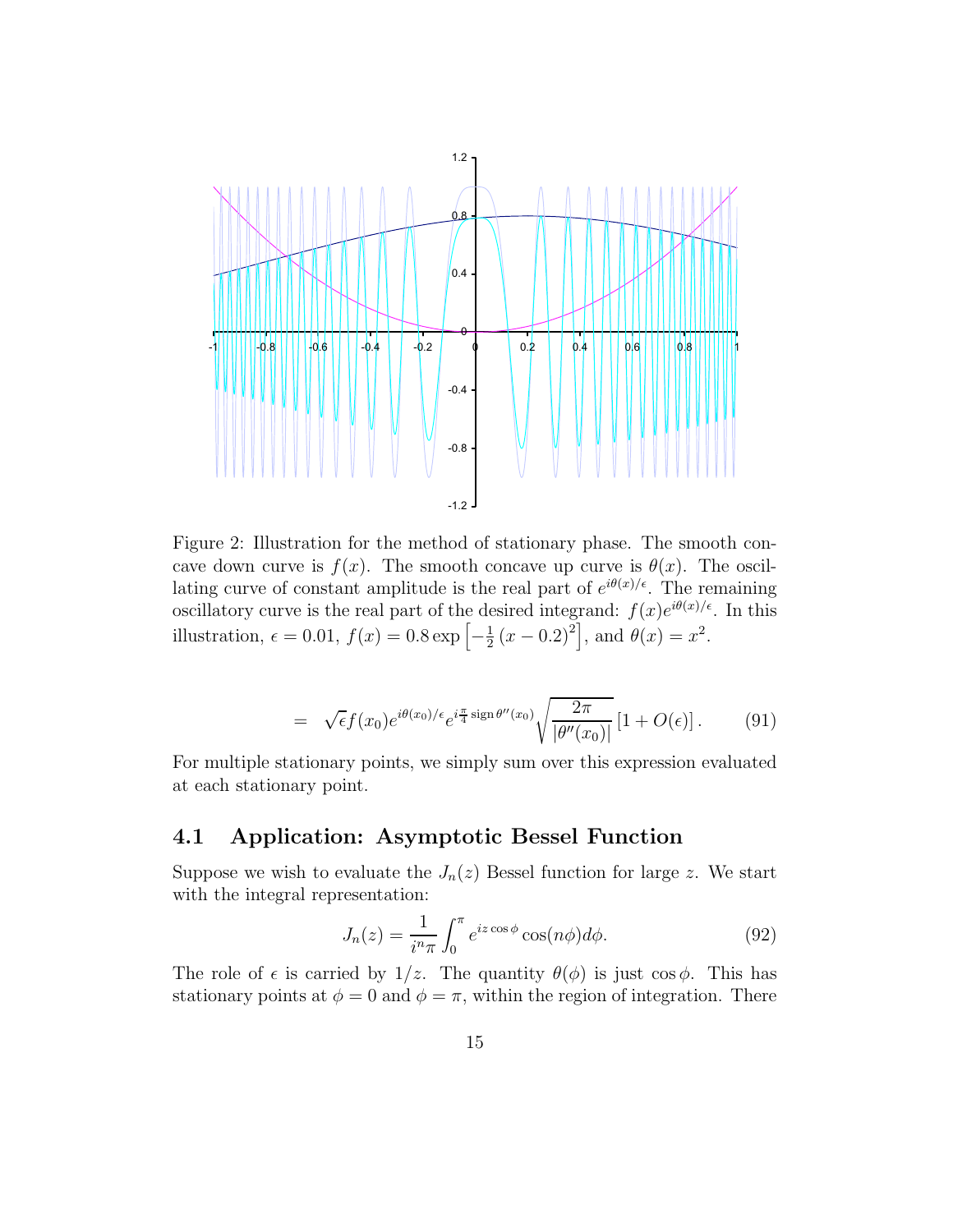Figure 2: Illustration for the method of stationary phase. The smooth concave down curve is $f(x)$. The smooth concave up curve is $\theta(x)$. The oscillating curve of constant amplitude is the real part of $e^{i\theta(x)/\epsilon}$. The remaining oscillatory curve is the real part of the desired integrand: $f(x)e^{i\theta(x)/\epsilon}$. In this illustration, $\epsilon = 0.01$, $f(x) = 0.8\exp\left[-\frac{1}{2}\left(x-0.2\right)^2\right]$, and $\theta(x) = x^2$.

$$= \sqrt{\epsilon} f(x_0) e^{i\theta(x_0)/\epsilon} e^{i\frac{\pi}{4}\operatorname{sign}\theta''(x_0)} \sqrt{\frac{2\pi}{|\theta''(x_0)|}} \left[1 + O(\epsilon)\right]. \tag{91}$$

For multiple stationary points, we simply sum over this expression evaluated at each stationary point.

## 4.1 Application: Asymptotic Bessel Function

Suppose we wish to evaluate the $J_n(z)$ Bessel function for large $z$. We start with the integral representation:

$$J_n(z) = \frac{1}{i^n \pi} \int_0^{\pi} e^{iz\cos\phi} \cos(n\phi) d\phi. \tag{92}$$

The role of $\epsilon$ is carried by $1/z$. The quantity $\theta(\phi)$ is just $\cos\phi$. This has stationary points at $\phi = 0$ and $\phi = \pi$, within the region of integration. There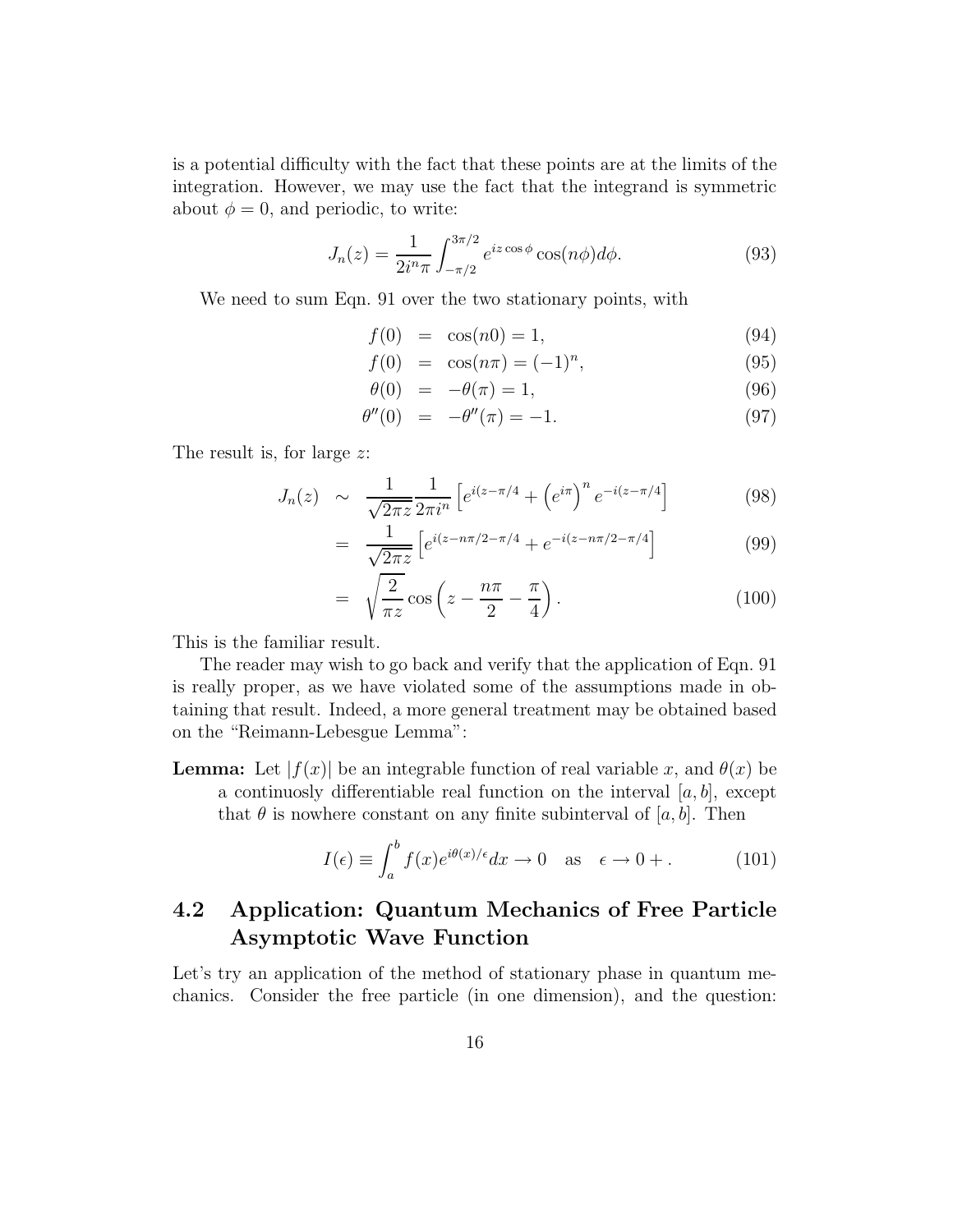is a potential difficulty with the fact that these points are at the limits of the integration. However, we may use the fact that the integrand is symmetric about $\phi = 0$, and periodic, to write:

$$J_n(z) = \frac{1}{2i^n\pi}\int_{-\pi/2}^{3\pi/2} e^{iz\cos\phi}\cos(n\phi)d\phi. \tag{93}$$

We need to sum Eqn. 91 over the two stationary points, with

$$\begin{aligned}
f(0) &= \cos(n0) = 1, & (94)\\
f(0) &= \cos(n\pi) = (-1)^n, & (95)\\
\theta(0) &= -\theta(\pi) = 1, & (96)\\
\theta''(0) &= -\theta''(\pi) = -1. & (97)
\end{aligned}$$

The result is, for large $z$:

$$\begin{aligned}
J_n(z) &\sim \frac{1}{\sqrt{2\pi z}}\frac{1}{2\pi i^n}\left[e^{i(z-\pi/4} + \left(e^{i\pi}\right)^n e^{-i(z-\pi/4}\right] & (98)\\
&= \frac{1}{\sqrt{2\pi z}}\left[e^{i(z-n\pi/2-\pi/4} + e^{-i(z-n\pi/2-\pi/4}\right] & (99)\\
&= \sqrt{\frac{2}{\pi z}}\cos\left(z - \frac{n\pi}{2} - \frac{\pi}{4}\right). & (100)
\end{aligned}$$

This is the familiar result.

The reader may wish to go back and verify that the application of Eqn. 91 is really proper, as we have violated some of the assumptions made in obtaining that result. Indeed, a more general treatment may be obtained based on the "Reimann-Lebesgue Lemma":

**Lemma:** Let $|f(x)|$ be an integrable function of real variable $x$, and $\theta(x)$ be a continuosly differentiable real function on the interval $[a, b]$, except that $\theta$ is nowhere constant on any finite subinterval of $[a, b]$. Then

$$I(\epsilon) \equiv \int_a^b f(x)e^{i\theta(x)/\epsilon}dx \to 0 \quad \text{as} \quad \epsilon \to 0+. \tag{101}$$

## 4.2 Application: Quantum Mechanics of Free Particle Asymptotic Wave Function

Let's try an application of the method of stationary phase in quantum mechanics. Consider the free particle (in one dimension), and the question: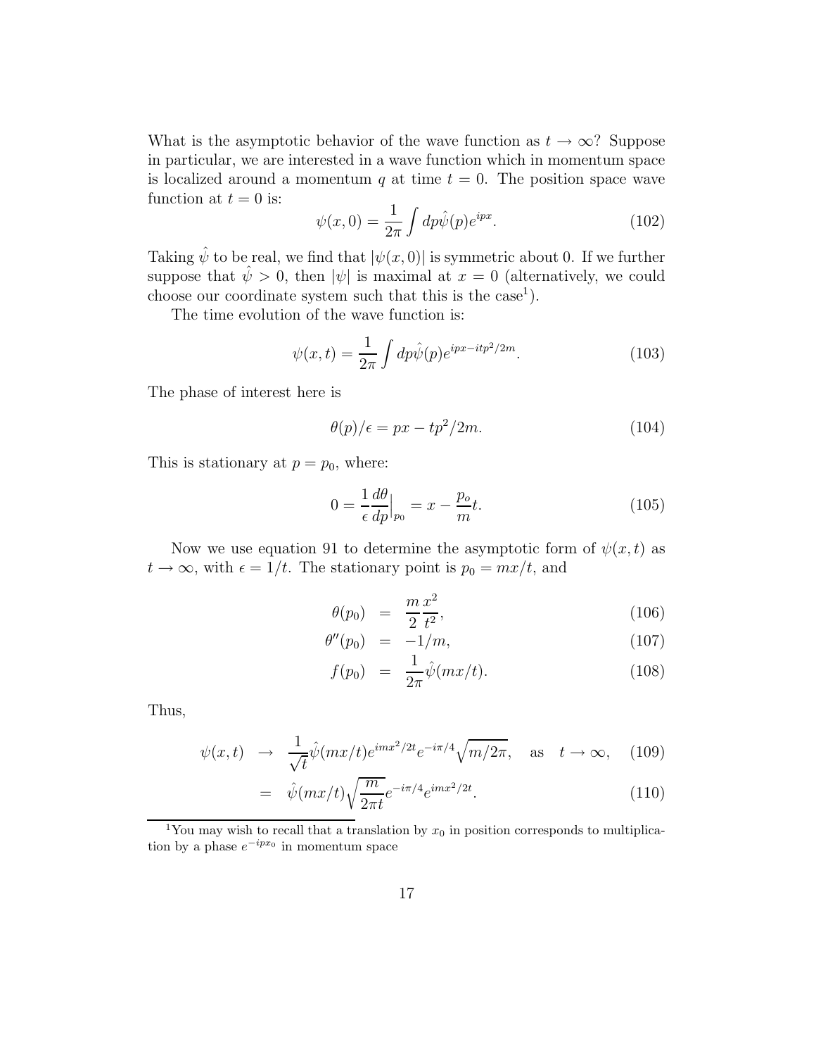What is the asymptotic behavior of the wave function as $t \to \infty$? Suppose in particular, we are interested in a wave function which in momentum space is localized around a momentum $q$ at time $t = 0$. The position space wave function at $t = 0$ is:

$$\psi(x, 0) = \frac{1}{2\pi} \int dp \hat{\psi}(p) e^{ipx}. \tag{102}$$

Taking $\hat{\psi}$ to be real, we find that $|\psi(x, 0)|$ is symmetric about 0. If we further suppose that $\hat{\psi} > 0$, then $|\psi|$ is maximal at $x = 0$ (alternatively, we could choose our coordinate system such that this is the case[1]).

The time evolution of the wave function is:

$$\psi(x, t) = \frac{1}{2\pi} \int dp \hat{\psi}(p) e^{ipx - itp^2/2m}. \tag{103}$$

The phase of interest here is

$$\theta(p)/\epsilon = px - tp^2/2m. \tag{104}$$

This is stationary at $p = p_0$, where:

$$0 = \frac{1}{\epsilon} \frac{d\theta}{dp}\Big|_{p_0} = x - \frac{p_o}{m} t. \tag{105}$$

Now we use equation 91 to determine the asymptotic form of $\psi(x, t)$ as $t \to \infty$, with $\epsilon = 1/t$. The stationary point is $p_0 = mx/t$, and

$$\theta(p_0) = \frac{m}{2} \frac{x^2}{t^2}, \tag{106}$$

$$\theta''(p_0) = -1/m, \tag{107}$$

$$f(p_0) = \frac{1}{2\pi} \hat{\psi}(mx/t). \tag{108}$$

Thus,

$$\psi(x, t) \to \frac{1}{\sqrt{t}} \hat{\psi}(mx/t) e^{imx^2/2t} e^{-i\pi/4} \sqrt{m/2\pi}, \quad \text{as} \quad t \to \infty, \tag{109}$$

$$= \hat{\psi}(mx/t) \sqrt{\frac{m}{2\pi t}} e^{-i\pi/4} e^{imx^2/2t}. \tag{110}$$

[1] You may wish to recall that a translation by $x_0$ in position corresponds to multiplication by a phase $e^{-ipx_0}$ in momentum space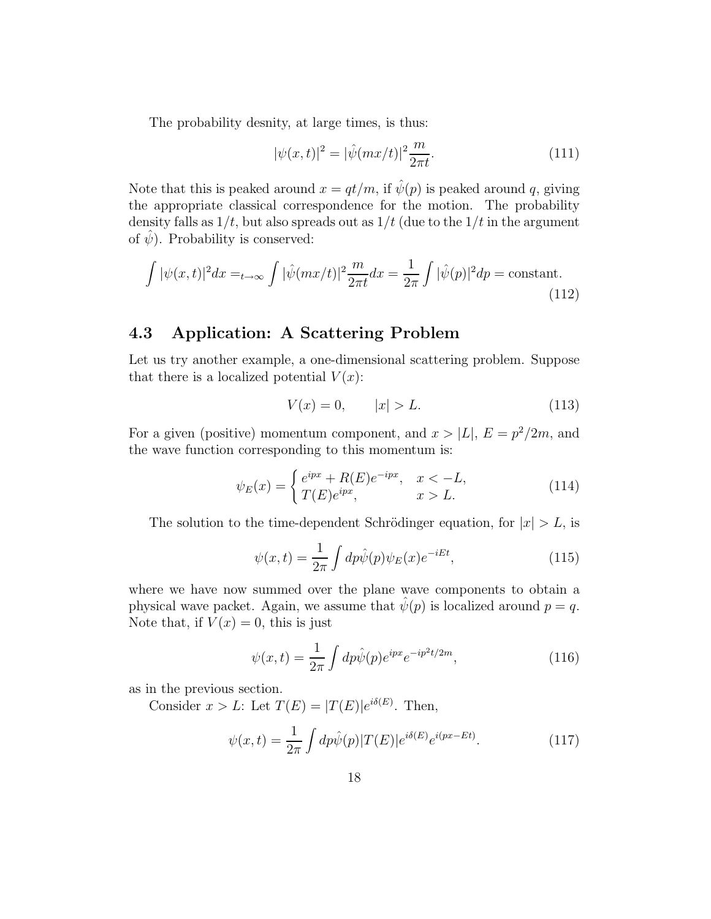The probability desnity, at large times, is thus:

$$|\psi(x,t)|^2 = |\hat{\psi}(mx/t)|^2 \frac{m}{2\pi t}. \tag{111}$$

Note that this is peaked around $x = qt/m$, if $\hat{\psi}(p)$ is peaked around $q$, giving the appropriate classical correspondence for the motion. The probability density falls as $1/t$, but also spreads out as $1/t$ (due to the $1/t$ in the argument of $\hat{\psi}$). Probability is conserved:

$$\int |\psi(x,t)|^2 dx =_{t\to\infty} \int |\hat{\psi}(mx/t)|^2 \frac{m}{2\pi t} dx = \frac{1}{2\pi} \int |\hat{\psi}(p)|^2 dp = \text{constant}. \tag{112}$$

## 4.3 Application: A Scattering Problem

Let us try another example, a one-dimensional scattering problem. Suppose that there is a localized potential $V(x)$:

$$V(x) = 0, \qquad |x| > L. \tag{113}$$

For a given (positive) momentum component, and $x > |L|$, $E = p^2/2m$, and the wave function corresponding to this momentum is:

$$\psi_E(x) = \begin{cases} e^{ipx} + R(E)e^{-ipx}, & x < -L, \\ T(E)e^{ipx}, & x > L. \end{cases} \tag{114}$$

The solution to the time-dependent Schrödinger equation, for $|x| > L$, is

$$\psi(x,t) = \frac{1}{2\pi} \int dp \hat{\psi}(p) \psi_E(x) e^{-iEt}, \tag{115}$$

where we have now summed over the plane wave components to obtain a physical wave packet. Again, we assume that $\hat{\psi}(p)$ is localized around $p = q$. Note that, if $V(x) = 0$, this is just

$$\psi(x,t) = \frac{1}{2\pi} \int dp \hat{\psi}(p) e^{ipx} e^{-ip^2 t/2m}, \tag{116}$$

as in the previous section.

Consider $x > L$: Let $T(E) = |T(E)|e^{i\delta(E)}$. Then,

$$\psi(x,t) = \frac{1}{2\pi} \int dp \hat{\psi}(p) |T(E)| e^{i\delta(E)} e^{i(px - Et)}. \tag{117}$$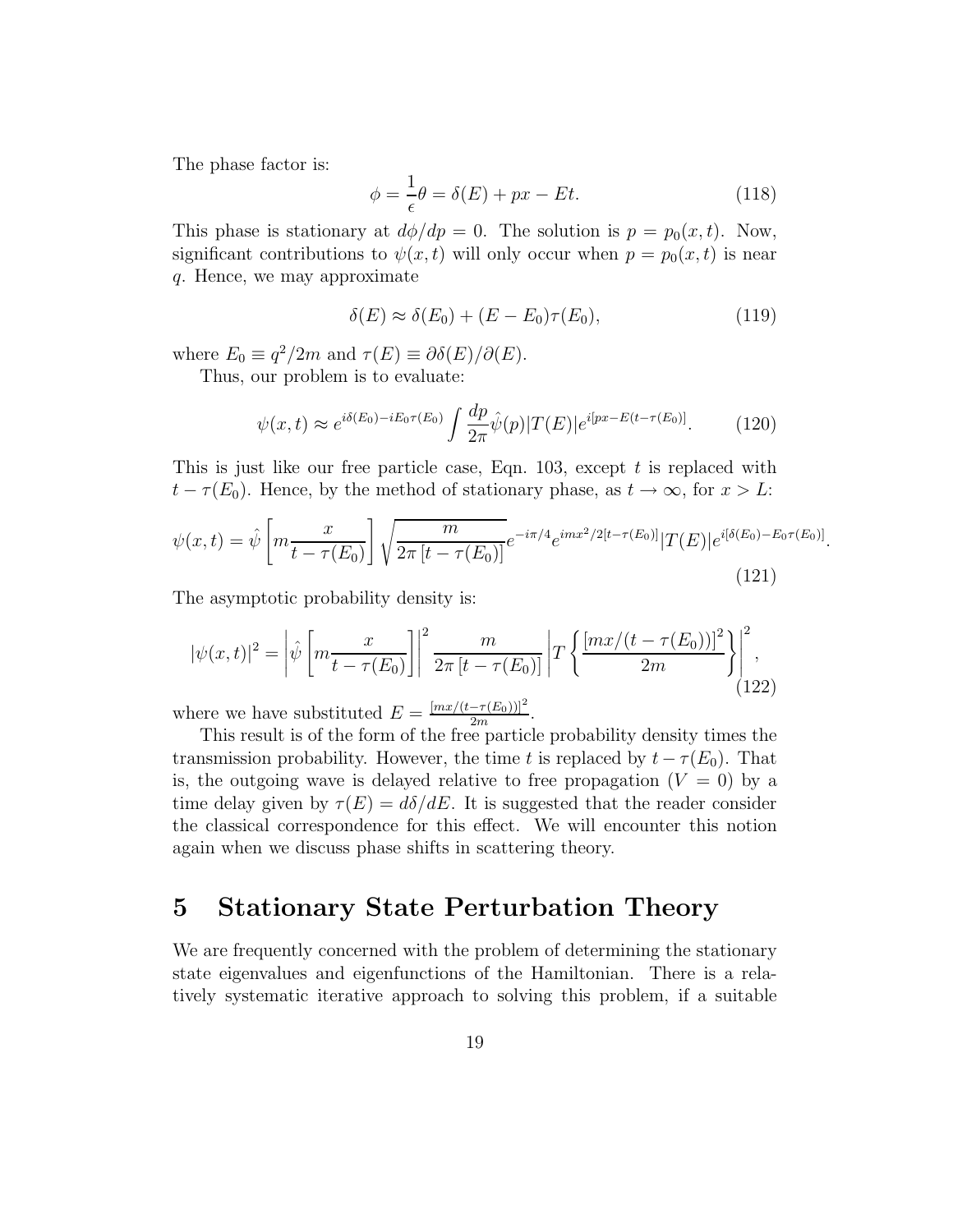The phase factor is:

$$\phi = \frac{1}{\epsilon}\theta = \delta(E) + px - Et. \tag{118}$$

This phase is stationary at $d\phi/dp = 0$. The solution is $p = p_0(x,t)$. Now, significant contributions to $\psi(x,t)$ will only occur when $p = p_0(x,t)$ is near $q$. Hence, we may approximate

$$\delta(E) \approx \delta(E_0) + (E - E_0)\tau(E_0), \tag{119}$$

where $E_0 \equiv q^2/2m$ and $\tau(E) \equiv \partial\delta(E)/\partial(E)$.

Thus, our problem is to evaluate:

$$\psi(x,t) \approx e^{i\delta(E_0) - iE_0\tau(E_0)} \int \frac{dp}{2\pi}\hat{\psi}(p)|T(E)|e^{i[px - E(t-\tau(E_0))]}. \tag{120}$$

This is just like our free particle case, Eqn. 103, except $t$ is replaced with $t - \tau(E_0)$. Hence, by the method of stationary phase, as $t \to \infty$, for $x > L$:

$$\psi(x,t) = \hat{\psi}\left[m\frac{x}{t-\tau(E_0)}\right]\sqrt{\frac{m}{2\pi\left[t-\tau(E_0)\right]}}e^{-i\pi/4}e^{imx^2/2[t-\tau(E_0)]}|T(E)|e^{i[\delta(E_0)-E_0\tau(E_0)]}. \tag{121}$$

The asymptotic probability density is:

$$|\psi(x,t)|^2 = \left|\hat{\psi}\left[m\frac{x}{t-\tau(E_0)}\right]\right|^2 \frac{m}{2\pi\left[t-\tau(E_0)\right]}\left|T\left\{\frac{\left[mx/(t-\tau(E_0))\right]^2}{2m}\right\}\right|^2, \tag{122}$$

where we have substituted $E = \frac{[mx/(t-\tau(E_0))]^2}{2m}$.

This result is of the form of the free particle probability density times the transmission probability. However, the time $t$ is replaced by $t - \tau(E_0)$. That is, the outgoing wave is delayed relative to free propagation ($V = 0$) by a time delay given by $\tau(E) = d\delta/dE$. It is suggested that the reader consider the classical correspondence for this effect. We will encounter this notion again when we discuss phase shifts in scattering theory.

# 5 Stationary State Perturbation Theory

We are frequently concerned with the problem of determining the stationary state eigenvalues and eigenfunctions of the Hamiltonian. There is a relatively systematic iterative approach to solving this problem, if a suitable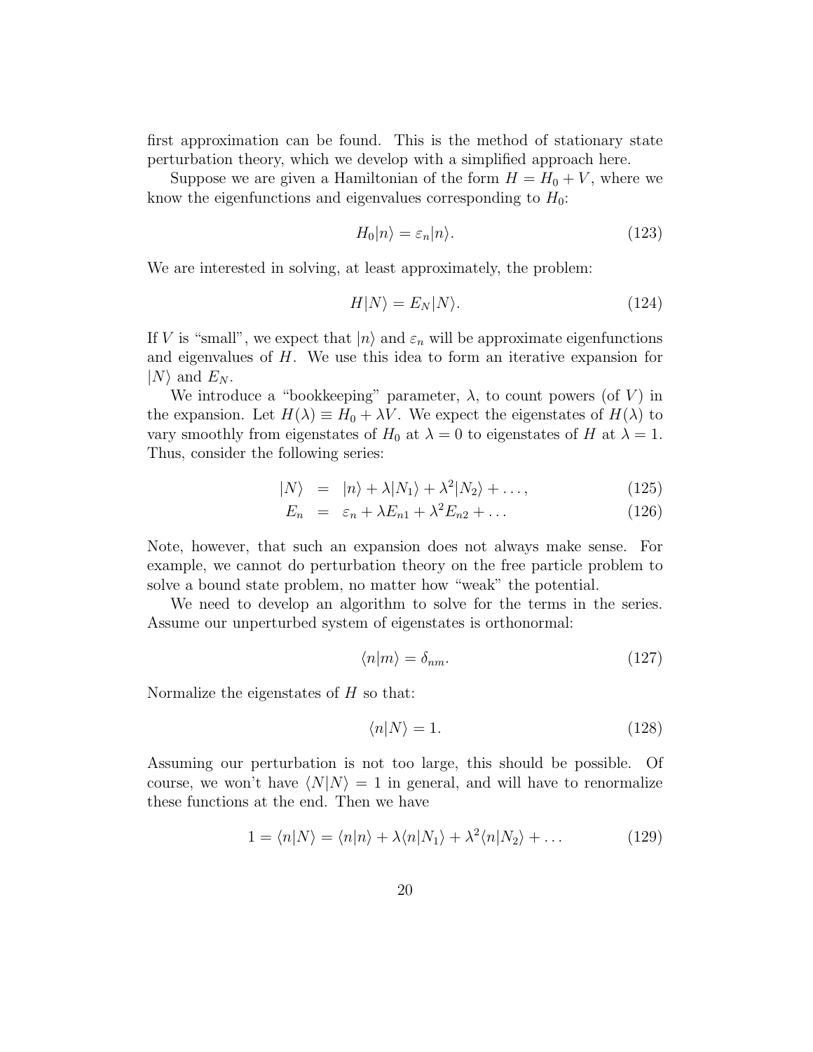first approximation can be found. This is the method of stationary state perturbation theory, which we develop with a simplified approach here.

Suppose we are given a Hamiltonian of the form $H = H_0 + V$, where we know the eigenfunctions and eigenvalues corresponding to $H_0$:

$$H_0|n\rangle = \varepsilon_n|n\rangle. \tag{123}$$

We are interested in solving, at least approximately, the problem:

$$H|N\rangle = E_N|N\rangle. \tag{124}$$

If $V$ is "small", we expect that $|n\rangle$ and $\varepsilon_n$ will be approximate eigenfunctions and eigenvalues of $H$. We use this idea to form an iterative expansion for $|N\rangle$ and $E_N$.

We introduce a "bookkeeping" parameter, $\lambda$, to count powers (of $V$) in the expansion. Let $H(\lambda) \equiv H_0 + \lambda V$. We expect the eigenstates of $H(\lambda)$ to vary smoothly from eigenstates of $H_0$ at $\lambda = 0$ to eigenstates of $H$ at $\lambda = 1$. Thus, consider the following series:

$$|N\rangle = |n\rangle + \lambda|N_1\rangle + \lambda^2|N_2\rangle + \dots, \tag{125}$$

$$E_n = \varepsilon_n + \lambda E_{n1} + \lambda^2 E_{n2} + \dots \tag{126}$$

Note, however, that such an expansion does not always make sense. For example, we cannot do perturbation theory on the free particle problem to solve a bound state problem, no matter how "weak" the potential.

We need to develop an algorithm to solve for the terms in the series. Assume our unperturbed system of eigenstates is orthonormal:

$$\langle n|m\rangle = \delta_{nm}. \tag{127}$$

Normalize the eigenstates of $H$ so that:

$$\langle n|N\rangle = 1. \tag{128}$$

Assuming our perturbation is not too large, this should be possible. Of course, we won't have $\langle N|N\rangle = 1$ in general, and will have to renormalize these functions at the end. Then we have

$$1 = \langle n|N\rangle = \langle n|n\rangle + \lambda\langle n|N_1\rangle + \lambda^2\langle n|N_2\rangle + \dots \tag{129}$$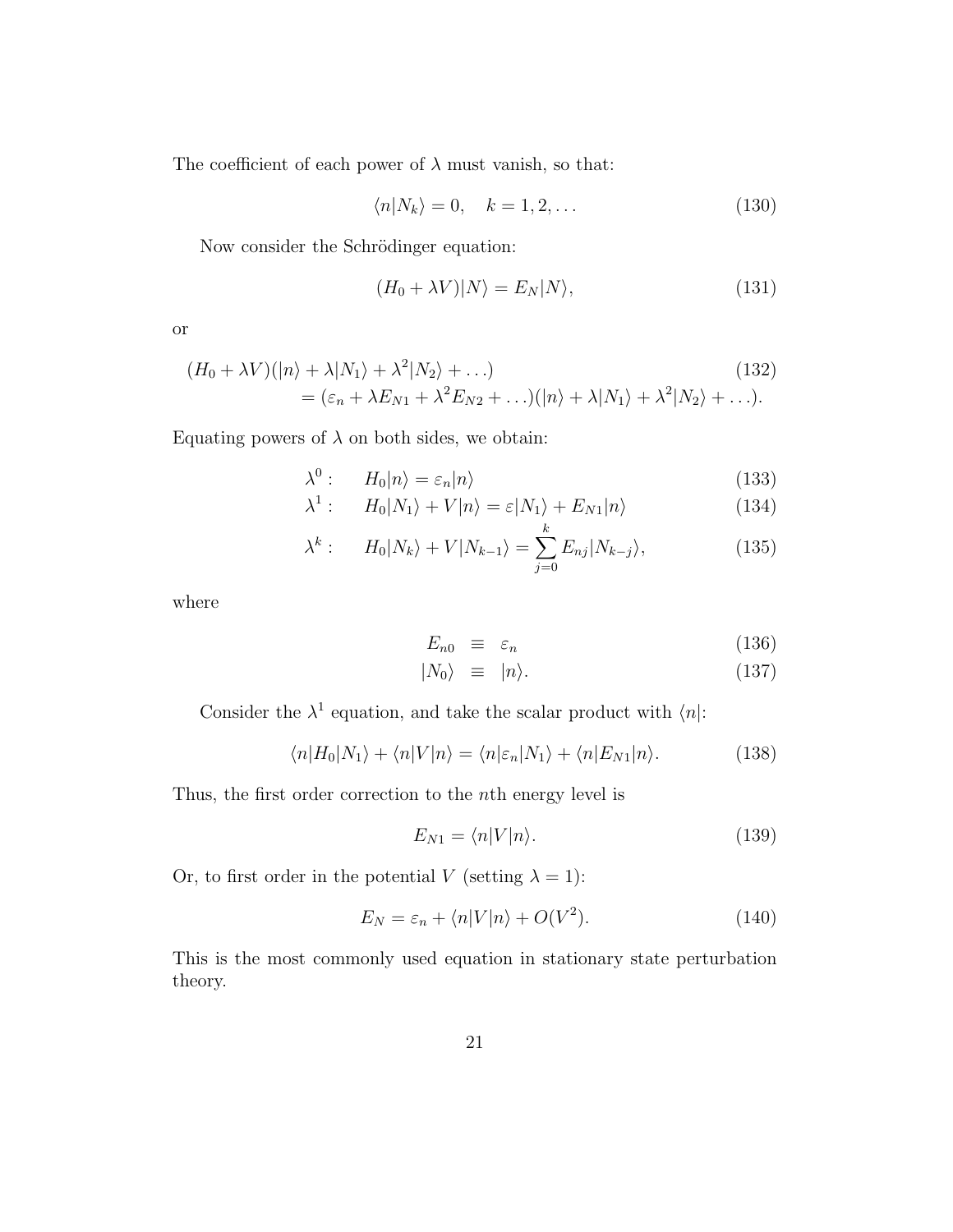The coefficient of each power of $\lambda$ must vanish, so that:

$$\langle n|N_k\rangle = 0, \quad k = 1, 2, \ldots \tag{130}$$

Now consider the Schrödinger equation:

$$(H_0 + \lambda V)|N\rangle = E_N|N\rangle, \tag{131}$$

or

$$\begin{aligned}
&(H_0 + \lambda V)(|n\rangle + \lambda|N_1\rangle + \lambda^2|N_2\rangle + \ldots) \\
&\quad = (\varepsilon_n + \lambda E_{N1} + \lambda^2 E_{N2} + \ldots)(|n\rangle + \lambda|N_1\rangle + \lambda^2|N_2\rangle + \ldots).
\end{aligned} \tag{132}$$

Equating powers of $\lambda$ on both sides, we obtain:

$$\lambda^0: \qquad H_0|n\rangle = \varepsilon_n|n\rangle \tag{133}$$

$$\lambda^1: \qquad H_0|N_1\rangle + V|n\rangle = \varepsilon|N_1\rangle + E_{N1}|n\rangle \tag{134}$$

$$\lambda^k: \qquad H_0|N_k\rangle + V|N_{k-1}\rangle = \sum_{j=0}^{k} E_{nj}|N_{k-j}\rangle, \tag{135}$$

where

$$E_{n0} \equiv \varepsilon_n \tag{136}$$

$$|N_0\rangle \equiv |n\rangle. \tag{137}$$

Consider the $\lambda^1$ equation, and take the scalar product with $\langle n|$:

$$\langle n|H_0|N_1\rangle + \langle n|V|n\rangle = \langle n|\varepsilon_n|N_1\rangle + \langle n|E_{N1}|n\rangle. \tag{138}$$

Thus, the first order correction to the $n$th energy level is

$$E_{N1} = \langle n|V|n\rangle. \tag{139}$$

Or, to first order in the potential $V$ (setting $\lambda = 1$):

$$E_N = \varepsilon_n + \langle n|V|n\rangle + O(V^2). \tag{140}$$

This is the most commonly used equation in stationary state perturbation theory.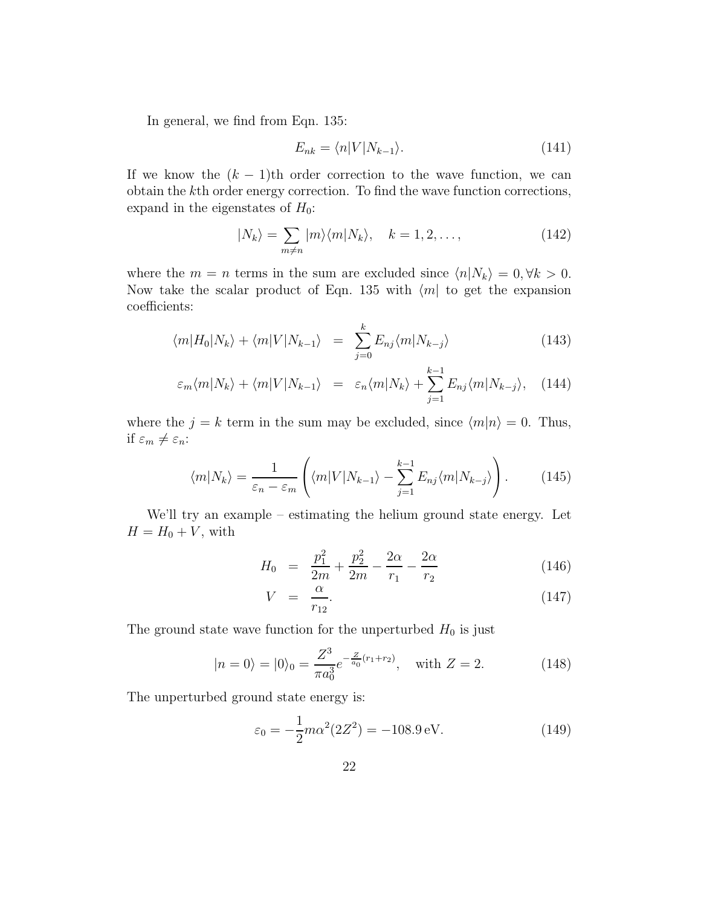In general, we find from Eqn. 135:

$$E_{nk} = \langle n|V|N_{k-1}\rangle. \tag{141}$$

If we know the $(k-1)$th order correction to the wave function, we can obtain the $k$th order energy correction. To find the wave function corrections, expand in the eigenstates of $H_0$:

$$|N_k\rangle = \sum_{m\neq n} |m\rangle\langle m|N_k\rangle, \quad k = 1, 2, \ldots, \tag{142}$$

where the $m = n$ terms in the sum are excluded since $\langle n|N_k\rangle = 0, \forall k > 0$. Now take the scalar product of Eqn. 135 with $\langle m|$ to get the expansion coefficients:

$$\langle m|H_0|N_k\rangle + \langle m|V|N_{k-1}\rangle = \sum_{j=0}^{k} E_{nj}\langle m|N_{k-j}\rangle \tag{143}$$

$$\varepsilon_m\langle m|N_k\rangle + \langle m|V|N_{k-1}\rangle = \varepsilon_n\langle m|N_k\rangle + \sum_{j=1}^{k-1} E_{nj}\langle m|N_{k-j}\rangle, \tag{144}$$

where the $j = k$ term in the sum may be excluded, since $\langle m|n\rangle = 0$. Thus, if $\varepsilon_m \neq \varepsilon_n$:

$$\langle m|N_k\rangle = \frac{1}{\varepsilon_n - \varepsilon_m}\left(\langle m|V|N_{k-1}\rangle - \sum_{j=1}^{k-1} E_{nj}\langle m|N_{k-j}\rangle\right). \tag{145}$$

We'll try an example – estimating the helium ground state energy. Let $H = H_0 + V$, with

$$H_0 = \frac{p_1^2}{2m} + \frac{p_2^2}{2m} - \frac{2\alpha}{r_1} - \frac{2\alpha}{r_2} \tag{146}$$

$$V = \frac{\alpha}{r_{12}}. \tag{147}$$

The ground state wave function for the unperturbed $H_0$ is just

$$|n = 0\rangle = |0\rangle_0 = \frac{Z^3}{\pi a_0^3} e^{-\frac{Z}{a_0}(r_1+r_2)}, \quad \text{with } Z = 2. \tag{148}$$

The unperturbed ground state energy is:

$$\varepsilon_0 = -\frac{1}{2}m\alpha^2(2Z^2) = -108.9\,\text{eV}. \tag{149}$$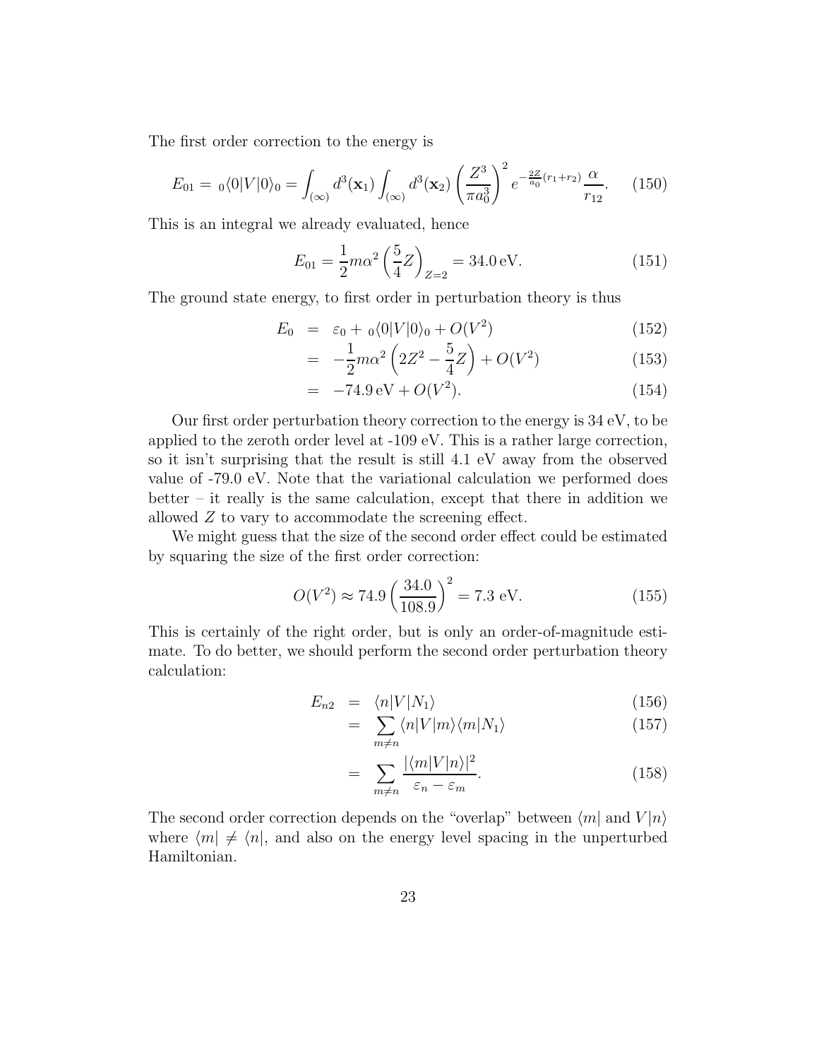The first order correction to the energy is

$$E_{01} = {}_0\langle 0|V|0\rangle_0 = \int_{(\infty)} d^3(\mathbf{x}_1) \int_{(\infty)} d^3(\mathbf{x}_2) \left(\frac{Z^3}{\pi a_0^3}\right)^2 e^{-\frac{2Z}{a_0}(r_1+r_2)} \frac{\alpha}{r_{12}}. \tag{150}$$

This is an integral we already evaluated, hence

$$E_{01} = \frac{1}{2} m\alpha^2 \left(\frac{5}{4} Z\right)_{Z=2} = 34.0\,\text{eV}. \tag{151}$$

The ground state energy, to first order in perturbation theory is thus

$$E_0 = \varepsilon_0 + {}_0\langle 0|V|0\rangle_0 + O(V^2) \tag{152}$$

$$= -\frac{1}{2} m\alpha^2 \left(2Z^2 - \frac{5}{4} Z\right) + O(V^2) \tag{153}$$

$$= -74.9\,\text{eV} + O(V^2). \tag{154}$$

Our first order perturbation theory correction to the energy is 34 eV, to be applied to the zeroth order level at -109 eV. This is a rather large correction, so it isn't surprising that the result is still 4.1 eV away from the observed value of -79.0 eV. Note that the variational calculation we performed does better – it really is the same calculation, except that there in addition we allowed $Z$ to vary to accommodate the screening effect.

We might guess that the size of the second order effect could be estimated by squaring the size of the first order correction:

$$O(V^2) \approx 74.9 \left(\frac{34.0}{108.9}\right)^2 = 7.3 \text{ eV}. \tag{155}$$

This is certainly of the right order, but is only an order-of-magnitude estimate. To do better, we should perform the second order perturbation theory calculation:

$$E_{n2} = \langle n|V|N_1\rangle \tag{156}$$

$$= \sum_{m \neq n} \langle n|V|m\rangle\langle m|N_1\rangle \tag{157}$$

$$= \sum_{m \neq n} \frac{|\langle m|V|n\rangle|^2}{\varepsilon_n - \varepsilon_m}. \tag{158}$$

The second order correction depends on the "overlap" between $\langle m|$ and $V|n\rangle$ where $\langle m| \neq \langle n|$, and also on the energy level spacing in the unperturbed Hamiltonian.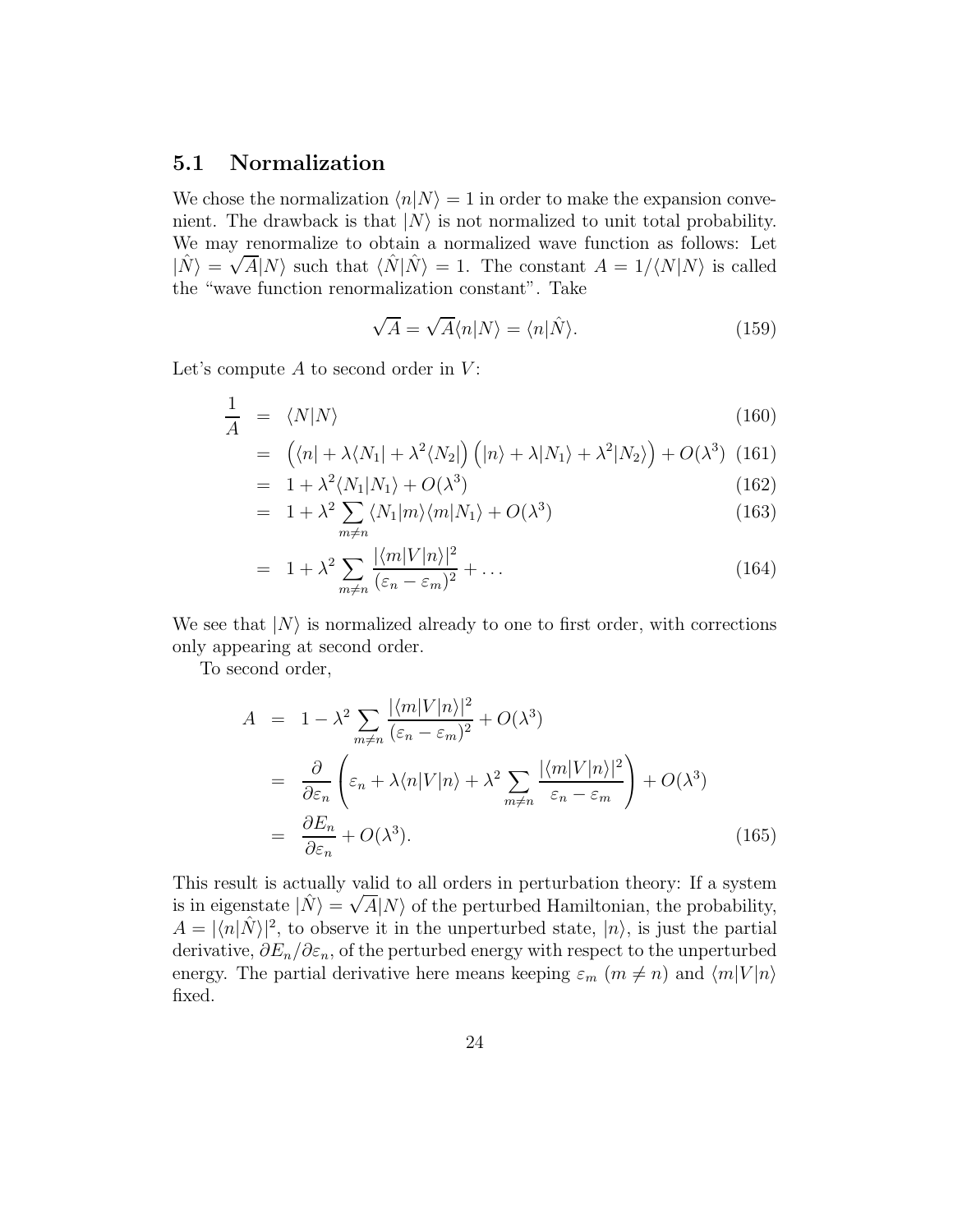## 5.1 Normalization

We chose the normalization $\langle n|N\rangle = 1$ in order to make the expansion convenient. The drawback is that $|N\rangle$ is not normalized to unit total probability. We may renormalize to obtain a normalized wave function as follows: Let $|\hat{N}\rangle = \sqrt{A}|N\rangle$ such that $\langle \hat{N}|\hat{N}\rangle = 1$. The constant $A = 1/\langle N|N\rangle$ is called the "wave function renormalization constant". Take

$$\sqrt{A} = \sqrt{A}\langle n|N\rangle = \langle n|\hat{N}\rangle. \tag{159}$$

Let's compute $A$ to second order in $V$:

$$
\begin{aligned}
\frac{1}{A} &= \langle N|N\rangle & (160)\\
&= \Big(\langle n| + \lambda\langle N_1| + \lambda^2\langle N_2|\Big)\Big(|n\rangle + \lambda|N_1\rangle + \lambda^2|N_2\rangle\Big) + O(\lambda^3) & (161)\\
&= 1 + \lambda^2\langle N_1|N_1\rangle + O(\lambda^3) & (162)\\
&= 1 + \lambda^2\sum_{m\neq n}\langle N_1|m\rangle\langle m|N_1\rangle + O(\lambda^3) & (163)\\
&= 1 + \lambda^2\sum_{m\neq n}\frac{|\langle m|V|n\rangle|^2}{(\varepsilon_n - \varepsilon_m)^2} + \ldots & (164)
\end{aligned}
$$

We see that $|N\rangle$ is normalized already to one to first order, with corrections only appearing at second order.

To second order,

$$
\begin{aligned}
A &= 1 - \lambda^2\sum_{m\neq n}\frac{|\langle m|V|n\rangle|^2}{(\varepsilon_n - \varepsilon_m)^2} + O(\lambda^3)\\
&= \frac{\partial}{\partial\varepsilon_n}\left(\varepsilon_n + \lambda\langle n|V|n\rangle + \lambda^2\sum_{m\neq n}\frac{|\langle m|V|n\rangle|^2}{\varepsilon_n - \varepsilon_m}\right) + O(\lambda^3)\\
&= \frac{\partial E_n}{\partial\varepsilon_n} + O(\lambda^3). & (165)
\end{aligned}
$$

This result is actually valid to all orders in perturbation theory: If a system is in eigenstate $|\hat{N}\rangle = \sqrt{A}|N\rangle$ of the perturbed Hamiltonian, the probability, $A = |\langle n|\hat{N}\rangle|^2$, to observe it in the unperturbed state, $|n\rangle$, is just the partial derivative, $\partial E_n/\partial\varepsilon_n$, of the perturbed energy with respect to the unperturbed energy. The partial derivative here means keeping $\varepsilon_m$ ($m \neq n$) and $\langle m|V|n\rangle$ fixed.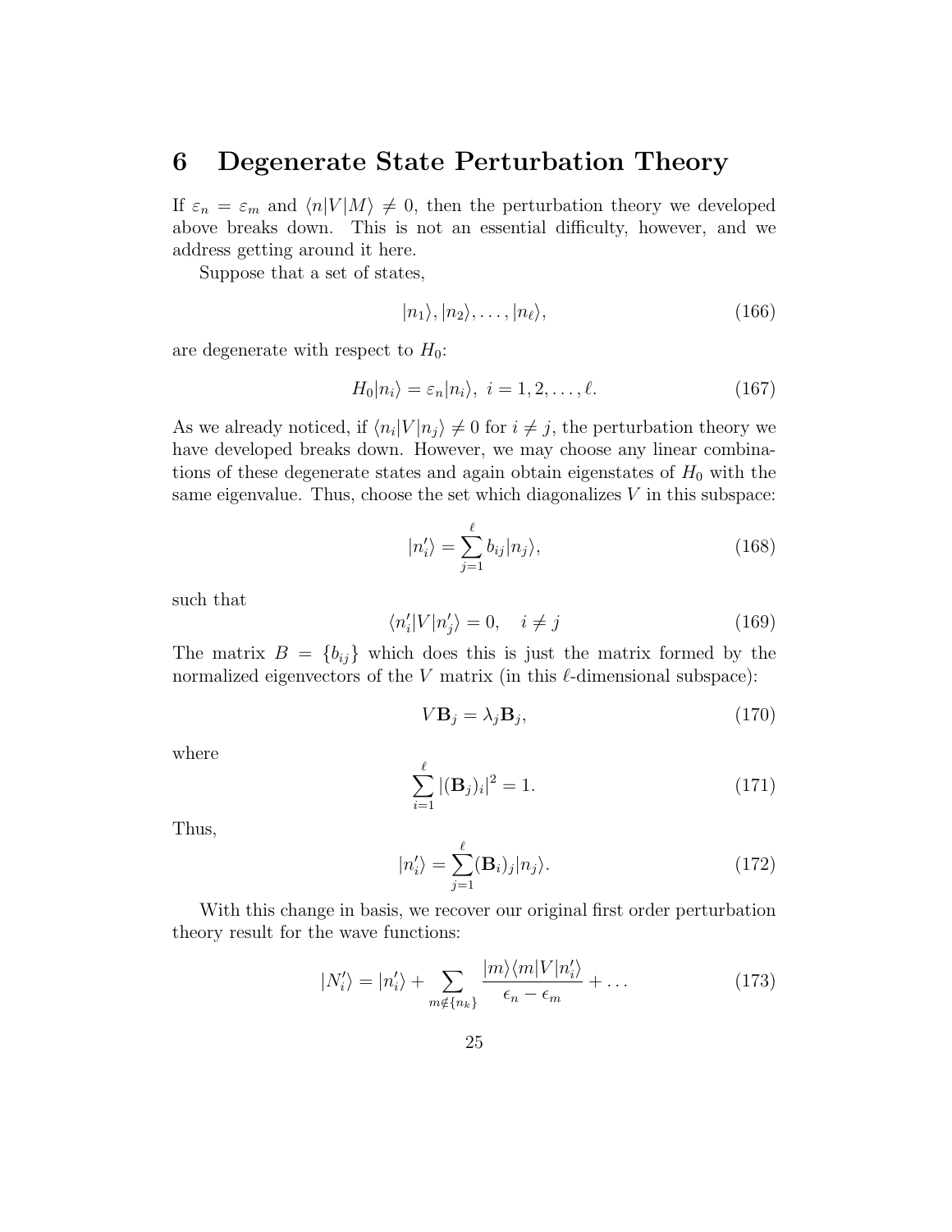# 6 Degenerate State Perturbation Theory

If $\varepsilon_n = \varepsilon_m$ and $\langle n|V|M\rangle \neq 0$, then the perturbation theory we developed above breaks down. This is not an essential difficulty, however, and we address getting around it here.

Suppose that a set of states,

$$|n_1\rangle, |n_2\rangle, \ldots, |n_\ell\rangle, \tag{166}$$

are degenerate with respect to $H_0$:

$$H_0|n_i\rangle = \varepsilon_n|n_i\rangle,\ i = 1, 2, \ldots, \ell. \tag{167}$$

As we already noticed, if $\langle n_i|V|n_j\rangle \neq 0$ for $i \neq j$, the perturbation theory we have developed breaks down. However, we may choose any linear combinations of these degenerate states and again obtain eigenstates of $H_0$ with the same eigenvalue. Thus, choose the set which diagonalizes $V$ in this subspace:

$$|n_i'\rangle = \sum_{j=1}^{\ell} b_{ij}|n_j\rangle, \tag{168}$$

such that

$$\langle n_i'|V|n_j'\rangle = 0, \quad i \neq j \tag{169}$$

The matrix $B = \{b_{ij}\}$ which does this is just the matrix formed by the normalized eigenvectors of the $V$ matrix (in this $\ell$-dimensional subspace):

$$V\mathbf{B}_j = \lambda_j \mathbf{B}_j, \tag{170}$$

where

$$\sum_{i=1}^{\ell} |(\mathbf{B}_j)_i|^2 = 1. \tag{171}$$

Thus,

$$|n_i'\rangle = \sum_{j=1}^{\ell} (\mathbf{B}_i)_j |n_j\rangle. \tag{172}$$

With this change in basis, we recover our original first order perturbation theory result for the wave functions:

$$|N_i'\rangle = |n_i'\rangle + \sum_{m \notin \{n_k\}} \frac{|m\rangle\langle m|V|n_i'\rangle}{\epsilon_n - \epsilon_m} + \ldots \tag{173}$$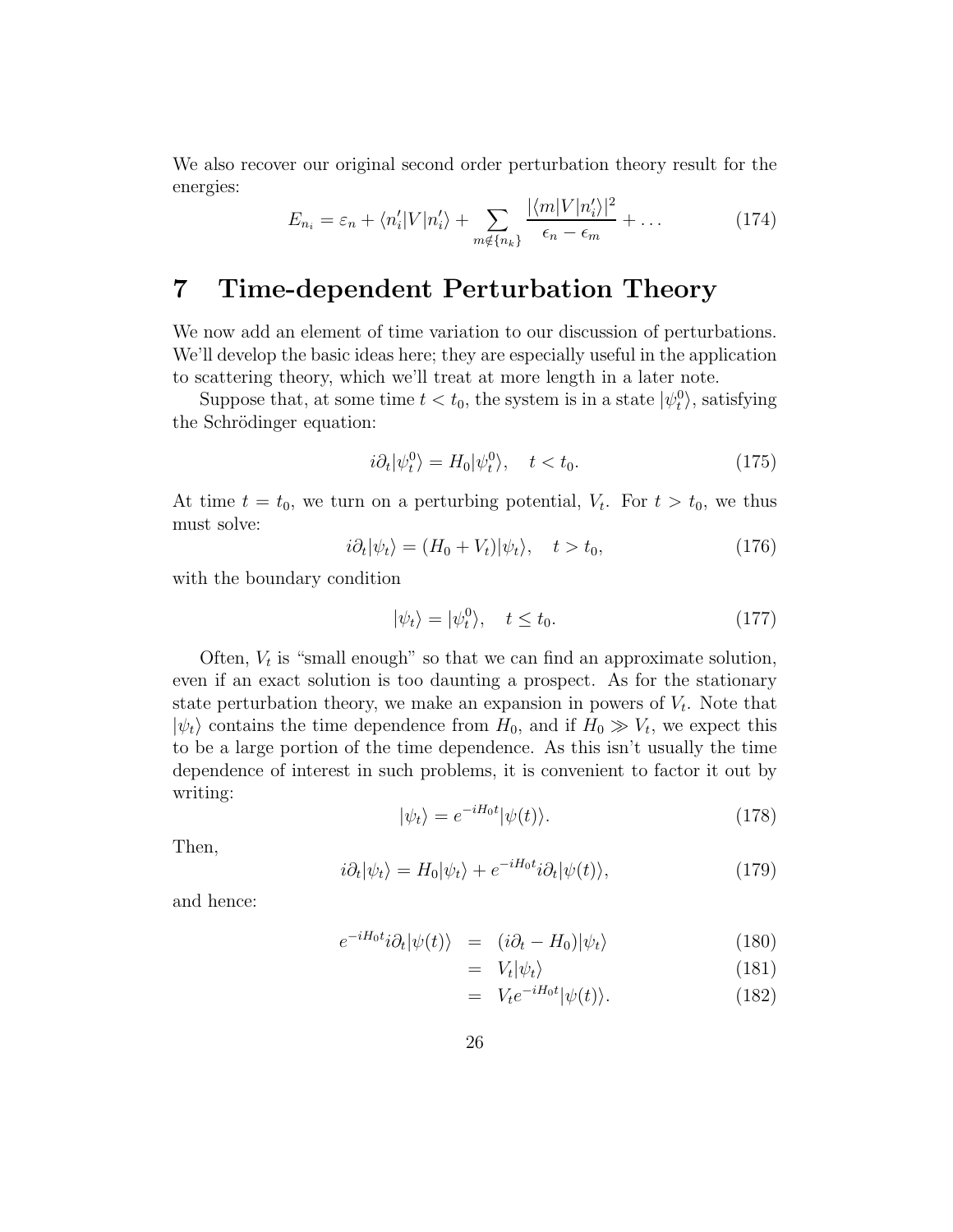We also recover our original second order perturbation theory result for the energies:

$$E_{n_i} = \varepsilon_n + \langle n_i'|V|n_i'\rangle + \sum_{m\notin\{n_k\}} \frac{|\langle m|V|n_i'\rangle|^2}{\epsilon_n - \epsilon_m} + \ldots \tag{174}$$

# 7 Time-dependent Perturbation Theory

We now add an element of time variation to our discussion of perturbations. We'll develop the basic ideas here; they are especially useful in the application to scattering theory, which we'll treat at more length in a later note.

Suppose that, at some time $t < t_0$, the system is in a state $|\psi_t^0\rangle$, satisfying the Schrödinger equation:

$$i\partial_t|\psi_t^0\rangle = H_0|\psi_t^0\rangle, \quad t < t_0. \tag{175}$$

At time $t = t_0$, we turn on a perturbing potential, $V_t$. For $t > t_0$, we thus must solve:

$$i\partial_t|\psi_t\rangle = (H_0 + V_t)|\psi_t\rangle, \quad t > t_0, \tag{176}$$

with the boundary condition

$$|\psi_t\rangle = |\psi_t^0\rangle, \quad t \leq t_0. \tag{177}$$

Often, $V_t$ is "small enough" so that we can find an approximate solution, even if an exact solution is too daunting a prospect. As for the stationary state perturbation theory, we make an expansion in powers of $V_t$. Note that $|\psi_t\rangle$ contains the time dependence from $H_0$, and if $H_0 \gg V_t$, we expect this to be a large portion of the time dependence. As this isn't usually the time dependence of interest in such problems, it is convenient to factor it out by writing:

$$|\psi_t\rangle = e^{-iH_0t}|\psi(t)\rangle. \tag{178}$$

Then,

$$i\partial_t|\psi_t\rangle = H_0|\psi_t\rangle + e^{-iH_0t}i\partial_t|\psi(t)\rangle, \tag{179}$$

and hence:

$$\begin{aligned}
e^{-iH_0t}i\partial_t|\psi(t)\rangle &= (i\partial_t - H_0)|\psi_t\rangle && (180)\\
&= V_t|\psi_t\rangle && (181)\\
&= V_t e^{-iH_0t}|\psi(t)\rangle. && (182)
\end{aligned}$$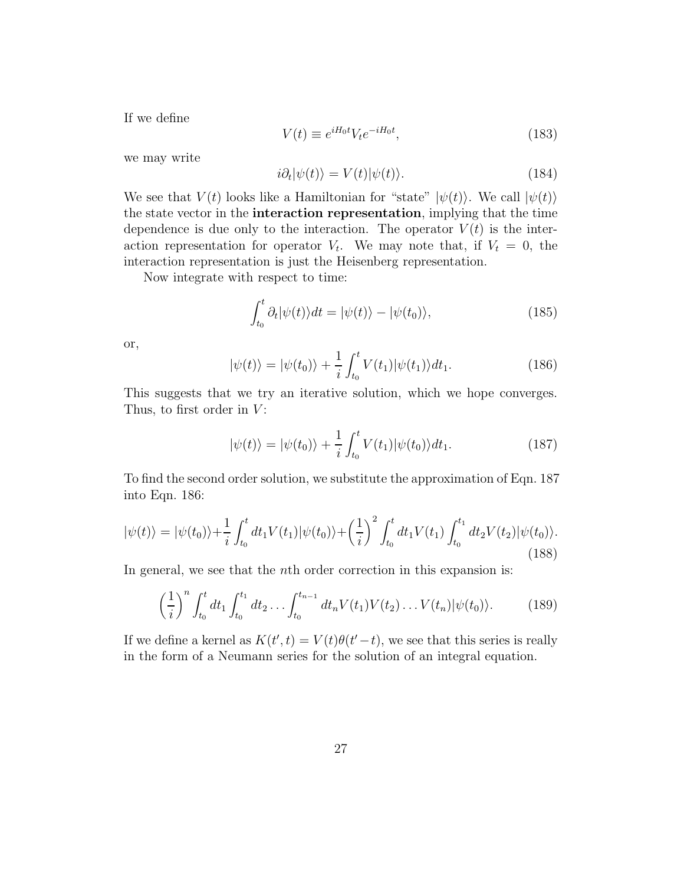If we define

$$V(t) \equiv e^{iH_0 t} V_t e^{-iH_0 t}, \tag{183}$$

we may write

$$i\partial_t |\psi(t)\rangle = V(t)|\psi(t)\rangle. \tag{184}$$

We see that $V(t)$ looks like a Hamiltonian for "state" $|\psi(t)\rangle$. We call $|\psi(t)\rangle$ the state vector in the **interaction representation**, implying that the time dependence is due only to the interaction. The operator $V(t)$ is the interaction representation for operator $V_t$. We may note that, if $V_t = 0$, the interaction representation is just the Heisenberg representation.

Now integrate with respect to time:

$$\int_{t_0}^{t} \partial_t |\psi(t)\rangle dt = |\psi(t)\rangle - |\psi(t_0)\rangle, \tag{185}$$

or,

$$|\psi(t)\rangle = |\psi(t_0)\rangle + \frac{1}{i}\int_{t_0}^{t} V(t_1)|\psi(t_1)\rangle dt_1. \tag{186}$$

This suggests that we try an iterative solution, which we hope converges. Thus, to first order in $V$:

$$|\psi(t)\rangle = |\psi(t_0)\rangle + \frac{1}{i}\int_{t_0}^{t} V(t_1)|\psi(t_0)\rangle dt_1. \tag{187}$$

To find the second order solution, we substitute the approximation of Eqn. 187 into Eqn. 186:

$$|\psi(t)\rangle = |\psi(t_0)\rangle + \frac{1}{i}\int_{t_0}^{t} dt_1 V(t_1)|\psi(t_0)\rangle + \left(\frac{1}{i}\right)^2 \int_{t_0}^{t} dt_1 V(t_1) \int_{t_0}^{t_1} dt_2 V(t_2)|\psi(t_0)\rangle. \tag{188}$$

In general, we see that the $n$th order correction in this expansion is:

$$\left(\frac{1}{i}\right)^n \int_{t_0}^{t} dt_1 \int_{t_0}^{t_1} dt_2 \ldots \int_{t_0}^{t_{n-1}} dt_n V(t_1)V(t_2)\ldots V(t_n)|\psi(t_0)\rangle. \tag{189}$$

If we define a kernel as $K(t', t) = V(t)\theta(t' - t)$, we see that this series is really in the form of a Neumann series for the solution of an integral equation.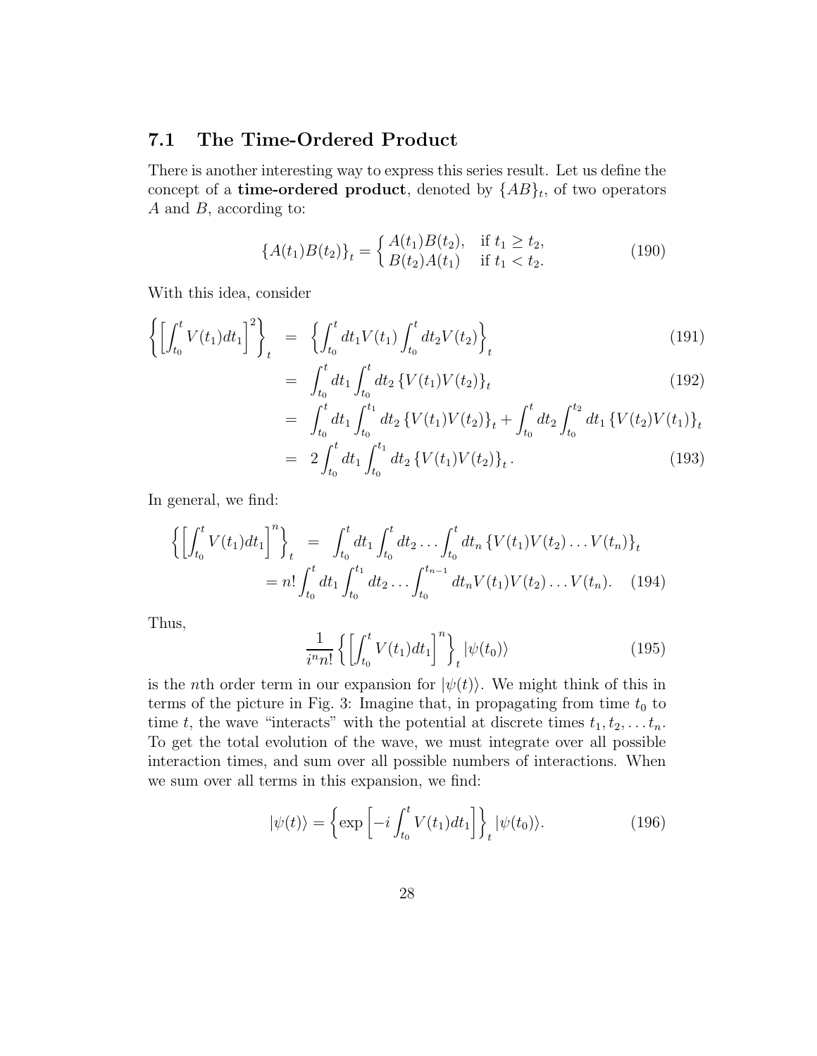### 7.1 The Time-Ordered Product

There is another interesting way to express this series result. Let us define the concept of a **time-ordered product**, denoted by $\{AB\}_t$, of two operators $A$ and $B$, according to:

$$\{A(t_1)B(t_2)\}_t = \begin{cases} A(t_1)B(t_2), & \text{if } t_1 \geq t_2, \\ B(t_2)A(t_1) & \text{if } t_1 < t_2. \end{cases} \tag{190}$$

With this idea, consider

$$\begin{aligned}
\left\{\left[\int_{t_0}^{t} V(t_1)dt_1\right]^2\right\}_t &= \left\{\int_{t_0}^{t} dt_1 V(t_1) \int_{t_0}^{t} dt_2 V(t_2)\right\}_t &(191)\\
&= \int_{t_0}^{t} dt_1 \int_{t_0}^{t} dt_2 \left\{V(t_1)V(t_2)\right\}_t &(192)\\
&= \int_{t_0}^{t} dt_1 \int_{t_0}^{t_1} dt_2 \left\{V(t_1)V(t_2)\right\}_t + \int_{t_0}^{t} dt_2 \int_{t_0}^{t_2} dt_1 \left\{V(t_2)V(t_1)\right\}_t &\\
&= 2\int_{t_0}^{t} dt_1 \int_{t_0}^{t_1} dt_2 \left\{V(t_1)V(t_2)\right\}_t . &(193)
\end{aligned}$$

In general, we find:

$$\begin{aligned}
\left\{\left[\int_{t_0}^{t} V(t_1)dt_1\right]^n\right\}_t &= \int_{t_0}^{t} dt_1 \int_{t_0}^{t} dt_2 \ldots \int_{t_0}^{t} dt_n \left\{V(t_1)V(t_2)\ldots V(t_n)\right\}_t \\
&= n! \int_{t_0}^{t} dt_1 \int_{t_0}^{t_1} dt_2 \ldots \int_{t_0}^{t_{n-1}} dt_n V(t_1)V(t_2)\ldots V(t_n). \quad (194)
\end{aligned}$$

Thus,

$$\frac{1}{i^n n!}\left\{\left[\int_{t_0}^{t} V(t_1)dt_1\right]^n\right\}_t |\psi(t_0)\rangle \tag{195}$$

is the $n$th order term in our expansion for $|\psi(t)\rangle$. We might think of this in terms of the picture in Fig. 3: Imagine that, in propagating from time $t_0$ to time $t$, the wave "interacts" with the potential at discrete times $t_1, t_2, \ldots t_n$. To get the total evolution of the wave, we must integrate over all possible interaction times, and sum over all possible numbers of interactions. When we sum over all terms in this expansion, we find:

$$|\psi(t)\rangle = \left\{\exp\left[-i\int_{t_0}^{t} V(t_1)dt_1\right]\right\}_t |\psi(t_0)\rangle. \tag{196}$$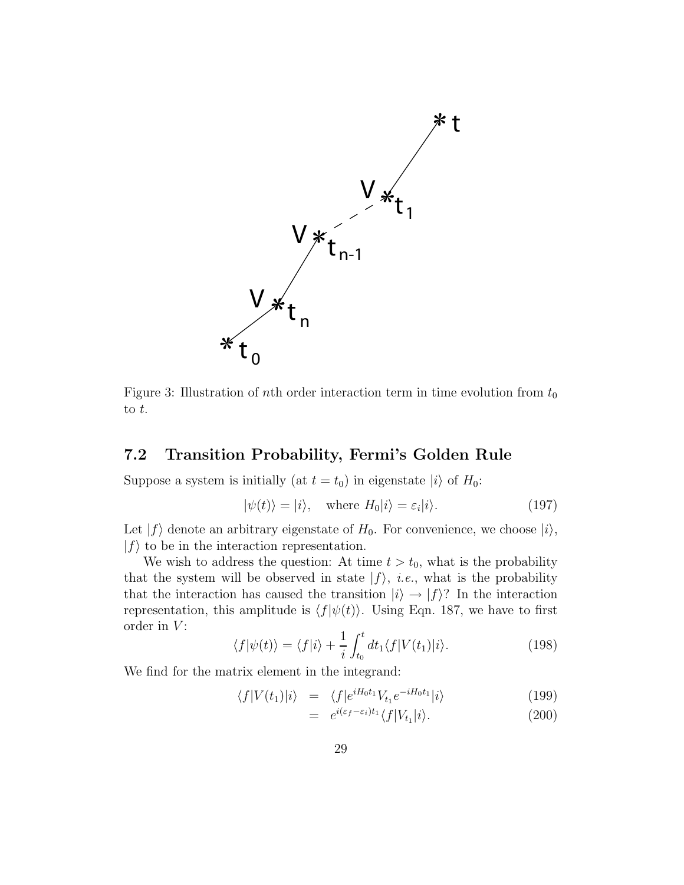Figure 3: Illustration of $n$th order interaction term in time evolution from $t_0$ to $t$.

## 7.2 Transition Probability, Fermi's Golden Rule

Suppose a system is initially (at $t = t_0$) in eigenstate $|i\rangle$ of $H_0$:

$$|\psi(t)\rangle = |i\rangle, \quad \text{where } H_0|i\rangle = \varepsilon_i|i\rangle. \tag{197}$$

Let $|f\rangle$ denote an arbitrary eigenstate of $H_0$. For convenience, we choose $|i\rangle$, $|f\rangle$ to be in the interaction representation.

We wish to address the question: At time $t > t_0$, what is the probability that the system will be observed in state $|f\rangle$, *i.e.*, what is the probability that the interaction has caused the transition $|i\rangle \to |f\rangle$? In the interaction representation, this amplitude is $\langle f|\psi(t)\rangle$. Using Eqn. 187, we have to first order in $V$:

$$\langle f|\psi(t)\rangle = \langle f|i\rangle + \frac{1}{i}\int_{t_0}^{t} dt_1 \langle f|V(t_1)|i\rangle. \tag{198}$$

We find for the matrix element in the integrand:

$$\langle f|V(t_1)|i\rangle = \langle f|e^{iH_0 t_1} V_{t_1} e^{-iH_0 t_1}|i\rangle \tag{199}$$

$$= e^{i(\varepsilon_f - \varepsilon_i)t_1}\langle f|V_{t_1}|i\rangle. \tag{200}$$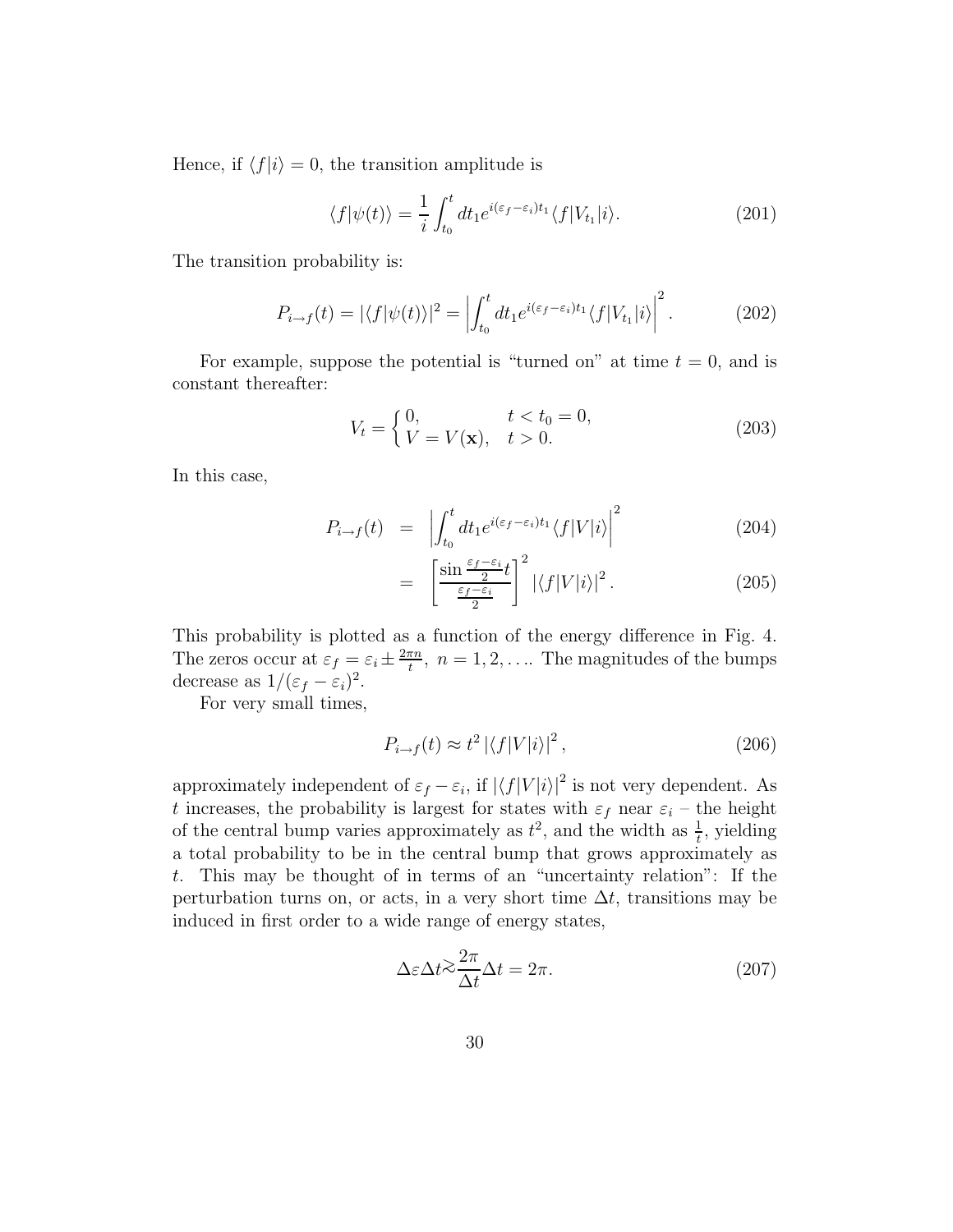Hence, if $\langle f|i\rangle = 0$, the transition amplitude is

$$\langle f|\psi(t)\rangle = \frac{1}{i}\int_{t_0}^{t} dt_1 e^{i(\varepsilon_f-\varepsilon_i)t_1}\langle f|V_{t_1}|i\rangle. \tag{201}$$

The transition probability is:

$$P_{i\to f}(t) = |\langle f|\psi(t)\rangle|^2 = \left|\int_{t_0}^{t} dt_1 e^{i(\varepsilon_f-\varepsilon_i)t_1}\langle f|V_{t_1}|i\rangle\right|^2. \tag{202}$$

For example, suppose the potential is "turned on" at time $t=0$, and is constant thereafter:

$$V_t = \begin{cases} 0, & t < t_0 = 0, \\ V = V(\mathbf{x}), & t > 0. \end{cases} \tag{203}$$

In this case,

$$P_{i\to f}(t) = \left|\int_{t_0}^{t} dt_1 e^{i(\varepsilon_f-\varepsilon_i)t_1}\langle f|V|i\rangle\right|^2 \tag{204}$$

$$= \left[\frac{\sin\frac{\varepsilon_f-\varepsilon_i}{2}t}{\frac{\varepsilon_f-\varepsilon_i}{2}}\right]^2 |\langle f|V|i\rangle|^2. \tag{205}$$

This probability is plotted as a function of the energy difference in Fig. 4. The zeros occur at $\varepsilon_f = \varepsilon_i \pm \frac{2\pi n}{t},\ n = 1, 2, \ldots$. The magnitudes of the bumps decrease as $1/(\varepsilon_f - \varepsilon_i)^2$.

For very small times,

$$P_{i\to f}(t) \approx t^2 |\langle f|V|i\rangle|^2, \tag{206}$$

approximately independent of $\varepsilon_f - \varepsilon_i$, if $|\langle f|V|i\rangle|^2$ is not very dependent. As $t$ increases, the probability is largest for states with $\varepsilon_f$ near $\varepsilon_i$ – the height of the central bump varies approximately as $t^2$, and the width as $\frac{1}{t}$, yielding a total probability to be in the central bump that grows approximately as $t$. This may be thought of in terms of an "uncertainty relation": If the perturbation turns on, or acts, in a very short time $\Delta t$, transitions may be induced in first order to a wide range of energy states,

$$\Delta\varepsilon\Delta t \gtrsim \frac{2\pi}{\Delta t}\Delta t = 2\pi. \tag{207}$$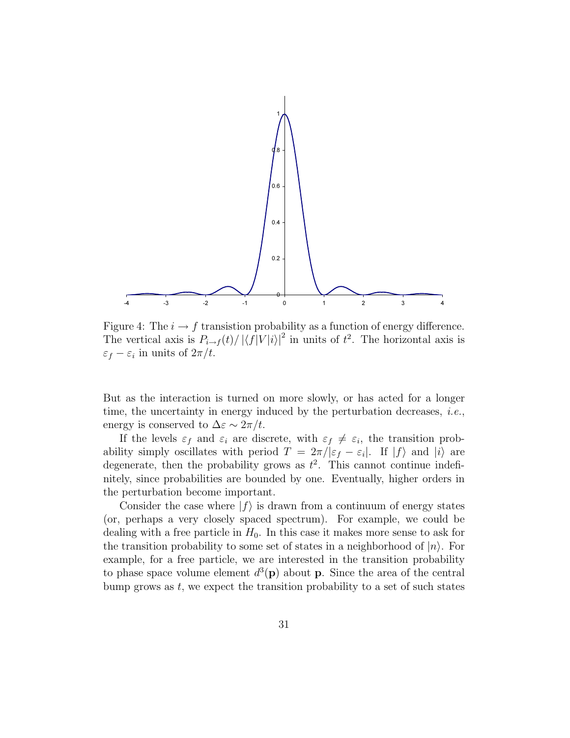Figure 4: The $i \to f$ transistion probability as a function of energy difference. The vertical axis is $P_{i\to f}(t)/\left|\langle f|V|i\rangle\right|^2$ in units of $t^2$. The horizontal axis is $\varepsilon_f - \varepsilon_i$ in units of $2\pi/t$.

But as the interaction is turned on more slowly, or has acted for a longer time, the uncertainty in energy induced by the perturbation decreases, *i.e.*, energy is conserved to $\Delta\varepsilon \sim 2\pi/t$.

If the levels $\varepsilon_f$ and $\varepsilon_i$ are discrete, with $\varepsilon_f \neq \varepsilon_i$, the transition probability simply oscillates with period $T = 2\pi/|\varepsilon_f - \varepsilon_i|$. If $|f\rangle$ and $|i\rangle$ are degenerate, then the probability grows as $t^2$. This cannot continue indefinitely, since probabilities are bounded by one. Eventually, higher orders in the perturbation become important.

Consider the case where $|f\rangle$ is drawn from a continuum of energy states (or, perhaps a very closely spaced spectrum). For example, we could be dealing with a free particle in $H_0$. In this case it makes more sense to ask for the transition probability to some set of states in a neighborhood of $|n\rangle$. For example, for a free particle, we are interested in the transition probability to phase space volume element $d^3(\mathbf{p})$ about $\mathbf{p}$. Since the area of the central bump grows as $t$, we expect the transition probability to a set of such states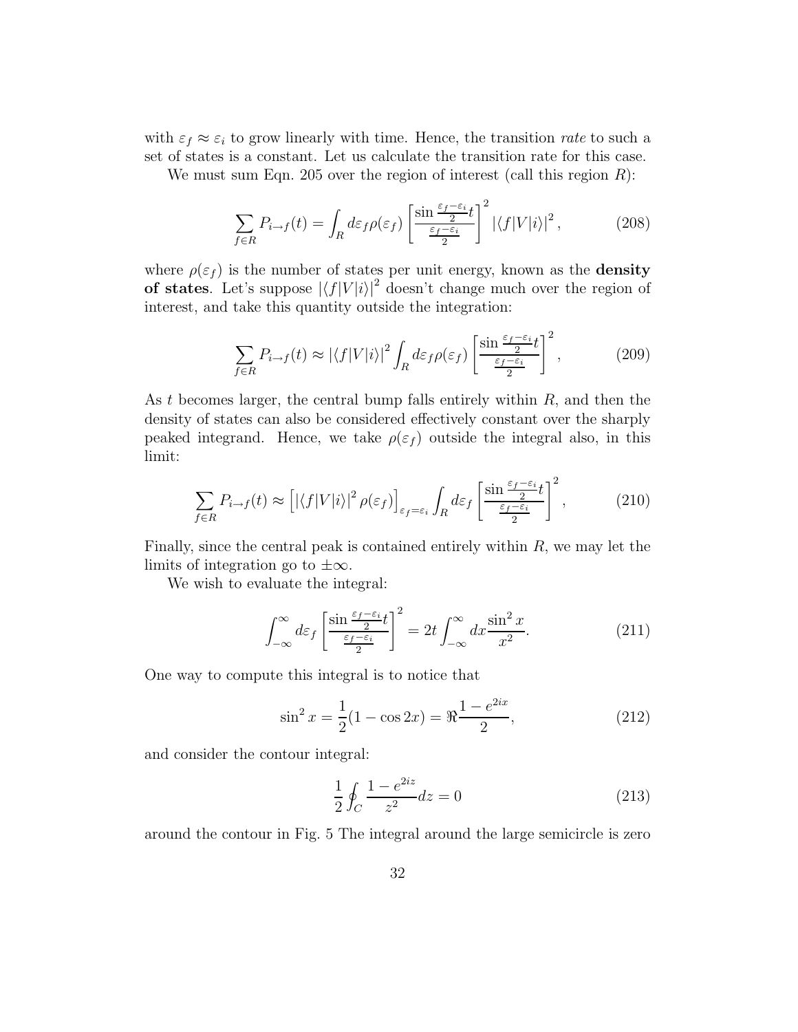with $\varepsilon_f \approx \varepsilon_i$ to grow linearly with time. Hence, the transition *rate* to such a set of states is a constant. Let us calculate the transition rate for this case.

We must sum Eqn. 205 over the region of interest (call this region $R$):

$$\sum_{f \in R} P_{i \to f}(t) = \int_R d\varepsilon_f \rho(\varepsilon_f) \left[ \frac{\sin \frac{\varepsilon_f - \varepsilon_i}{2} t}{\frac{\varepsilon_f - \varepsilon_i}{2}} \right]^2 |\langle f|V|i\rangle|^2 , \tag{208}$$

where $\rho(\varepsilon_f)$ is the number of states per unit energy, known as the **density of states**. Let's suppose $|\langle f|V|i\rangle|^2$ doesn't change much over the region of interest, and take this quantity outside the integration:

$$\sum_{f \in R} P_{i \to f}(t) \approx |\langle f|V|i\rangle|^2 \int_R d\varepsilon_f \rho(\varepsilon_f) \left[ \frac{\sin \frac{\varepsilon_f - \varepsilon_i}{2} t}{\frac{\varepsilon_f - \varepsilon_i}{2}} \right]^2 , \tag{209}$$

As $t$ becomes larger, the central bump falls entirely within $R$, and then the density of states can also be considered effectively constant over the sharply peaked integrand. Hence, we take $\rho(\varepsilon_f)$ outside the integral also, in this limit:

$$\sum_{f \in R} P_{i \to f}(t) \approx \left[ |\langle f|V|i\rangle|^2 \rho(\varepsilon_f) \right]_{\varepsilon_f = \varepsilon_i} \int_R d\varepsilon_f \left[ \frac{\sin \frac{\varepsilon_f - \varepsilon_i}{2} t}{\frac{\varepsilon_f - \varepsilon_i}{2}} \right]^2 , \tag{210}$$

Finally, since the central peak is contained entirely within $R$, we may let the limits of integration go to $\pm\infty$.

We wish to evaluate the integral:

$$\int_{-\infty}^{\infty} d\varepsilon_f \left[ \frac{\sin \frac{\varepsilon_f - \varepsilon_i}{2} t}{\frac{\varepsilon_f - \varepsilon_i}{2}} \right]^2 = 2t \int_{-\infty}^{\infty} dx \frac{\sin^2 x}{x^2}. \tag{211}$$

One way to compute this integral is to notice that

$$\sin^2 x = \frac{1}{2}(1 - \cos 2x) = \Re \frac{1 - e^{2ix}}{2}, \tag{212}$$

and consider the contour integral:

$$\frac{1}{2} \oint_C \frac{1 - e^{2iz}}{z^2} dz = 0 \tag{213}$$

around the contour in Fig. 5 The integral around the large semicircle is zero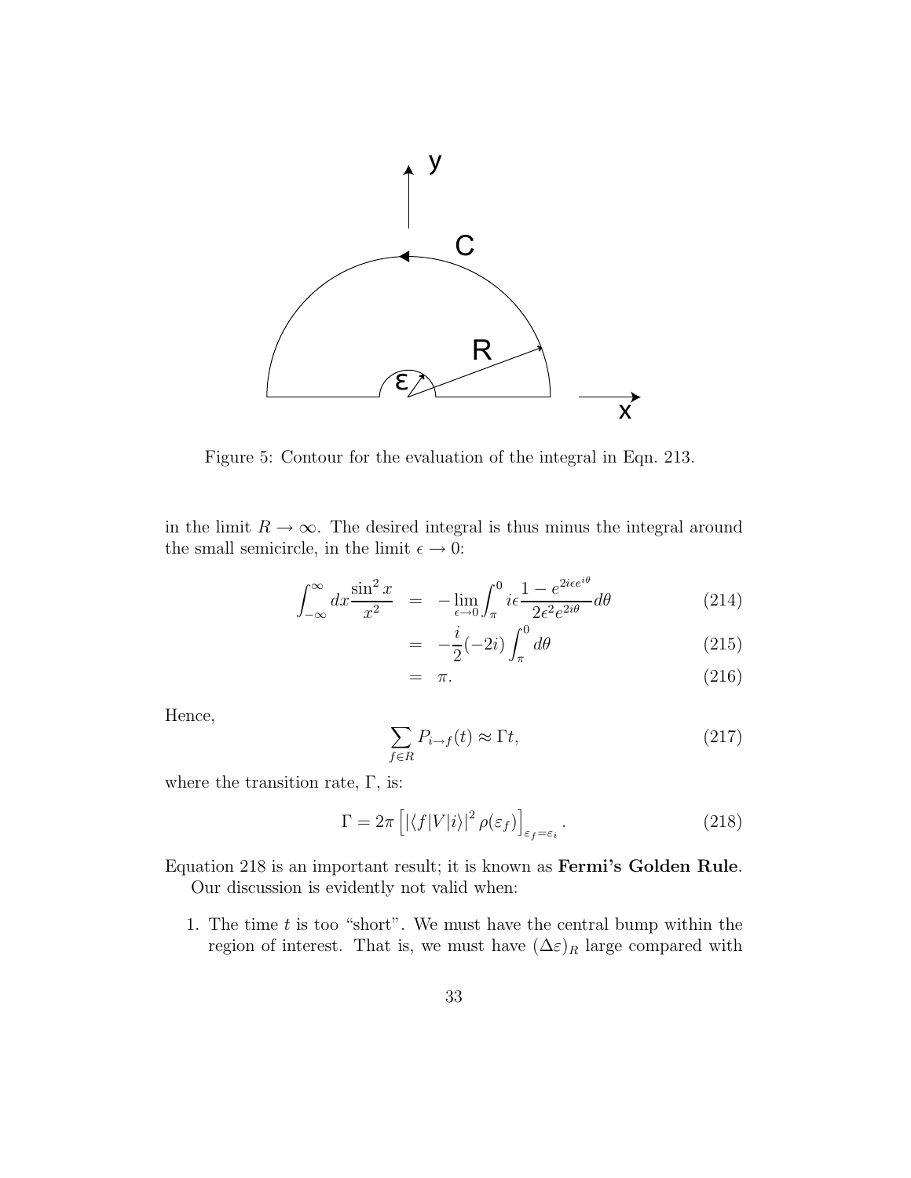Figure 5: Contour for the evaluation of the integral in Eqn. 213.

in the limit $R \to \infty$. The desired integral is thus minus the integral around the small semicircle, in the limit $\epsilon \to 0$:

$$
\begin{aligned}
\int_{-\infty}^{\infty} dx \frac{\sin^2 x}{x^2} &= -\lim_{\epsilon \to 0} \int_{\pi}^{0} i\epsilon \frac{1 - e^{2i\epsilon e^{i\theta}}}{2\epsilon^2 e^{2i\theta}} d\theta && (214) \\
&= -\frac{i}{2}(-2i) \int_{\pi}^{0} d\theta && (215) \\
&= \pi. && (216)
\end{aligned}
$$

Hence,

$$
\sum_{f \in R} P_{i \to f}(t) \approx \Gamma t, \tag{217}
$$

where the transition rate, $\Gamma$, is:

$$
\Gamma = 2\pi \left[ |\langle f|V|i\rangle|^2 \rho(\varepsilon_f) \right]_{\varepsilon_f = \varepsilon_i}. \tag{218}
$$

Equation 218 is an important result; it is known as **Fermi's Golden Rule**.

Our discussion is evidently not valid when:

1. The time $t$ is too "short". We must have the central bump within the region of interest. That is, we must have $(\Delta\varepsilon)_R$ large compared with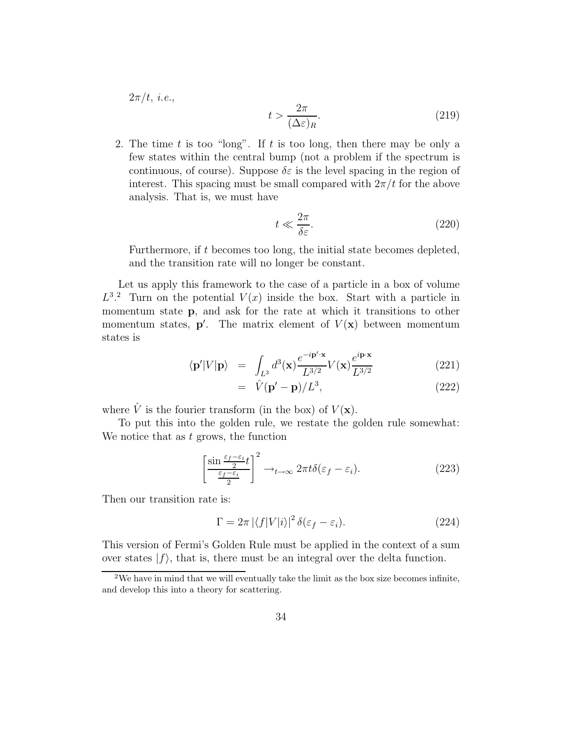$2\pi/t$, *i.e.*,

$$t > \frac{2\pi}{(\Delta\varepsilon)_R}. \tag{219}$$

2. The time $t$ is too "long". If $t$ is too long, then there may be only a few states within the central bump (not a problem if the spectrum is continuous, of course). Suppose $\delta\varepsilon$ is the level spacing in the region of interest. This spacing must be small compared with $2\pi/t$ for the above analysis. That is, we must have

$$t \ll \frac{2\pi}{\delta\varepsilon}. \tag{220}$$

Furthermore, if $t$ becomes too long, the initial state becomes depleted, and the transition rate will no longer be constant.

Let us apply this framework to the case of a particle in a box of volume $L^3$.[2] Turn on the potential $V(x)$ inside the box. Start with a particle in momentum state $\mathbf{p}$, and ask for the rate at which it transitions to other momentum states, $\mathbf{p}'$. The matrix element of $V(\mathbf{x})$ between momentum states is

$$\begin{aligned} \langle \mathbf{p}'|V|\mathbf{p}\rangle &= \int_{L^3} d^3(\mathbf{x}) \frac{e^{-i\mathbf{p}'\cdot\mathbf{x}}}{L^{3/2}} V(\mathbf{x}) \frac{e^{i\mathbf{p}\cdot\mathbf{x}}}{L^{3/2}} & (221) \\ &= \hat{V}(\mathbf{p}' - \mathbf{p})/L^3, & (222) \end{aligned}$$

where $\hat{V}$ is the fourier transform (in the box) of $V(\mathbf{x})$.

To put this into the golden rule, we restate the golden rule somewhat: We notice that as $t$ grows, the function

$$\left[\frac{\sin\frac{\varepsilon_f - \varepsilon_i}{2}t}{\frac{\varepsilon_f - \varepsilon_i}{2}}\right]^2 \rightarrow_{t\to\infty} 2\pi t \delta(\varepsilon_f - \varepsilon_i). \tag{223}$$

Then our transition rate is:

$$\Gamma = 2\pi \left|\langle f|V|i\rangle\right|^2 \delta(\varepsilon_f - \varepsilon_i). \tag{224}$$

This version of Fermi's Golden Rule must be applied in the context of a sum over states $|f\rangle$, that is, there must be an integral over the delta function.

[2] We have in mind that we will eventually take the limit as the box size becomes infinite, and develop this into a theory for scattering.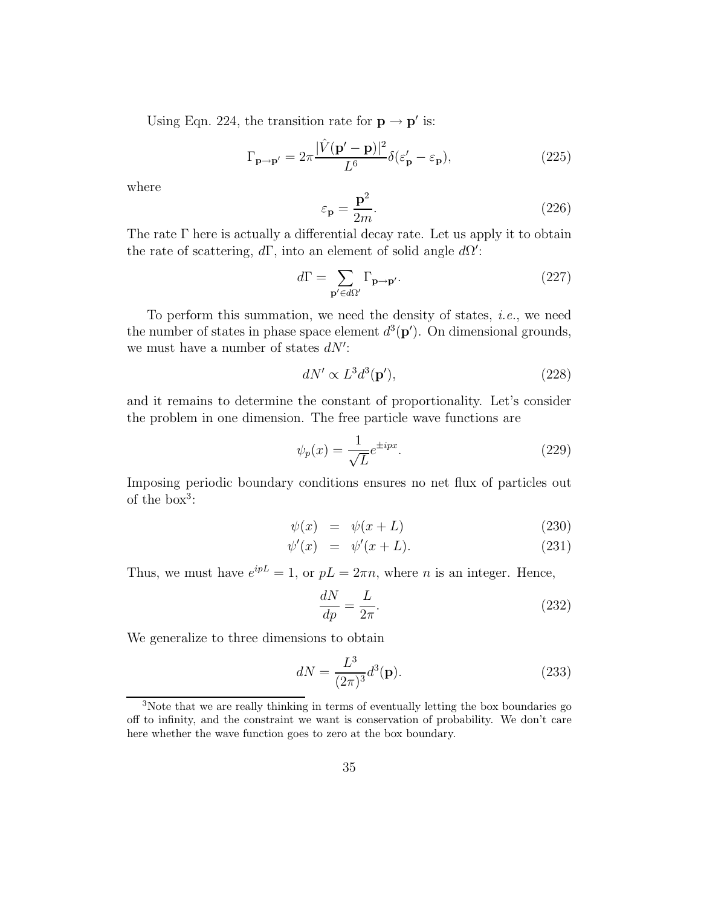Using Eqn. 224, the transition rate for $\mathbf{p} \rightarrow \mathbf{p}'$ is:

$$\Gamma_{\mathbf{p}\rightarrow\mathbf{p}'} = 2\pi \frac{|\hat{V}(\mathbf{p}' - \mathbf{p})|^2}{L^6} \delta(\varepsilon'_{\mathbf{p}} - \varepsilon_{\mathbf{p}}), \tag{225}$$

where

$$\varepsilon_{\mathbf{p}} = \frac{\mathbf{p}^2}{2m}. \tag{226}$$

The rate $\Gamma$ here is actually a differential decay rate. Let us apply it to obtain the rate of scattering, $d\Gamma$, into an element of solid angle $d\Omega'$:

$$d\Gamma = \sum_{\mathbf{p}' \in d\Omega'} \Gamma_{\mathbf{p}\rightarrow\mathbf{p}'}. \tag{227}$$

To perform this summation, we need the density of states, *i.e.*, we need the number of states in phase space element $d^3(\mathbf{p}')$. On dimensional grounds, we must have a number of states $dN'$:

$$dN' \propto L^3 d^3(\mathbf{p}'), \tag{228}$$

and it remains to determine the constant of proportionality. Let's consider the problem in one dimension. The free particle wave functions are

$$\psi_p(x) = \frac{1}{\sqrt{L}} e^{\pm ipx}. \tag{229}$$

Imposing periodic boundary conditions ensures no net flux of particles out of the box[3]:

$$\psi(x) = \psi(x+L) \tag{230}$$

$$\psi'(x) = \psi'(x+L). \tag{231}$$

Thus, we must have $e^{ipL} = 1$, or $pL = 2\pi n$, where $n$ is an integer. Hence,

$$\frac{dN}{dp} = \frac{L}{2\pi}. \tag{232}$$

We generalize to three dimensions to obtain

$$dN = \frac{L^3}{(2\pi)^3} d^3(\mathbf{p}). \tag{233}$$

[3]Note that we are really thinking in terms of eventually letting the box boundaries go off to infinity, and the constraint we want is conservation of probability. We don't care here whether the wave function goes to zero at the box boundary.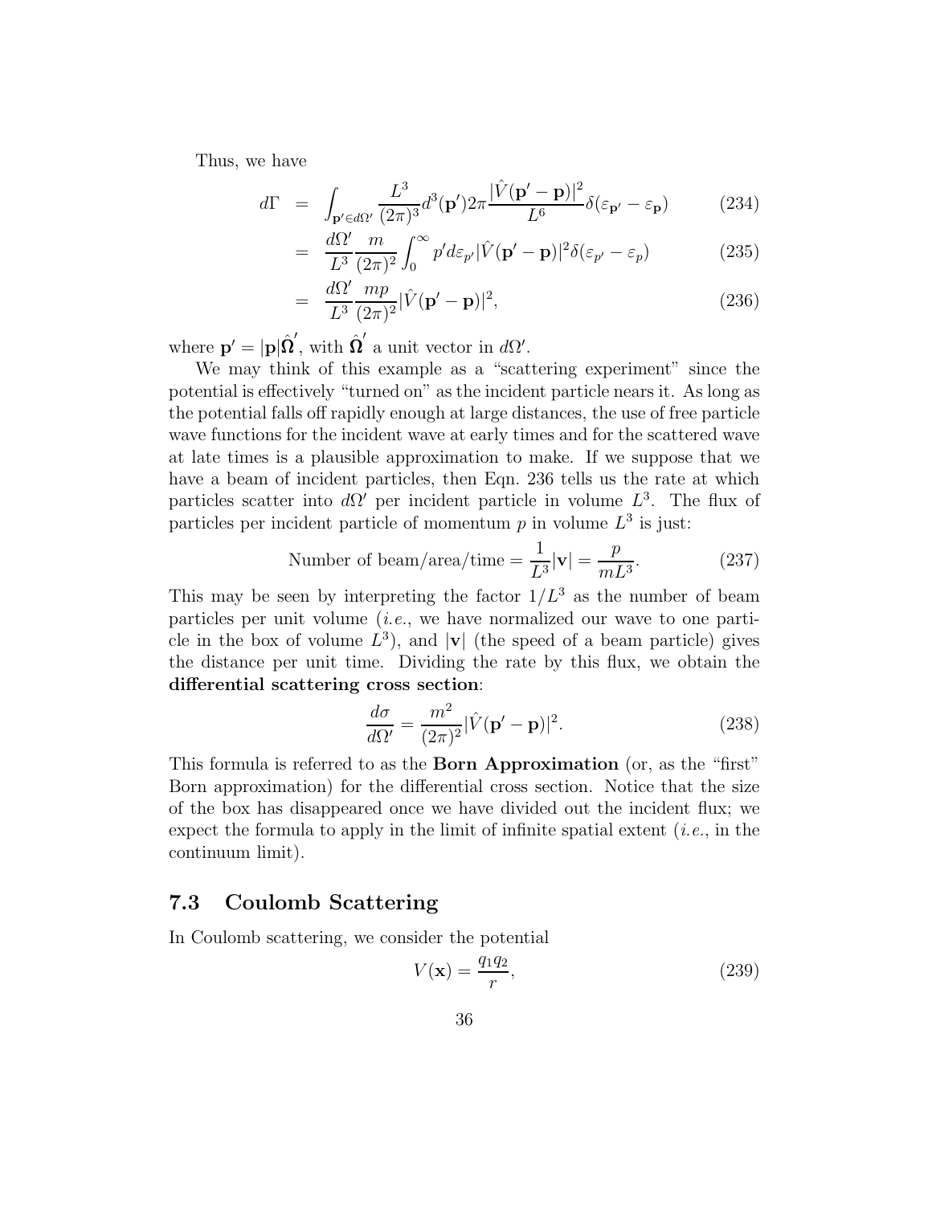Thus, we have

$$
\begin{aligned}
d\Gamma &= \int_{\mathbf{p}' \in d\Omega'} \frac{L^3}{(2\pi)^3} d^3(\mathbf{p}') 2\pi \frac{|\hat{V}(\mathbf{p}' - \mathbf{p})|^2}{L^6} \delta(\varepsilon_{\mathbf{p}'} - \varepsilon_{\mathbf{p}}) \qquad (234) \\
&= \frac{d\Omega'}{L^3} \frac{m}{(2\pi)^2} \int_0^\infty p' d\varepsilon_{p'} |\hat{V}(\mathbf{p}' - \mathbf{p})|^2 \delta(\varepsilon_{p'} - \varepsilon_p) \qquad (235) \\
&= \frac{d\Omega'}{L^3} \frac{mp}{(2\pi)^2} |\hat{V}(\mathbf{p}' - \mathbf{p})|^2, \qquad (236)
\end{aligned}
$$

where $\mathbf{p}' = |\mathbf{p}|\hat{\mathbf{\Omega}}'$, with $\hat{\mathbf{\Omega}}'$ a unit vector in $d\Omega'$.

We may think of this example as a "scattering experiment" since the potential is effectively "turned on" as the incident particle nears it. As long as the potential falls off rapidly enough at large distances, the use of free particle wave functions for the incident wave at early times and for the scattered wave at late times is a plausible approximation to make. If we suppose that we have a beam of incident particles, then Eqn. 236 tells us the rate at which particles scatter into $d\Omega'$ per incident particle in volume $L^3$. The flux of particles per incident particle of momentum $p$ in volume $L^3$ is just:

$$
\text{Number of beam/area/time} = \frac{1}{L^3}|\mathbf{v}| = \frac{p}{mL^3}. \qquad (237)
$$

This may be seen by interpreting the factor $1/L^3$ as the number of beam particles per unit volume (*i.e.*, we have normalized our wave to one particle in the box of volume $L^3$), and $|\mathbf{v}|$ (the speed of a beam particle) gives the distance per unit time. Dividing the rate by this flux, we obtain the **differential scattering cross section**:

$$
\frac{d\sigma}{d\Omega'} = \frac{m^2}{(2\pi)^2} |\hat{V}(\mathbf{p}' - \mathbf{p})|^2. \qquad (238)
$$

This formula is referred to as the **Born Approximation** (or, as the "first" Born approximation) for the differential cross section. Notice that the size of the box has disappeared once we have divided out the incident flux; we expect the formula to apply in the limit of infinite spatial extent (*i.e.*, in the continuum limit).

## 7.3 Coulomb Scattering

In Coulomb scattering, we consider the potential

$$
V(\mathbf{x}) = \frac{q_1 q_2}{r}, \qquad (239)
$$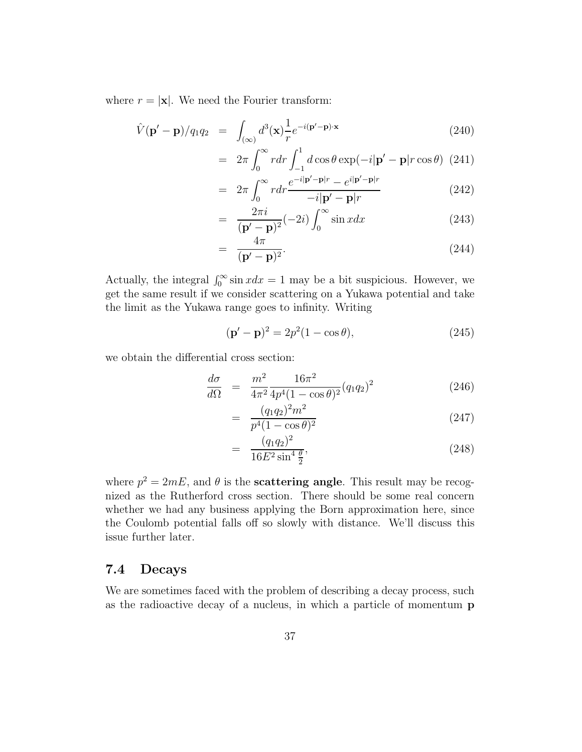where $r = |\mathbf{x}|$. We need the Fourier transform:

$$
\begin{aligned}
\hat{V}(\mathbf{p}' - \mathbf{p})/q_1 q_2 &= \int_{(\infty)} d^3(\mathbf{x}) \frac{1}{r} e^{-i(\mathbf{p}'-\mathbf{p})\cdot\mathbf{x}} && (240) \\
&= 2\pi \int_0^\infty r dr \int_{-1}^1 d\cos\theta \exp(-i|\mathbf{p}'-\mathbf{p}|r\cos\theta) && (241) \\
&= 2\pi \int_0^\infty r dr \frac{e^{-i|\mathbf{p}'-\mathbf{p}|r} - e^{i|\mathbf{p}'-\mathbf{p}|r}}{-i|\mathbf{p}'-\mathbf{p}|r} && (242) \\
&= \frac{2\pi i}{(\mathbf{p}'-\mathbf{p})^2}(-2i)\int_0^\infty \sin x dx && (243) \\
&= \frac{4\pi}{(\mathbf{p}'-\mathbf{p})^2}. && (244)
\end{aligned}
$$

Actually, the integral $\int_0^\infty \sin x dx = 1$ may be a bit suspicious. However, we get the same result if we consider scattering on a Yukawa potential and take the limit as the Yukawa range goes to infinity. Writing

$$
(\mathbf{p}' - \mathbf{p})^2 = 2p^2(1 - \cos\theta), \tag{245}
$$

we obtain the differential cross section:

$$
\begin{aligned}
\frac{d\sigma}{d\Omega} &= \frac{m^2}{4\pi^2}\frac{16\pi^2}{4p^4(1-\cos\theta)^2}(q_1 q_2)^2 && (246) \\
&= \frac{(q_1 q_2)^2 m^2}{p^4(1-\cos\theta)^2} && (247) \\
&= \frac{(q_1 q_2)^2}{16E^2 \sin^4\frac{\theta}{2}}, && (248)
\end{aligned}
$$

where $p^2 = 2mE$, and $\theta$ is the **scattering angle**. This result may be recognized as the Rutherford cross section. There should be some real concern whether we had any business applying the Born approximation here, since the Coulomb potential falls off so slowly with distance. We'll discuss this issue further later.

## 7.4 Decays

We are sometimes faced with the problem of describing a decay process, such as the radioactive decay of a nucleus, in which a particle of momentum $\mathbf{p}$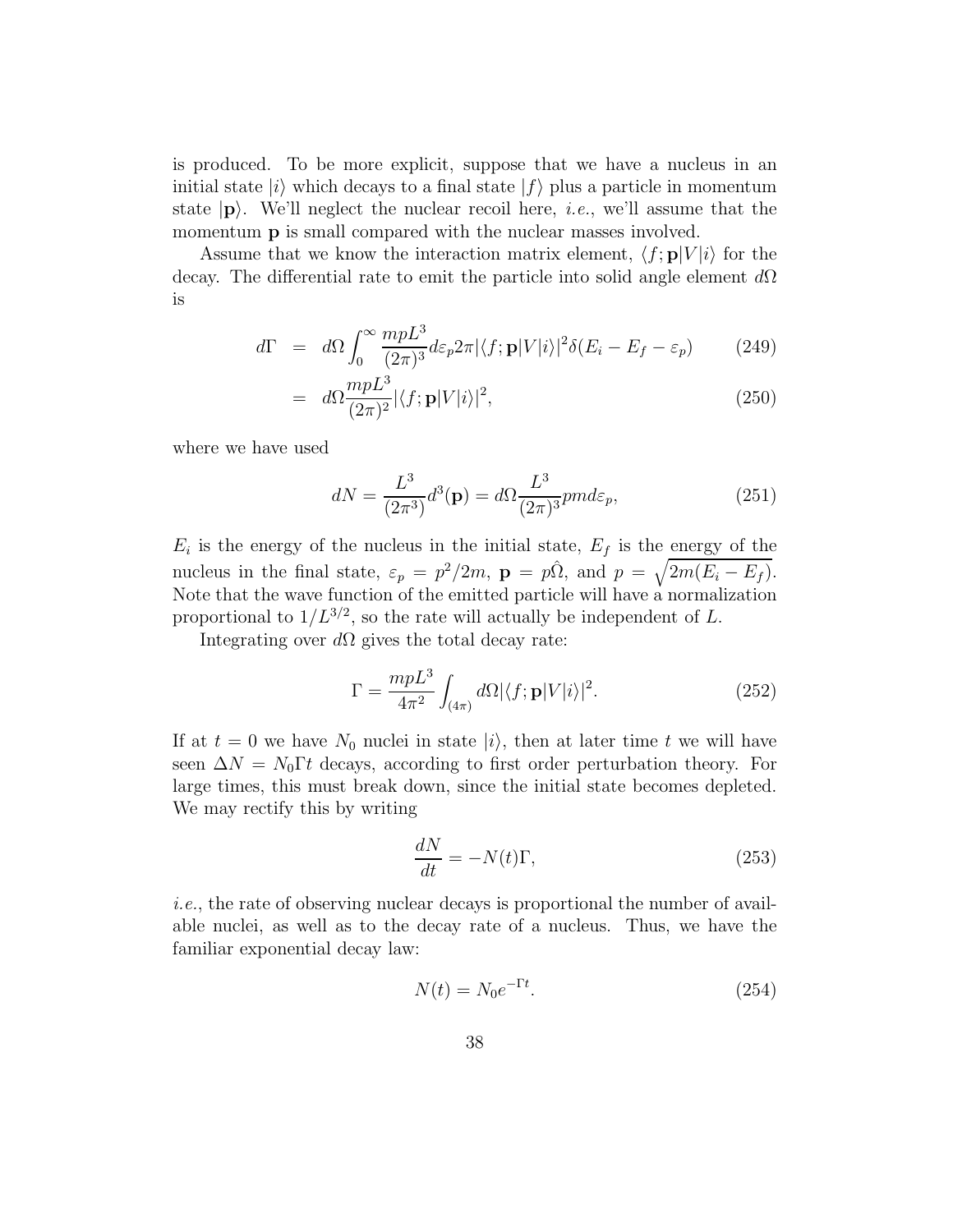is produced. To be more explicit, suppose that we have a nucleus in an initial state $|i\rangle$ which decays to a final state $|f\rangle$ plus a particle in momentum state $|\mathbf{p}\rangle$. We'll neglect the nuclear recoil here, *i.e.*, we'll assume that the momentum $\mathbf{p}$ is small compared with the nuclear masses involved.

Assume that we know the interaction matrix element, $\langle f;\mathbf{p}|V|i\rangle$ for the decay. The differential rate to emit the particle into solid angle element $d\Omega$ is

$$
\begin{aligned}
d\Gamma &= d\Omega \int_0^\infty \frac{mpL^3}{(2\pi)^3} d\varepsilon_p 2\pi |\langle f;\mathbf{p}|V|i\rangle|^2 \delta(E_i - E_f - \varepsilon_p) \qquad (249)\\
&= d\Omega \frac{mpL^3}{(2\pi)^2} |\langle f;\mathbf{p}|V|i\rangle|^2, \qquad (250)
\end{aligned}
$$

where we have used

$$
dN = \frac{L^3}{(2\pi^3)} d^3(\mathbf{p}) = d\Omega \frac{L^3}{(2\pi)^3} pm d\varepsilon_p, \qquad (251)
$$

$E_i$ is the energy of the nucleus in the initial state, $E_f$ is the energy of the nucleus in the final state, $\varepsilon_p = p^2/2m$, $\mathbf{p} = p\hat{\Omega}$, and $p = \sqrt{2m(E_i - E_f)}$. Note that the wave function of the emitted particle will have a normalization proportional to $1/L^{3/2}$, so the rate will actually be independent of $L$.

Integrating over $d\Omega$ gives the total decay rate:

$$
\Gamma = \frac{mpL^3}{4\pi^2} \int_{(4\pi)} d\Omega |\langle f;\mathbf{p}|V|i\rangle|^2. \qquad (252)
$$

If at $t = 0$ we have $N_0$ nuclei in state $|i\rangle$, then at later time $t$ we will have seen $\Delta N = N_0 \Gamma t$ decays, according to first order perturbation theory. For large times, this must break down, since the initial state becomes depleted. We may rectify this by writing

$$
\frac{dN}{dt} = -N(t)\Gamma, \qquad (253)
$$

*i.e.*, the rate of observing nuclear decays is proportional the number of available nuclei, as well as to the decay rate of a nucleus. Thus, we have the familiar exponential decay law:

$$
N(t) = N_0 e^{-\Gamma t}. \qquad (254)
$$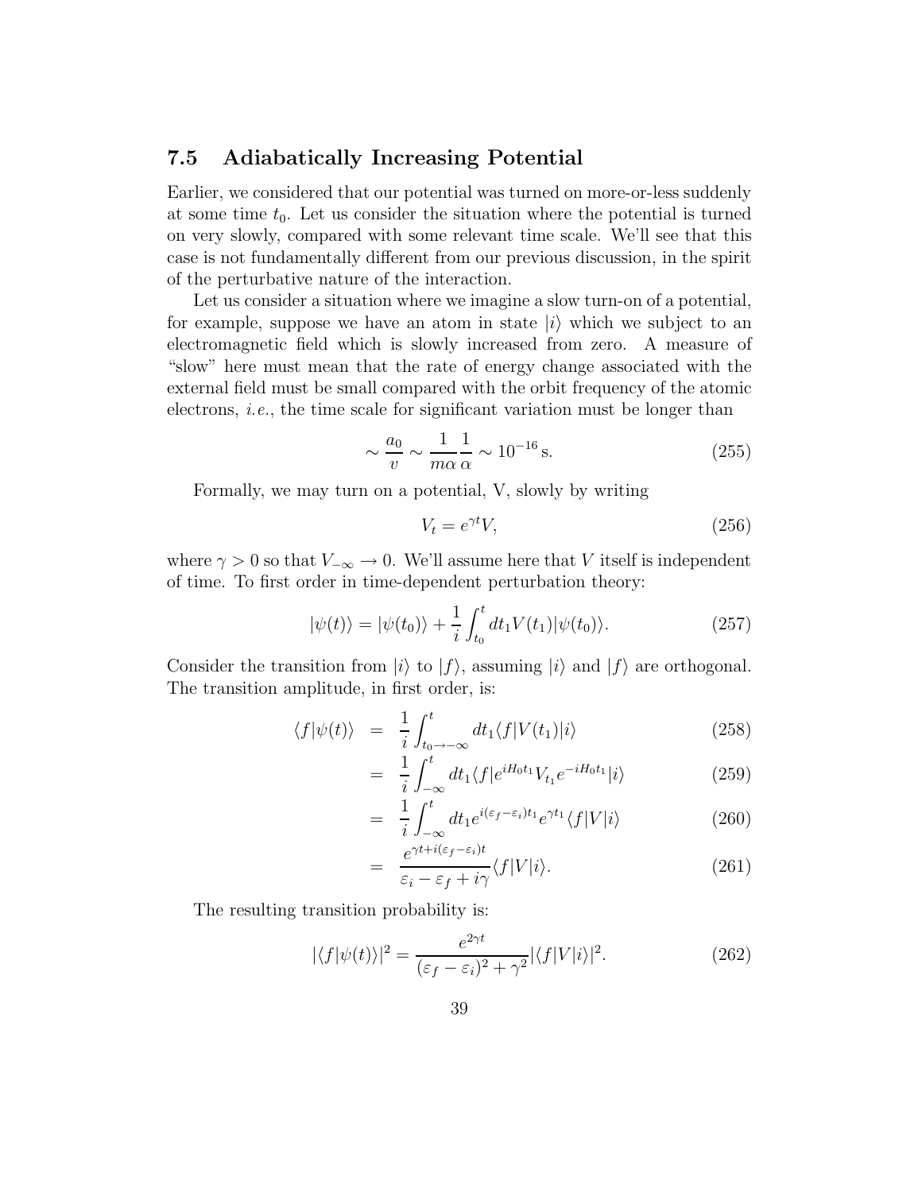## 7.5 Adiabatically Increasing Potential

Earlier, we considered that our potential was turned on more-or-less suddenly at some time $t_0$. Let us consider the situation where the potential is turned on very slowly, compared with some relevant time scale. We'll see that this case is not fundamentally different from our previous discussion, in the spirit of the perturbative nature of the interaction.

Let us consider a situation where we imagine a slow turn-on of a potential, for example, suppose we have an atom in state $|i\rangle$ which we subject to an electromagnetic field which is slowly increased from zero. A measure of "slow" here must mean that the rate of energy change associated with the external field must be small compared with the orbit frequency of the atomic electrons, *i.e.*, the time scale for significant variation must be longer than

$$\sim \frac{a_0}{v} \sim \frac{1}{m\alpha}\frac{1}{\alpha} \sim 10^{-16}\,\text{s}. \tag{255}$$

Formally, we may turn on a potential, V, slowly by writing

$$V_t = e^{\gamma t} V, \tag{256}$$

where $\gamma > 0$ so that $V_{-\infty} \to 0$. We'll assume here that $V$ itself is independent of time. To first order in time-dependent perturbation theory:

$$|\psi(t)\rangle = |\psi(t_0)\rangle + \frac{1}{i}\int_{t_0}^{t} dt_1 V(t_1)|\psi(t_0)\rangle. \tag{257}$$

Consider the transition from $|i\rangle$ to $|f\rangle$, assuming $|i\rangle$ and $|f\rangle$ are orthogonal. The transition amplitude, in first order, is:

$$\begin{aligned}
\langle f|\psi(t)\rangle &= \frac{1}{i}\int_{t_0\to-\infty}^{t} dt_1 \langle f|V(t_1)|i\rangle & (258)\\
&= \frac{1}{i}\int_{-\infty}^{t} dt_1 \langle f|e^{iH_0 t_1} V_{t_1} e^{-iH_0 t_1}|i\rangle & (259)\\
&= \frac{1}{i}\int_{-\infty}^{t} dt_1 e^{i(\varepsilon_f-\varepsilon_i)t_1} e^{\gamma t_1}\langle f|V|i\rangle & (260)\\
&= \frac{e^{\gamma t + i(\varepsilon_f-\varepsilon_i)t}}{\varepsilon_i - \varepsilon_f + i\gamma}\langle f|V|i\rangle. & (261)
\end{aligned}$$

The resulting transition probability is:

$$|\langle f|\psi(t)\rangle|^2 = \frac{e^{2\gamma t}}{(\varepsilon_f-\varepsilon_i)^2 + \gamma^2}|\langle f|V|i\rangle|^2. \tag{262}$$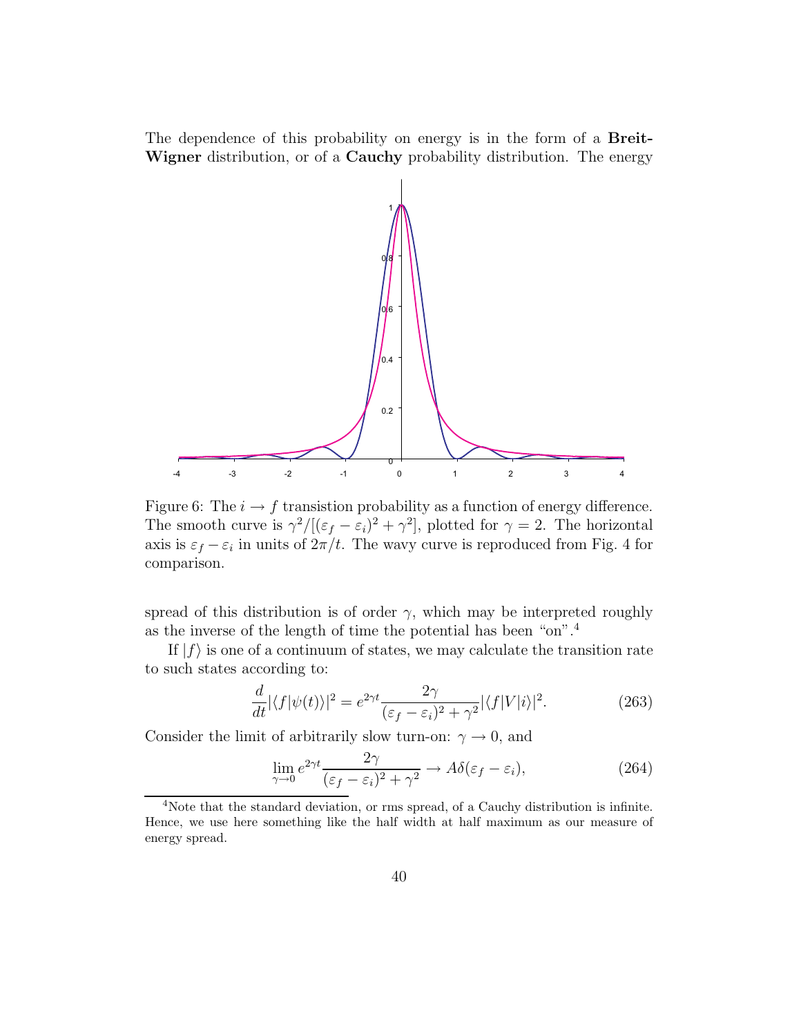The dependence of this probability on energy is in the form of a **Breit-Wigner** distribution, or of a **Cauchy** probability distribution. The energy

Figure 6: The $i \to f$ transistion probability as a function of energy difference. The smooth curve is $\gamma^2/[(\varepsilon_f - \varepsilon_i)^2 + \gamma^2]$, plotted for $\gamma = 2$. The horizontal axis is $\varepsilon_f - \varepsilon_i$ in units of $2\pi/t$. The wavy curve is reproduced from Fig. 4 for comparison.

spread of this distribution is of order $\gamma$, which may be interpreted roughly as the inverse of the length of time the potential has been "on".[4]

If $|f\rangle$ is one of a continuum of states, we may calculate the transition rate to such states according to:

$$\frac{d}{dt}|\langle f|\psi(t)\rangle|^2 = e^{2\gamma t}\frac{2\gamma}{(\varepsilon_f - \varepsilon_i)^2 + \gamma^2}|\langle f|V|i\rangle|^2. \tag{263}$$

Consider the limit of arbitrarily slow turn-on: $\gamma \to 0$, and

$$\lim_{\gamma\to 0} e^{2\gamma t}\frac{2\gamma}{(\varepsilon_f - \varepsilon_i)^2 + \gamma^2} \to A\delta(\varepsilon_f - \varepsilon_i), \tag{264}$$

[4] Note that the standard deviation, or rms spread, of a Cauchy distribution is infinite. Hence, we use here something like the half width at half maximum as our measure of energy spread.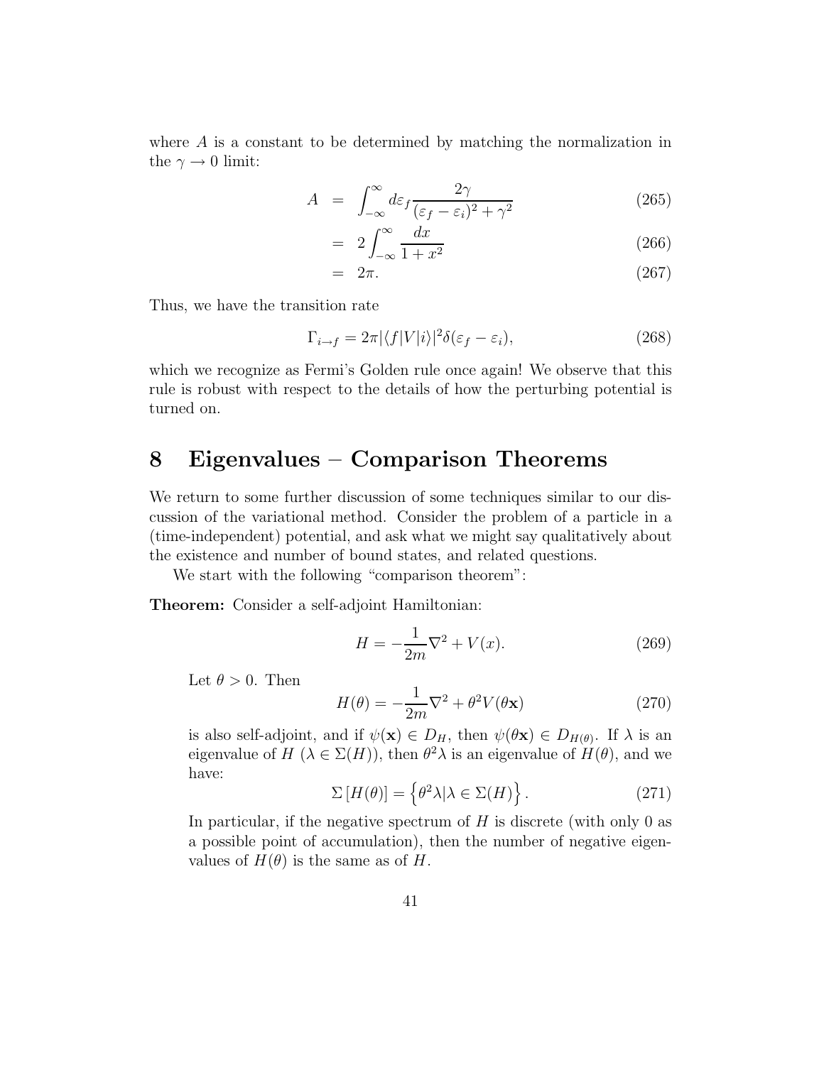where $A$ is a constant to be determined by matching the normalization in the $\gamma \to 0$ limit:

$$
\begin{aligned}
A &= \int_{-\infty}^{\infty} d\varepsilon_f \frac{2\gamma}{(\varepsilon_f - \varepsilon_i)^2 + \gamma^2} && (265) \\
&= 2\int_{-\infty}^{\infty} \frac{dx}{1+x^2} && (266) \\
&= 2\pi. && (267)
\end{aligned}
$$

Thus, we have the transition rate

$$
\Gamma_{i\to f} = 2\pi |\langle f|V|i\rangle|^2 \delta(\varepsilon_f - \varepsilon_i), \tag{268}
$$

which we recognize as Fermi's Golden rule once again! We observe that this rule is robust with respect to the details of how the perturbing potential is turned on.

# 8 Eigenvalues – Comparison Theorems

We return to some further discussion of some techniques similar to our discussion of the variational method. Consider the problem of a particle in a (time-independent) potential, and ask what we might say qualitatively about the existence and number of bound states, and related questions.

We start with the following "comparison theorem":

**Theorem:** Consider a self-adjoint Hamiltonian:

$$
H = -\frac{1}{2m}\nabla^2 + V(x). \tag{269}
$$

Let $\theta > 0$. Then

$$
H(\theta) = -\frac{1}{2m}\nabla^2 + \theta^2 V(\theta \mathbf{x}) \tag{270}
$$

is also self-adjoint, and if $\psi(\mathbf{x}) \in D_H$, then $\psi(\theta\mathbf{x}) \in D_{H(\theta)}$. If $\lambda$ is an eigenvalue of $H$ ($\lambda \in \Sigma(H)$), then $\theta^2\lambda$ is an eigenvalue of $H(\theta)$, and we have:

$$
\Sigma\left[H(\theta)\right] = \left\{\theta^2\lambda | \lambda \in \Sigma(H)\right\}. \tag{271}
$$

In particular, if the negative spectrum of $H$ is discrete (with only 0 as a possible point of accumulation), then the number of negative eigenvalues of $H(\theta)$ is the same as of $H$.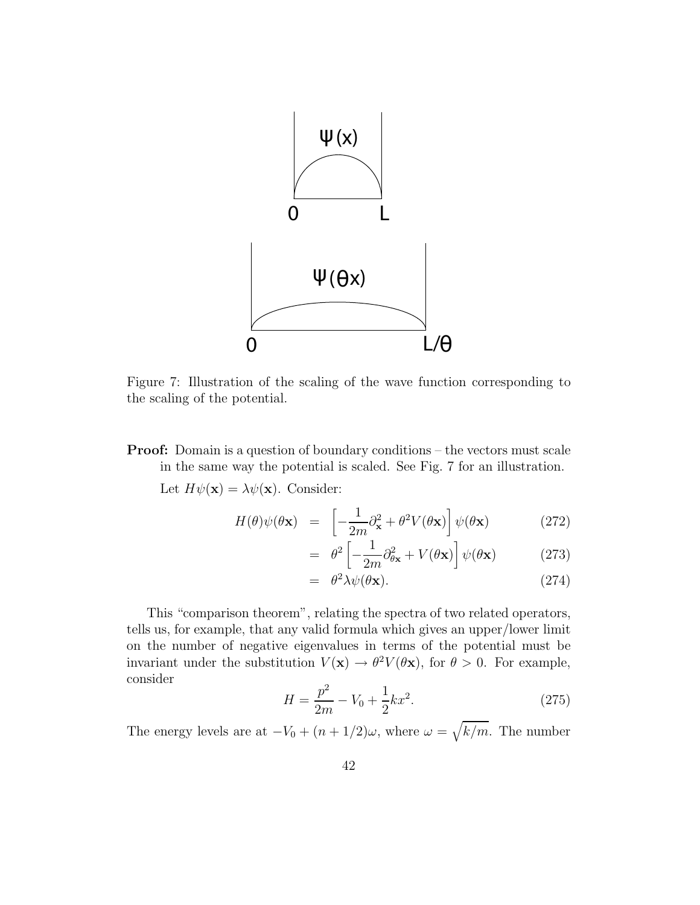Figure 7: Illustration of the scaling of the wave function corresponding to the scaling of the potential.

**Proof:** Domain is a question of boundary conditions – the vectors must scale in the same way the potential is scaled. See Fig. 7 for an illustration.

Let $H\psi(\mathbf{x}) = \lambda\psi(\mathbf{x})$. Consider:

$$H(\theta)\psi(\theta\mathbf{x}) = \left[-\frac{1}{2m}\partial^2_{\mathbf{x}} + \theta^2 V(\theta\mathbf{x})\right]\psi(\theta\mathbf{x}) \tag{272}$$

$$= \theta^2\left[-\frac{1}{2m}\partial^2_{\theta\mathbf{x}} + V(\theta\mathbf{x})\right]\psi(\theta\mathbf{x}) \tag{273}$$

$$= \theta^2\lambda\psi(\theta\mathbf{x}). \tag{274}$$

This "comparison theorem", relating the spectra of two related operators, tells us, for example, that any valid formula which gives an upper/lower limit on the number of negative eigenvalues in terms of the potential must be invariant under the substitution $V(\mathbf{x}) \to \theta^2 V(\theta\mathbf{x})$, for $\theta > 0$. For example, consider

$$H = \frac{p^2}{2m} - V_0 + \frac{1}{2}kx^2. \tag{275}$$

The energy levels are at $-V_0 + (n + 1/2)\omega$, where $\omega = \sqrt{k/m}$. The number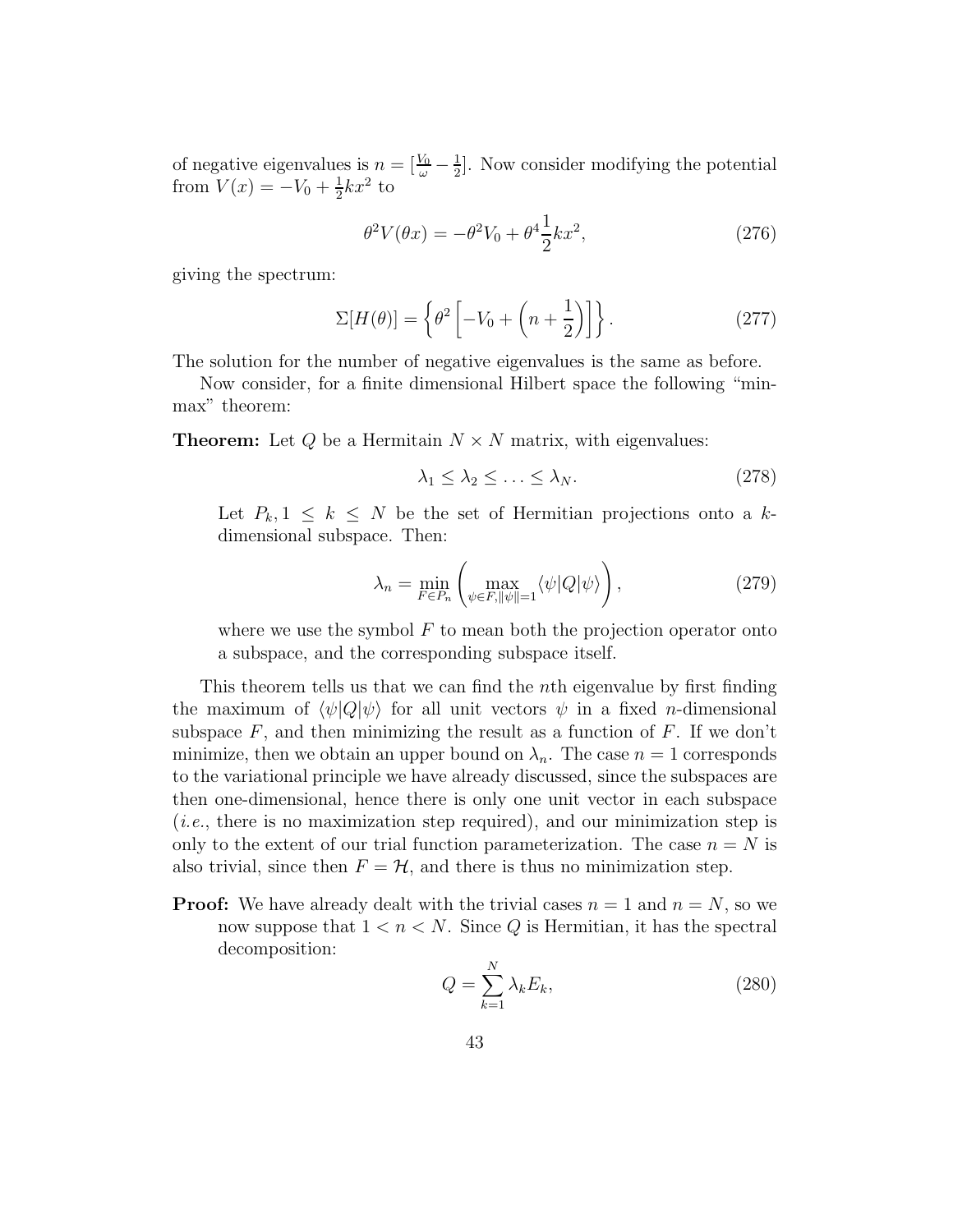of negative eigenvalues is $n = [\frac{V_0}{\omega} - \frac{1}{2}]$. Now consider modifying the potential from $V(x) = -V_0 + \frac{1}{2}kx^2$ to

$$\theta^2 V(\theta x) = -\theta^2 V_0 + \theta^4 \frac{1}{2} k x^2, \tag{276}$$

giving the spectrum:

$$\Sigma[H(\theta)] = \left\{ \theta^2 \left[ -V_0 + \left( n + \frac{1}{2} \right) \right] \right\}. \tag{277}$$

The solution for the number of negative eigenvalues is the same as before.

Now consider, for a finite dimensional Hilbert space the following "min-max" theorem:

**Theorem:** Let $Q$ be a Hermitain $N \times N$ matrix, with eigenvalues:

$$\lambda_1 \leq \lambda_2 \leq \ldots \leq \lambda_N. \tag{278}$$

Let $P_k, 1 \leq k \leq N$ be the set of Hermitian projections onto a $k$-dimensional subspace. Then:

$$\lambda_n = \min_{F \in P_n} \left( \max_{\psi \in F, \|\psi\|=1} \langle \psi | Q | \psi \rangle \right), \tag{279}$$

where we use the symbol $F$ to mean both the projection operator onto a subspace, and the corresponding subspace itself.

This theorem tells us that we can find the $n$th eigenvalue by first finding the maximum of $\langle \psi | Q | \psi \rangle$ for all unit vectors $\psi$ in a fixed $n$-dimensional subspace $F$, and then minimizing the result as a function of $F$. If we don't minimize, then we obtain an upper bound on $\lambda_n$. The case $n = 1$ corresponds to the variational principle we have already discussed, since the subspaces are then one-dimensional, hence there is only one unit vector in each subspace (*i.e.*, there is no maximization step required), and our minimization step is only to the extent of our trial function parameterization. The case $n = N$ is also trivial, since then $F = \mathcal{H}$, and there is thus no minimization step.

**Proof:** We have already dealt with the trivial cases $n = 1$ and $n = N$, so we now suppose that $1 < n < N$. Since $Q$ is Hermitian, it has the spectral decomposition:

$$Q = \sum_{k=1}^{N} \lambda_k E_k, \tag{280}$$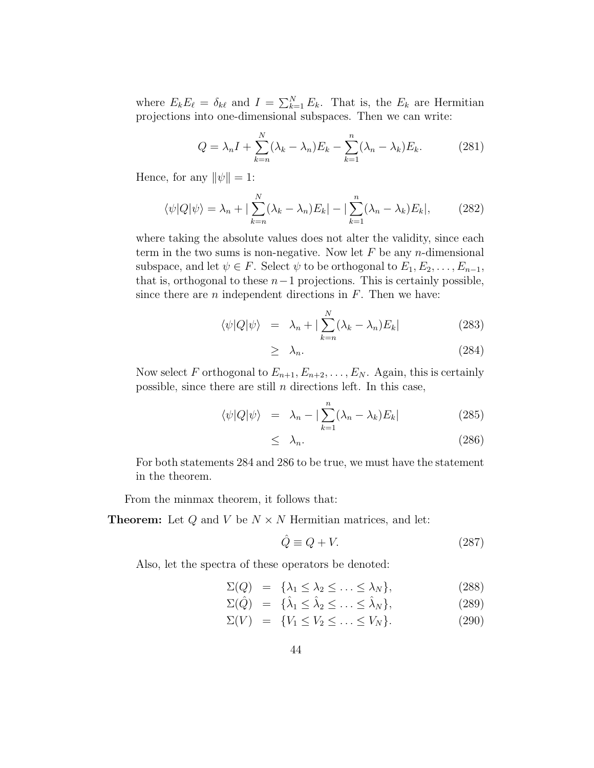where $E_k E_\ell = \delta_{k\ell}$ and $I = \sum_{k=1}^{N} E_k$. That is, the $E_k$ are Hermitian projections into one-dimensional subspaces. Then we can write:

$$Q = \lambda_n I + \sum_{k=n}^{N} (\lambda_k - \lambda_n) E_k - \sum_{k=1}^{n} (\lambda_n - \lambda_k) E_k. \tag{281}$$

Hence, for any $\|\psi\| = 1$:

$$\langle \psi | Q | \psi \rangle = \lambda_n + |\sum_{k=n}^{N} (\lambda_k - \lambda_n) E_k| - |\sum_{k=1}^{n} (\lambda_n - \lambda_k) E_k|, \tag{282}$$

where taking the absolute values does not alter the validity, since each term in the two sums is non-negative. Now let $F$ be any $n$-dimensional subspace, and let $\psi \in F$. Select $\psi$ to be orthogonal to $E_1, E_2, \ldots, E_{n-1}$, that is, orthogonal to these $n-1$ projections. This is certainly possible, since there are $n$ independent directions in $F$. Then we have:

$$\begin{aligned} \langle \psi | Q | \psi \rangle &= \lambda_n + |\sum_{k=n}^{N} (\lambda_k - \lambda_n) E_k| & (283) \\ &\geq \lambda_n. & (284) \end{aligned}$$

Now select $F$ orthogonal to $E_{n+1}, E_{n+2}, \ldots, E_N$. Again, this is certainly possible, since there are still $n$ directions left. In this case,

$$\begin{aligned} \langle \psi | Q | \psi \rangle &= \lambda_n - |\sum_{k=1}^{n} (\lambda_n - \lambda_k) E_k| & (285) \\ &\leq \lambda_n. & (286) \end{aligned}$$

For both statements 284 and 286 to be true, we must have the statement in the theorem.

From the minmax theorem, it follows that:

**Theorem:** Let $Q$ and $V$ be $N \times N$ Hermitian matrices, and let:

$$\hat{Q} \equiv Q + V. \tag{287}$$

Also, let the spectra of these operators be denoted:

$$\begin{aligned} \Sigma(Q) &= \{\lambda_1 \leq \lambda_2 \leq \ldots \leq \lambda_N\}, & (288) \\ \Sigma(\hat{Q}) &= \{\hat{\lambda}_1 \leq \hat{\lambda}_2 \leq \ldots \leq \hat{\lambda}_N\}, & (289) \\ \Sigma(V) &= \{V_1 \leq V_2 \leq \ldots \leq V_N\}. & (290) \end{aligned}$$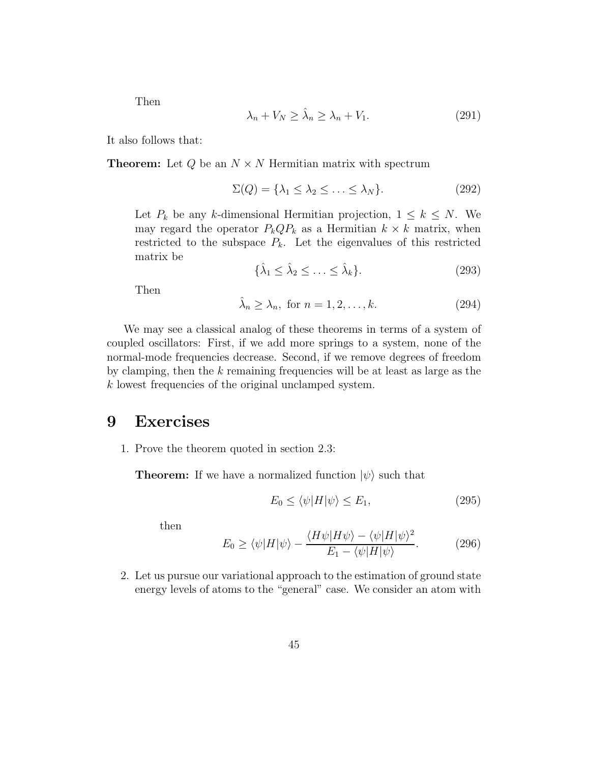Then

$$\lambda_n + V_N \geq \hat{\lambda}_n \geq \lambda_n + V_1. \tag{291}$$

It also follows that:

**Theorem:** Let $Q$ be an $N \times N$ Hermitian matrix with spectrum

$$\Sigma(Q) = \{\lambda_1 \leq \lambda_2 \leq \ldots \leq \lambda_N\}. \tag{292}$$

Let $P_k$ be any $k$-dimensional Hermitian projection, $1 \leq k \leq N$. We may regard the operator $P_k Q P_k$ as a Hermitian $k \times k$ matrix, when restricted to the subspace $P_k$. Let the eigenvalues of this restricted matrix be

$$\{\hat{\lambda}_1 \leq \hat{\lambda}_2 \leq \ldots \leq \hat{\lambda}_k\}. \tag{293}$$

Then

$$\hat{\lambda}_n \geq \lambda_n, \text{ for } n = 1, 2, \ldots, k. \tag{294}$$

We may see a classical analog of these theorems in terms of a system of coupled oscillators: First, if we add more springs to a system, none of the normal-mode frequencies decrease. Second, if we remove degrees of freedom by clamping, then the $k$ remaining frequencies will be at least as large as the $k$ lowest frequencies of the original unclamped system.

# 9 Exercises

1. Prove the theorem quoted in section 2.3:

   **Theorem:** If we have a normalized function $|\psi\rangle$ such that

   $$E_0 \leq \langle\psi|H|\psi\rangle \leq E_1, \tag{295}$$

   then

   $$E_0 \geq \langle\psi|H|\psi\rangle - \frac{\langle H\psi|H\psi\rangle - \langle\psi|H|\psi\rangle^2}{E_1 - \langle\psi|H|\psi\rangle}. \tag{296}$$

2. Let us pursue our variational approach to the estimation of ground state energy levels of atoms to the "general" case. We consider an atom with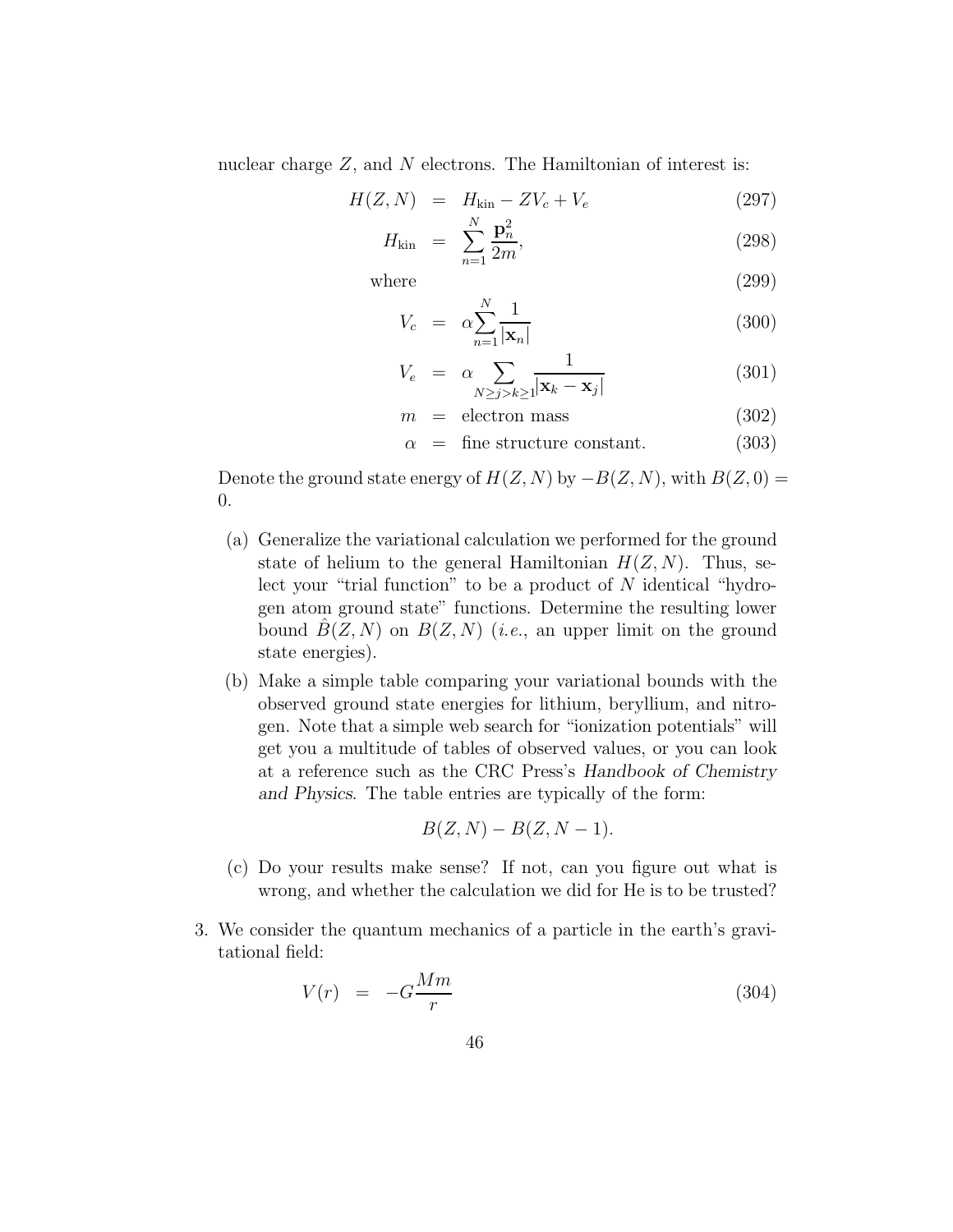nuclear charge $Z$, and $N$ electrons. The Hamiltonian of interest is:

$$H(Z,N) = H_{\text{kin}} - ZV_c + V_e \tag{297}$$

$$H_{\text{kin}} = \sum_{n=1}^{N} \frac{\mathbf{p}_n^2}{2m}, \tag{298}$$

where (299)

$$V_c = \alpha \sum_{n=1}^{N} \frac{1}{|\mathbf{x}_n|} \tag{300}$$

$$V_e = \alpha \sum_{N \geq j > k \geq 1} \frac{1}{|\mathbf{x}_k - \mathbf{x}_j|} \tag{301}$$

$$m = \text{electron mass} \tag{302}$$

$$\alpha = \text{fine structure constant.} \tag{303}$$

Denote the ground state energy of $H(Z,N)$ by $-B(Z,N)$, with $B(Z,0) = 0$.

(a) Generalize the variational calculation we performed for the ground state of helium to the general Hamiltonian $H(Z,N)$. Thus, select your "trial function" to be a product of $N$ identical "hydrogen atom ground state" functions. Determine the resulting lower bound $\hat{B}(Z,N)$ on $B(Z,N)$ (*i.e.*, an upper limit on the ground state energies).

(b) Make a simple table comparing your variational bounds with the observed ground state energies for lithium, beryllium, and nitrogen. Note that a simple web search for "ionization potentials" will get you a multitude of tables of observed values, or you can look at a reference such as the CRC Press's *Handbook of Chemistry and Physics*. The table entries are typically of the form:

$$B(Z,N) - B(Z,N-1).$$

(c) Do your results make sense? If not, can you figure out what is wrong, and whether the calculation we did for He is to be trusted?

3. We consider the quantum mechanics of a particle in the earth's gravitational field:

$$V(r) = -G\frac{Mm}{r} \tag{304}$$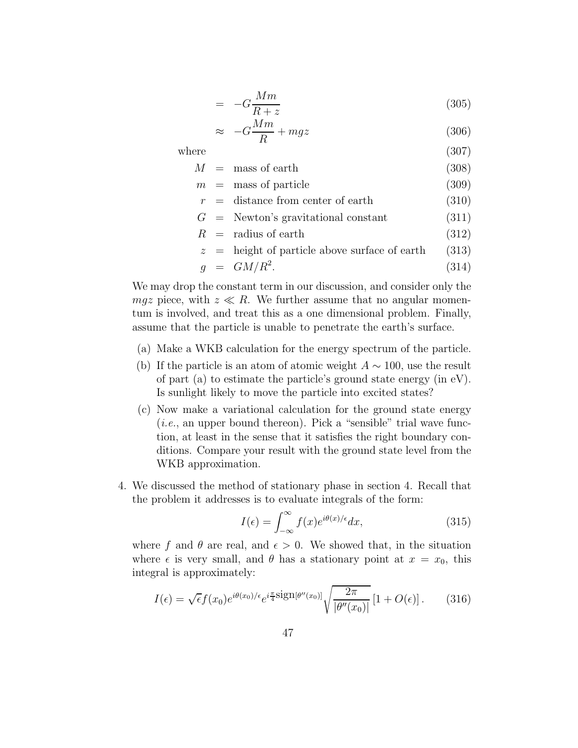$$= -G\frac{Mm}{R+z} \tag{305}$$

$$\approx -G\frac{Mm}{R} + mgz \tag{306}$$

where (307)

$$M = \text{mass of earth} \tag{308}$$

$$m = \text{mass of particle} \tag{309}$$

$$r = \text{distance from center of earth} \tag{310}$$

$$G = \text{Newton's gravitational constant} \tag{311}$$

$$R = \text{radius of earth} \tag{312}$$

$$z = \text{height of particle above surface of earth} \tag{313}$$

$$g = GM/R^2. \tag{314}$$

We may drop the constant term in our discussion, and consider only the $mgz$ piece, with $z \ll R$. We further assume that no angular momentum is involved, and treat this as a one dimensional problem. Finally, assume that the particle is unable to penetrate the earth's surface.

(a) Make a WKB calculation for the energy spectrum of the particle.

(b) If the particle is an atom of atomic weight $A \sim 100$, use the result of part (a) to estimate the particle's ground state energy (in eV). Is sunlight likely to move the particle into excited states?

(c) Now make a variational calculation for the ground state energy (*i.e.*, an upper bound thereon). Pick a "sensible" trial wave function, at least in the sense that it satisfies the right boundary conditions. Compare your result with the ground state level from the WKB approximation.

4. We discussed the method of stationary phase in section 4. Recall that the problem it addresses is to evaluate integrals of the form:

$$I(\epsilon) = \int_{-\infty}^{\infty} f(x)e^{i\theta(x)/\epsilon}dx, \tag{315}$$

where $f$ and $\theta$ are real, and $\epsilon > 0$. We showed that, in the situation where $\epsilon$ is very small, and $\theta$ has a stationary point at $x = x_0$, this integral is approximately:

$$I(\epsilon) = \sqrt{\epsilon}f(x_0)e^{i\theta(x_0)/\epsilon}e^{i\frac{\pi}{4}\text{sign}[\theta''(x_0)]}\sqrt{\frac{2\pi}{|\theta''(x_0)|}}\left[1 + O(\epsilon)\right]. \tag{316}$$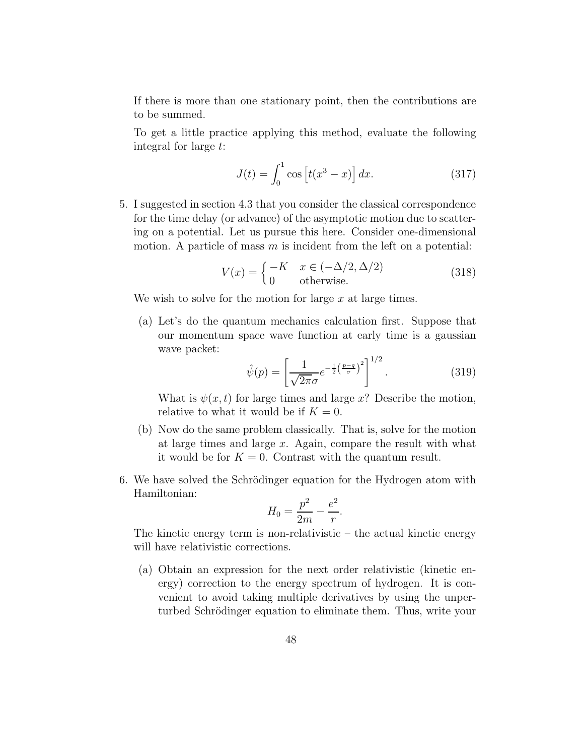If there is more than one stationary point, then the contributions are to be summed.

To get a little practice applying this method, evaluate the following integral for large $t$:

$$J(t) = \int_0^1 \cos\left[t(x^3 - x)\right] dx. \tag{317}$$

5. I suggested in section 4.3 that you consider the classical correspondence for the time delay (or advance) of the asymptotic motion due to scattering on a potential. Let us pursue this here. Consider one-dimensional motion. A particle of mass $m$ is incident from the left on a potential:

$$V(x) = \begin{cases} -K & x \in (-\Delta/2, \Delta/2) \\ 0 & \text{otherwise.} \end{cases} \tag{318}$$

We wish to solve for the motion for large $x$ at large times.

   (a) Let's do the quantum mechanics calculation first. Suppose that our momentum space wave function at early time is a gaussian wave packet:

$$\hat{\psi}(p) = \left[\frac{1}{\sqrt{2\pi}\sigma} e^{-\frac{1}{2}\left(\frac{p-q}{\sigma}\right)^2}\right]^{1/2}. \tag{319}$$

   What is $\psi(x,t)$ for large times and large $x$? Describe the motion, relative to what it would be if $K = 0$.

   (b) Now do the same problem classically. That is, solve for the motion at large times and large $x$. Again, compare the result with what it would be for $K = 0$. Contrast with the quantum result.

6. We have solved the Schrödinger equation for the Hydrogen atom with Hamiltonian:

$$H_0 = \frac{p^2}{2m} - \frac{e^2}{r}.$$

The kinetic energy term is non-relativistic – the actual kinetic energy will have relativistic corrections.

   (a) Obtain an expression for the next order relativistic (kinetic energy) correction to the energy spectrum of hydrogen. It is convenient to avoid taking multiple derivatives by using the unperturbed Schrödinger equation to eliminate them. Thus, write your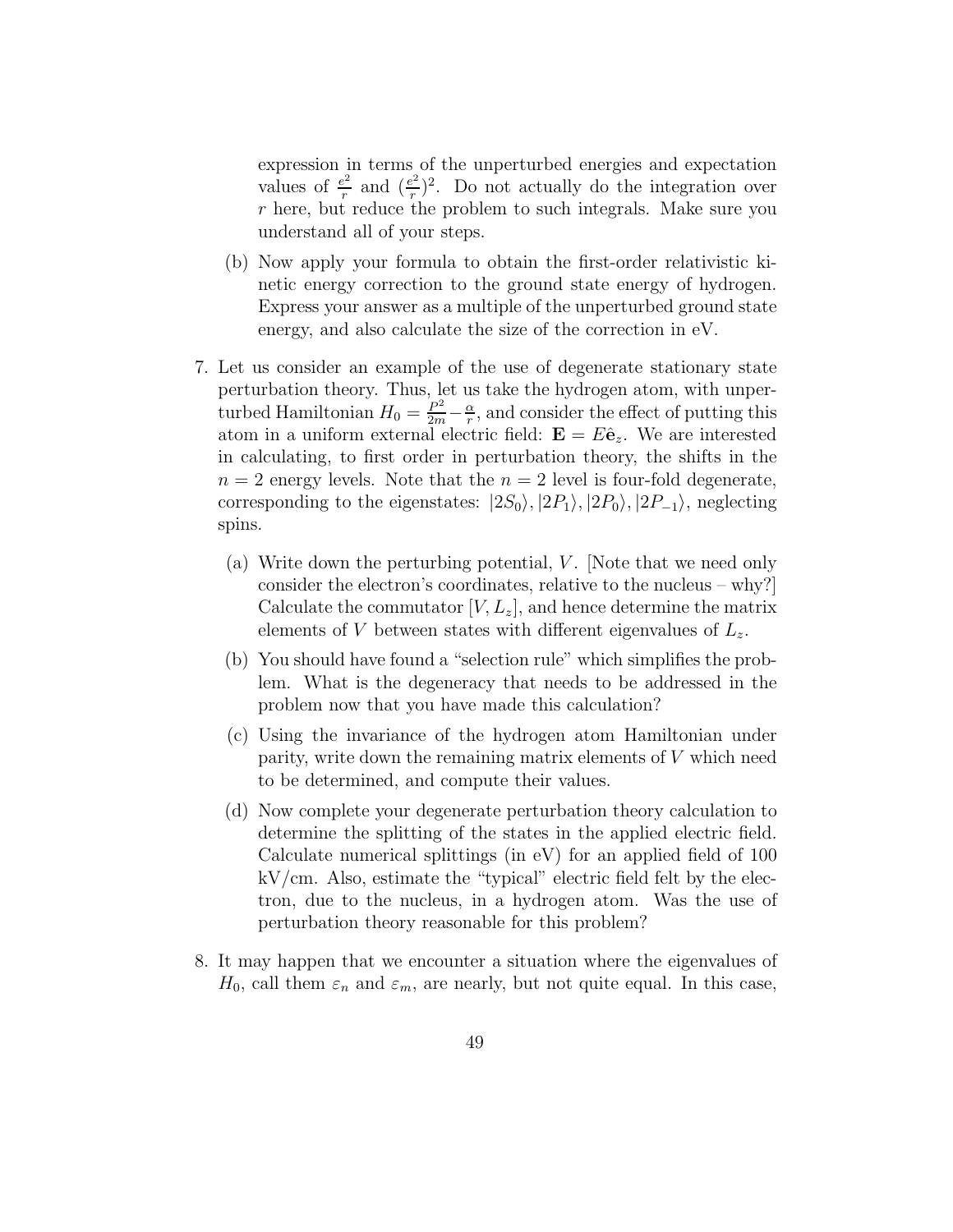expression in terms of the unperturbed energies and expectation values of $\frac{e^2}{r}$ and $(\frac{e^2}{r})^2$. Do not actually do the integration over $r$ here, but reduce the problem to such integrals. Make sure you understand all of your steps.

(b) Now apply your formula to obtain the first-order relativistic kinetic energy correction to the ground state energy of hydrogen. Express your answer as a multiple of the unperturbed ground state energy, and also calculate the size of the correction in eV.

7. Let us consider an example of the use of degenerate stationary state perturbation theory. Thus, let us take the hydrogen atom, with unperturbed Hamiltonian $H_0 = \frac{P^2}{2m} - \frac{\alpha}{r}$, and consider the effect of putting this atom in a uniform external electric field: $\mathbf{E} = E\hat{\mathbf{e}}_z$. We are interested in calculating, to first order in perturbation theory, the shifts in the $n = 2$ energy levels. Note that the $n = 2$ level is four-fold degenerate, corresponding to the eigenstates: $|2S_0\rangle, |2P_1\rangle, |2P_0\rangle, |2P_{-1}\rangle$, neglecting spins.

   (a) Write down the perturbing potential, $V$. [Note that we need only consider the electron's coordinates, relative to the nucleus – why?] Calculate the commutator $[V, L_z]$, and hence determine the matrix elements of $V$ between states with different eigenvalues of $L_z$.

   (b) You should have found a "selection rule" which simplifies the problem. What is the degeneracy that needs to be addressed in the problem now that you have made this calculation?

   (c) Using the invariance of the hydrogen atom Hamiltonian under parity, write down the remaining matrix elements of $V$ which need to be determined, and compute their values.

   (d) Now complete your degenerate perturbation theory calculation to determine the splitting of the states in the applied electric field. Calculate numerical splittings (in eV) for an applied field of 100 kV/cm. Also, estimate the "typical" electric field felt by the electron, due to the nucleus, in a hydrogen atom. Was the use of perturbation theory reasonable for this problem?

8. It may happen that we encounter a situation where the eigenvalues of $H_0$, call them $\varepsilon_n$ and $\varepsilon_m$, are nearly, but not quite equal. In this case,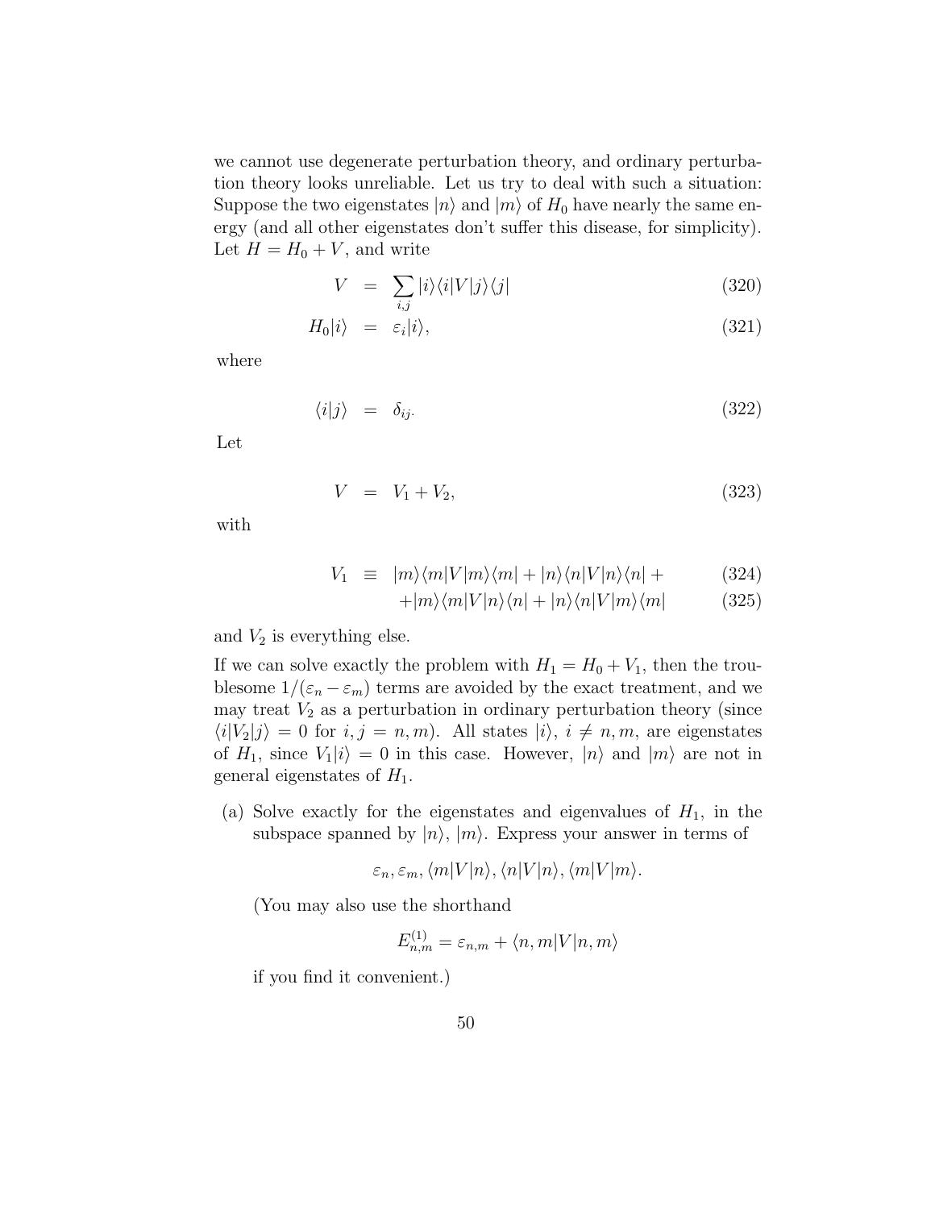we cannot use degenerate perturbation theory, and ordinary perturbation theory looks unreliable. Let us try to deal with such a situation: Suppose the two eigenstates $|n\rangle$ and $|m\rangle$ of $H_0$ have nearly the same energy (and all other eigenstates don't suffer this disease, for simplicity). Let $H = H_0 + V$, and write

$$V = \sum_{i,j} |i\rangle\langle i|V|j\rangle\langle j| \tag{320}$$

$$H_0|i\rangle = \varepsilon_i|i\rangle, \tag{321}$$

where

$$\langle i|j\rangle = \delta_{ij}. \tag{322}$$

Let

$$V = V_1 + V_2, \tag{323}$$

with

$$V_1 \equiv |m\rangle\langle m|V|m\rangle\langle m| + |n\rangle\langle n|V|n\rangle\langle n| + \tag{324}$$

$$+|m\rangle\langle m|V|n\rangle\langle n| + |n\rangle\langle n|V|m\rangle\langle m| \tag{325}$$

and $V_2$ is everything else.

If we can solve exactly the problem with $H_1 = H_0 + V_1$, then the troublesome $1/(\varepsilon_n - \varepsilon_m)$ terms are avoided by the exact treatment, and we may treat $V_2$ as a perturbation in ordinary perturbation theory (since $\langle i|V_2|j\rangle = 0$ for $i, j = n, m$). All states $|i\rangle$, $i \neq n, m$, are eigenstates of $H_1$, since $V_1|i\rangle = 0$ in this case. However, $|n\rangle$ and $|m\rangle$ are not in general eigenstates of $H_1$.

(a) Solve exactly for the eigenstates and eigenvalues of $H_1$, in the subspace spanned by $|n\rangle$, $|m\rangle$. Express your answer in terms of

$$\varepsilon_n, \varepsilon_m, \langle m|V|n\rangle, \langle n|V|n\rangle, \langle m|V|m\rangle.$$

(You may also use the shorthand

$$E^{(1)}_{n,m} = \varepsilon_{n,m} + \langle n, m|V|n, m\rangle$$

if you find it convenient.)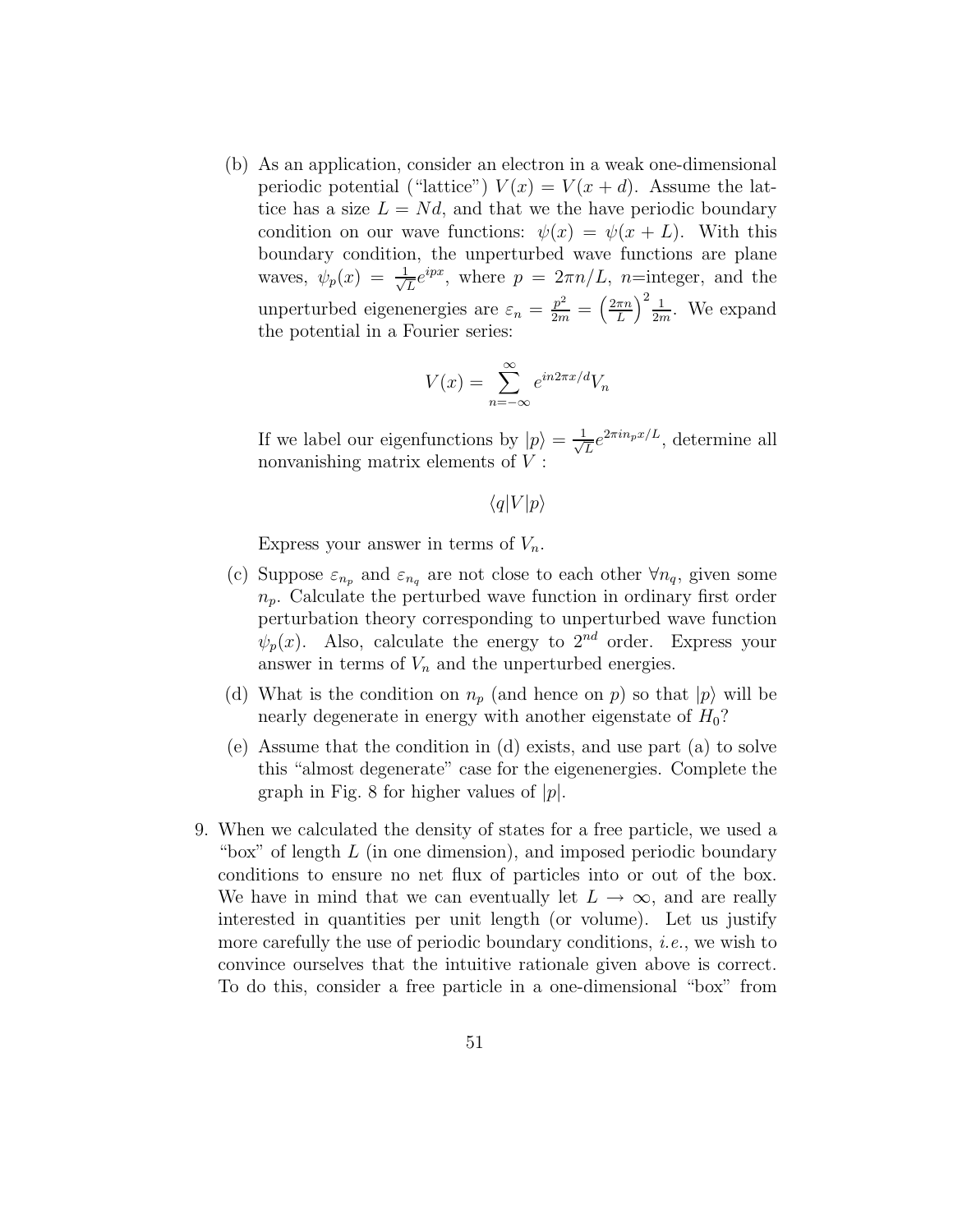(b) As an application, consider an electron in a weak one-dimensional periodic potential ("lattice") $V(x) = V(x+d)$. Assume the lattice has a size $L = Nd$, and that we the have periodic boundary condition on our wave functions: $\psi(x) = \psi(x+L)$. With this boundary condition, the unperturbed wave functions are plane waves, $\psi_p(x) = \frac{1}{\sqrt{L}}e^{ipx}$, where $p = 2\pi n/L$, $n$=integer, and the unperturbed eigenenergies are $\varepsilon_n = \frac{p^2}{2m} = \left(\frac{2\pi n}{L}\right)^2 \frac{1}{2m}$. We expand the potential in a Fourier series:

$$V(x) = \sum_{n=-\infty}^{\infty} e^{in2\pi x/d} V_n$$

If we label our eigenfunctions by $|p\rangle = \frac{1}{\sqrt{L}}e^{2\pi i n_p x/L}$, determine all nonvanishing matrix elements of $V$ :

$$\langle q|V|p\rangle$$

Express your answer in terms of $V_n$.

(c) Suppose $\varepsilon_{n_p}$ and $\varepsilon_{n_q}$ are not close to each other $\forall n_q$, given some $n_p$. Calculate the perturbed wave function in ordinary first order perturbation theory corresponding to unperturbed wave function $\psi_p(x)$. Also, calculate the energy to $2^{nd}$ order. Express your answer in terms of $V_n$ and the unperturbed energies.

(d) What is the condition on $n_p$ (and hence on $p$) so that $|p\rangle$ will be nearly degenerate in energy with another eigenstate of $H_0$?

(e) Assume that the condition in (d) exists, and use part (a) to solve this "almost degenerate" case for the eigenenergies. Complete the graph in Fig. 8 for higher values of $|p|$.

9. When we calculated the density of states for a free particle, we used a "box" of length $L$ (in one dimension), and imposed periodic boundary conditions to ensure no net flux of particles into or out of the box. We have in mind that we can eventually let $L \to \infty$, and are really interested in quantities per unit length (or volume). Let us justify more carefully the use of periodic boundary conditions, *i.e.*, we wish to convince ourselves that the intuitive rationale given above is correct. To do this, consider a free particle in a one-dimensional "box" from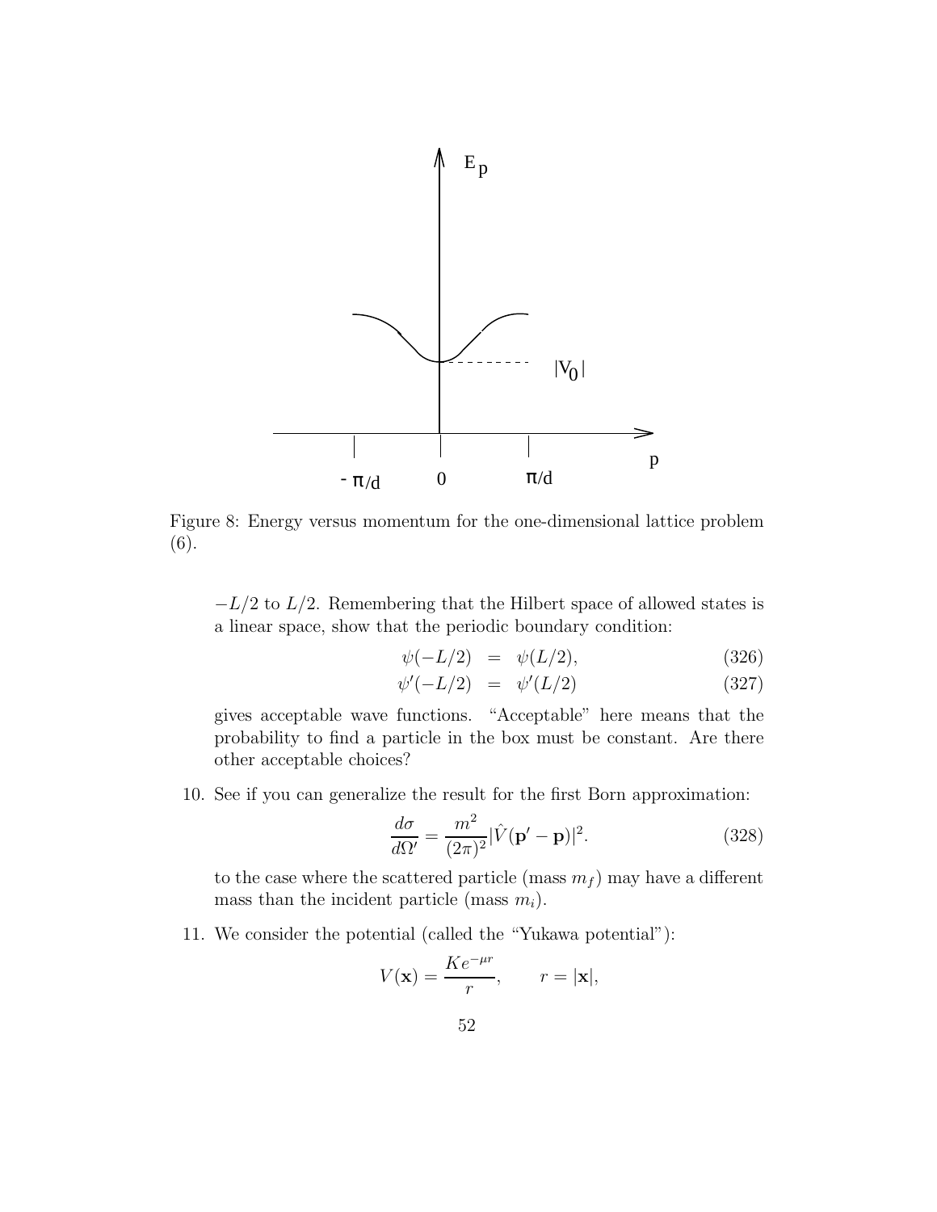Figure 8: Energy versus momentum for the one-dimensional lattice problem (6).

$-L/2$ to $L/2$. Remembering that the Hilbert space of allowed states is a linear space, show that the periodic boundary condition:

$$
\begin{aligned}
\psi(-L/2) &= \psi(L/2), \quad (326)\\
\psi'(-L/2) &= \psi'(L/2) \quad (327)
\end{aligned}
$$

gives acceptable wave functions. "Acceptable" here means that the probability to find a particle in the box must be constant. Are there other acceptable choices?

10. See if you can generalize the result for the first Born approximation:

$$
\frac{d\sigma}{d\Omega'} = \frac{m^2}{(2\pi)^2}|\hat{V}(\mathbf{p}' - \mathbf{p})|^2. \quad (328)
$$

to the case where the scattered particle (mass $m_f$) may have a different mass than the incident particle (mass $m_i$).

11. We consider the potential (called the "Yukawa potential"):

$$
V(\mathbf{x}) = \frac{Ke^{-\mu r}}{r}, \qquad r = |\mathbf{x}|,
$$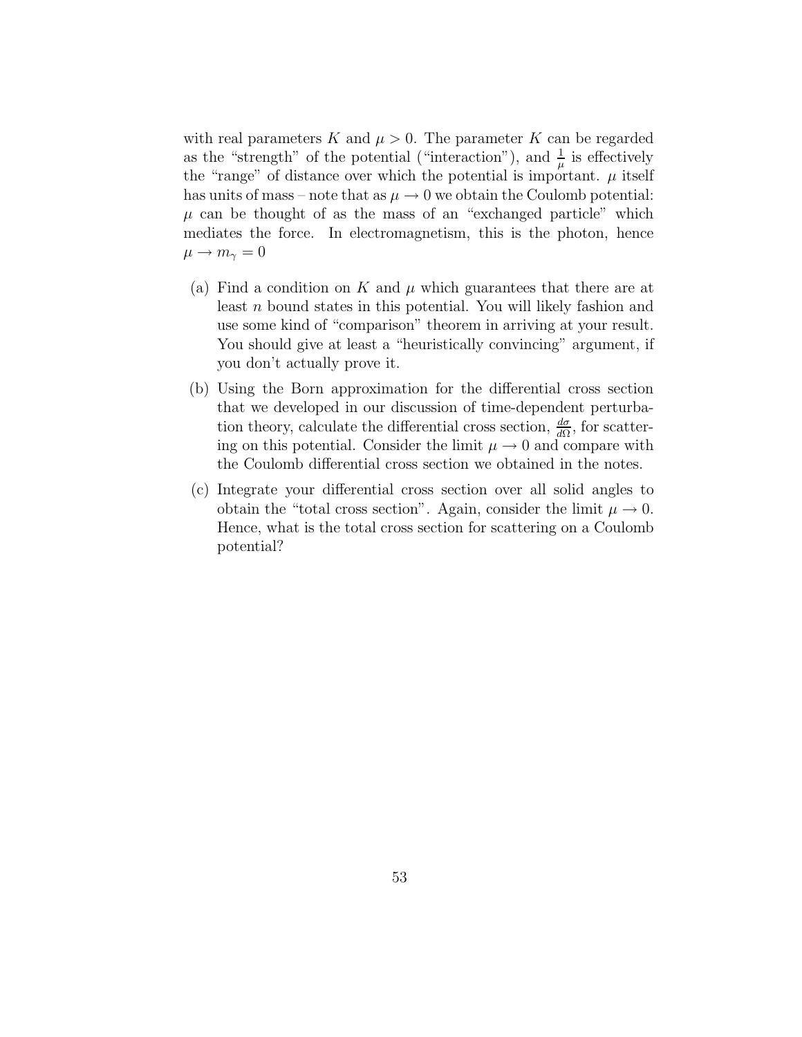with real parameters $K$ and $\mu > 0$. The parameter $K$ can be regarded as the "strength" of the potential ("interaction"), and $\frac{1}{\mu}$ is effectively the "range" of distance over which the potential is important. $\mu$ itself has units of mass – note that as $\mu \to 0$ we obtain the Coulomb potential: $\mu$ can be thought of as the mass of an "exchanged particle" which mediates the force. In electromagnetism, this is the photon, hence $\mu \to m_\gamma = 0$

(a) Find a condition on $K$ and $\mu$ which guarantees that there are at least $n$ bound states in this potential. You will likely fashion and use some kind of "comparison" theorem in arriving at your result. You should give at least a "heuristically convincing" argument, if you don't actually prove it.

(b) Using the Born approximation for the differential cross section that we developed in our discussion of time-dependent perturbation theory, calculate the differential cross section, $\frac{d\sigma}{d\Omega}$, for scattering on this potential. Consider the limit $\mu \to 0$ and compare with the Coulomb differential cross section we obtained in the notes.

(c) Integrate your differential cross section over all solid angles to obtain the "total cross section". Again, consider the limit $\mu \to 0$. Hence, what is the total cross section for scattering on a Coulomb potential?